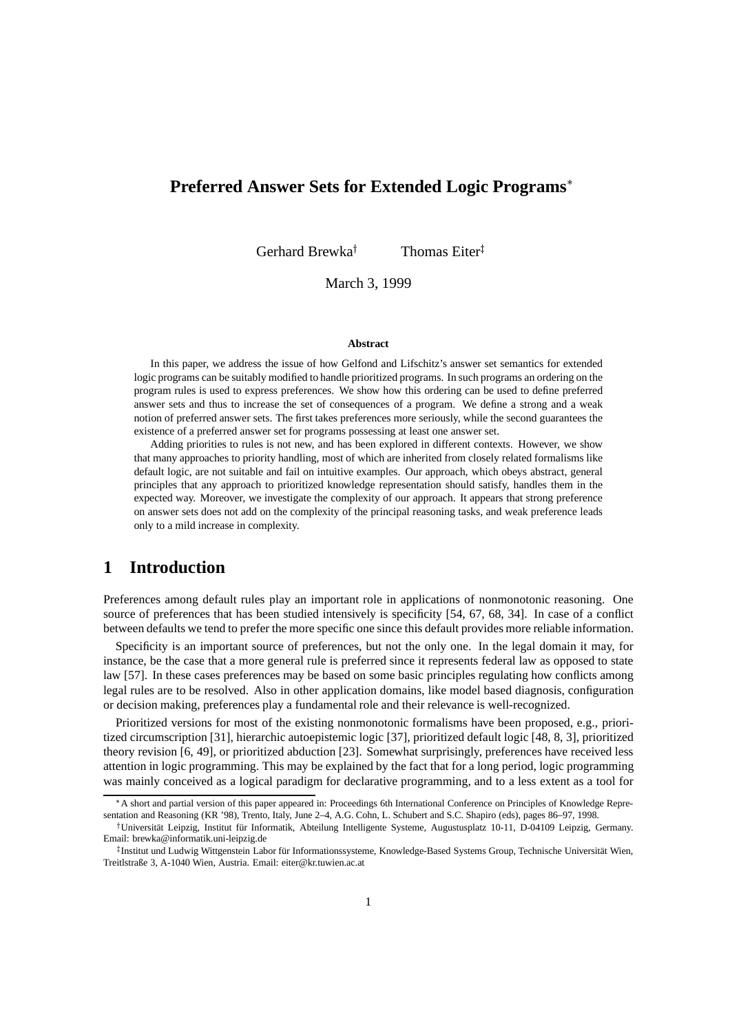# Preferred Answer Sets for Extended Logic Programs*

Gerhard Brewka† Thomas Eiter‡

March 3, 1999

**Abstract**

In this paper, we address the issue of how Gelfond and Lifschitz's answer set semantics for extended logic programs can be suitably modified to handle prioritized programs. In such programs an ordering on the program rules is used to express preferences. We show how this ordering can be used to define preferred answer sets and thus to increase the set of consequences of a program. We define a strong and a weak notion of preferred answer sets. The first takes preferences more seriously, while the second guarantees the existence of a preferred answer set for programs possessing at least one answer set.

Adding priorities to rules is not new, and has been explored in different contexts. However, we show that many approaches to priority handling, most of which are inherited from closely related formalisms like default logic, are not suitable and fail on intuitive examples. Our approach, which obeys abstract, general principles that any approach to prioritized knowledge representation should satisfy, handles them in the expected way. Moreover, we investigate the complexity of our approach. It appears that strong preference on answer sets does not add on the complexity of the principal reasoning tasks, and weak preference leads only to a mild increase in complexity.

## 1 Introduction

Preferences among default rules play an important role in applications of nonmonotonic reasoning. One source of preferences that has been studied intensively is specificity [54, 67, 68, 34]. In case of a conflict between defaults we tend to prefer the more specific one since this default provides more reliable information.

Specificity is an important source of preferences, but not the only one. In the legal domain it may, for instance, be the case that a more general rule is preferred since it represents federal law as opposed to state law [57]. In these cases preferences may be based on some basic principles regulating how conflicts among legal rules are to be resolved. Also in other application domains, like model based diagnosis, configuration or decision making, preferences play a fundamental role and their relevance is well-recognized.

Prioritized versions for most of the existing nonmonotonic formalisms have been proposed, e.g., prioritized circumscription [31], hierarchic autoepistemic logic [37], prioritized default logic [48, 8, 3], prioritized theory revision [6, 49], or prioritized abduction [23]. Somewhat surprisingly, preferences have received less attention in logic programming. This may be explained by the fact that for a long period, logic programming was mainly conceived as a logical paradigm for declarative programming, and to a less extent as a tool for

---

*A short and partial version of this paper appeared in: Proceedings 6th International Conference on Principles of Knowledge Representation and Reasoning (KR '98), Trento, Italy, June 2–4, A.G. Cohn, L. Schubert and S.C. Shapiro (eds), pages 86–97, 1998.

†Universität Leipzig, Institut für Informatik, Abteilung Intelligente Systeme, Augustusplatz 10-11, D-04109 Leipzig, Germany. Email: brewka@informatik.uni-leipzig.de

‡Institut und Ludwig Wittgenstein Labor für Informationssysteme, Knowledge-Based Systems Group, Technische Universität Wien, Treitlstraße 3, A-1040 Wien, Austria. Email: eiter@kr.tuwien.ac.at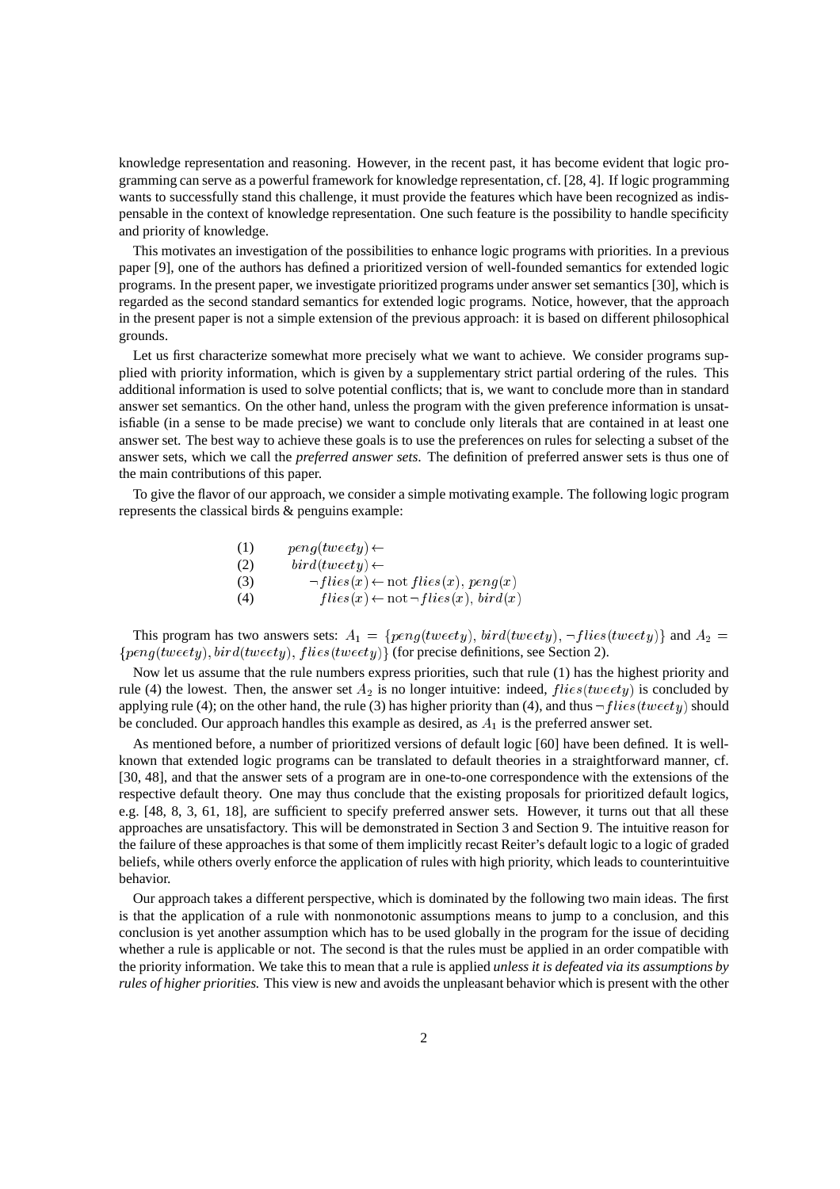knowledge representation and reasoning. However, in the recent past, it has become evident that logic programming can serve as a powerful framework for knowledge representation, cf. [28, 4]. If logic programming wants to successfully stand this challenge, it must provide the features which have been recognized as indispensable in the context of knowledge representation. One such feature is the possibility to handle specificity and priority of knowledge.

This motivates an investigation of the possibilities to enhance logic programs with priorities. In a previous paper [9], one of the authors has defined a prioritized version of well-founded semantics for extended logic programs. In the present paper, we investigate prioritized programs under answer set semantics [30], which is regarded as the second standard semantics for extended logic programs. Notice, however, that the approach in the present paper is not a simple extension of the previous approach: it is based on different philosophical grounds.

Let us first characterize somewhat more precisely what we want to achieve. We consider programs supplied with priority information, which is given by a supplementary strict partial ordering of the rules. This additional information is used to solve potential conflicts; that is, we want to conclude more than in standard answer set semantics. On the other hand, unless the program with the given preference information is unsatisfiable (in a sense to be made precise) we want to conclude only literals that are contained in at least one answer set. The best way to achieve these goals is to use the preferences on rules for selecting a subset of the answer sets, which we call the *preferred answer sets*. The definition of preferred answer sets is thus one of the main contributions of this paper.

To give the flavor of our approach, we consider a simple motivating example. The following logic program represents the classical birds & penguins example:

$$
\begin{array}{ll}
(1) & peng(tweety) \leftarrow \\
(2) & bird(tweety) \leftarrow \\
(3) & \neg flies(x) \leftarrow \text{not}\, flies(x),\, peng(x) \\
(4) & flies(x) \leftarrow \text{not}\, \neg flies(x),\, bird(x)
\end{array}
$$

This program has two answers sets: $A_1 = \{peng(tweety), bird(tweety), \neg flies(tweety)\}$ and $A_2 = \{peng(tweety), bird(tweety), flies(tweety)\}$ (for precise definitions, see Section 2).

Now let us assume that the rule numbers express priorities, such that rule (1) has the highest priority and rule (4) the lowest. Then, the answer set $A_2$ is no longer intuitive: indeed, $flies(tweety)$ is concluded by applying rule (4); on the other hand, the rule (3) has higher priority than (4), and thus $\neg flies(tweety)$ should be concluded. Our approach handles this example as desired, as $A_1$ is the preferred answer set.

As mentioned before, a number of prioritized versions of default logic [60] have been defined. It is well-known that extended logic programs can be translated to default theories in a straightforward manner, cf. [30, 48], and that the answer sets of a program are in one-to-one correspondence with the extensions of the respective default theory. One may thus conclude that the existing proposals for prioritized default logics, e.g. [48, 8, 3, 61, 18], are sufficient to specify preferred answer sets. However, it turns out that all these approaches are unsatisfactory. This will be demonstrated in Section 3 and Section 9. The intuitive reason for the failure of these approaches is that some of them implicitly recast Reiter's default logic to a logic of graded beliefs, while others overly enforce the application of rules with high priority, which leads to counterintuitive behavior.

Our approach takes a different perspective, which is dominated by the following two main ideas. The first is that the application of a rule with nonmonotonic assumptions means to jump to a conclusion, and this conclusion is yet another assumption which has to be used globally in the program for the issue of deciding whether a rule is applicable or not. The second is that the rules must be applied in an order compatible with the priority information. We take this to mean that a rule is applied *unless it is defeated via its assumptions by rules of higher priorities.* This view is new and avoids the unpleasant behavior which is present with the other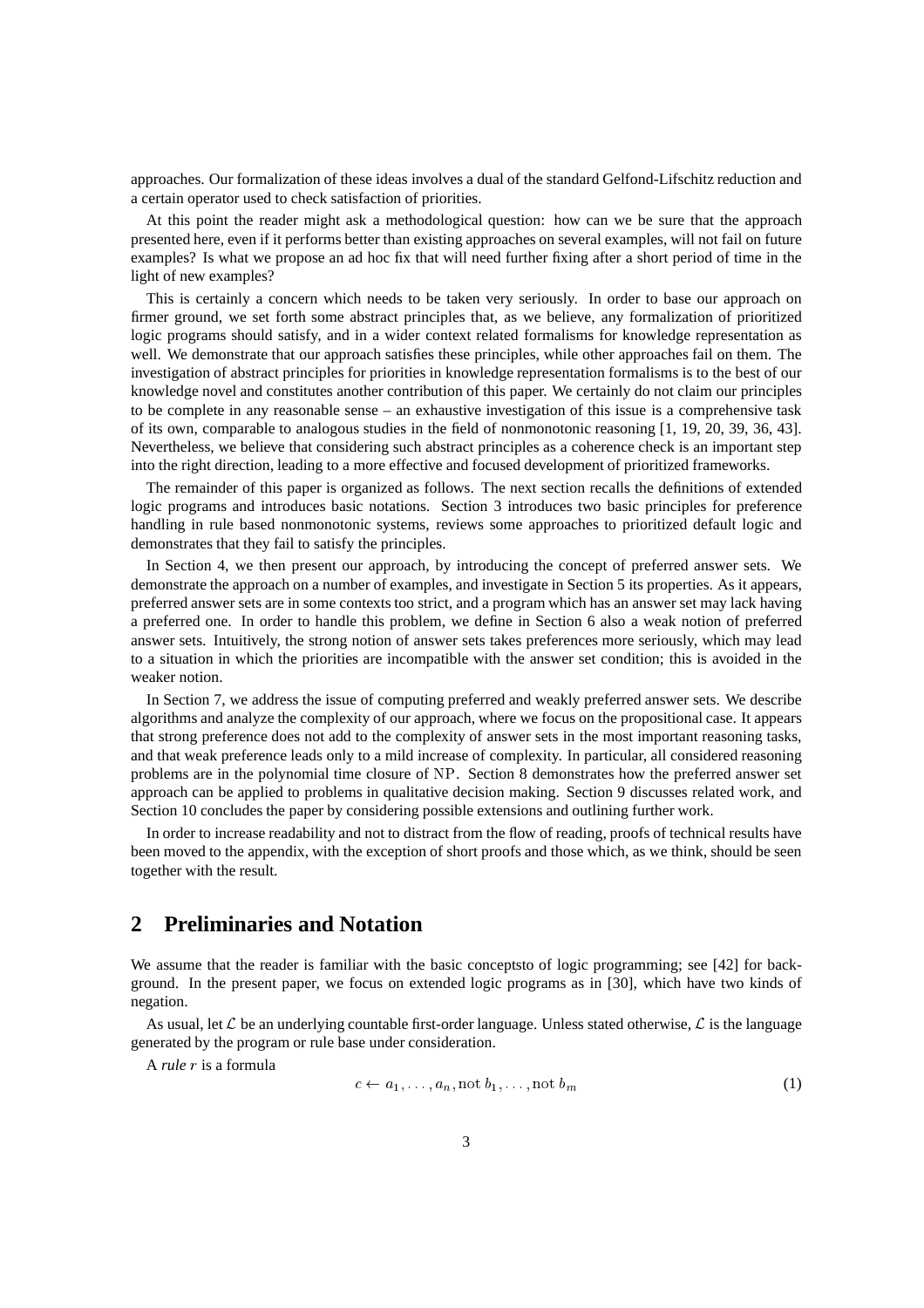approaches. Our formalization of these ideas involves a dual of the standard Gelfond-Lifschitz reduction and a certain operator used to check satisfaction of priorities.

At this point the reader might ask a methodological question: how can we be sure that the approach presented here, even if it performs better than existing approaches on several examples, will not fail on future examples? Is what we propose an ad hoc fix that will need further fixing after a short period of time in the light of new examples?

This is certainly a concern which needs to be taken very seriously. In order to base our approach on firmer ground, we set forth some abstract principles that, as we believe, any formalization of prioritized logic programs should satisfy, and in a wider context related formalisms for knowledge representation as well. We demonstrate that our approach satisfies these principles, while other approaches fail on them. The investigation of abstract principles for priorities in knowledge representation formalisms is to the best of our knowledge novel and constitutes another contribution of this paper. We certainly do not claim our principles to be complete in any reasonable sense – an exhaustive investigation of this issue is a comprehensive task of its own, comparable to analogous studies in the field of nonmonotonic reasoning [1, 19, 20, 39, 36, 43]. Nevertheless, we believe that considering such abstract principles as a coherence check is an important step into the right direction, leading to a more effective and focused development of prioritized frameworks.

The remainder of this paper is organized as follows. The next section recalls the definitions of extended logic programs and introduces basic notations. Section 3 introduces two basic principles for preference handling in rule based nonmonotonic systems, reviews some approaches to prioritized default logic and demonstrates that they fail to satisfy the principles.

In Section 4, we then present our approach, by introducing the concept of preferred answer sets. We demonstrate the approach on a number of examples, and investigate in Section 5 its properties. As it appears, preferred answer sets are in some contexts too strict, and a program which has an answer set may lack having a preferred one. In order to handle this problem, we define in Section 6 also a weak notion of preferred answer sets. Intuitively, the strong notion of answer sets takes preferences more seriously, which may lead to a situation in which the priorities are incompatible with the answer set condition; this is avoided in the weaker notion.

In Section 7, we address the issue of computing preferred and weakly preferred answer sets. We describe algorithms and analyze the complexity of our approach, where we focus on the propositional case. It appears that strong preference does not add to the complexity of answer sets in the most important reasoning tasks, and that weak preference leads only to a mild increase of complexity. In particular, all considered reasoning problems are in the polynomial time closure of NP. Section 8 demonstrates how the preferred answer set approach can be applied to problems in qualitative decision making. Section 9 discusses related work, and Section 10 concludes the paper by considering possible extensions and outlining further work.

In order to increase readability and not to distract from the flow of reading, proofs of technical results have been moved to the appendix, with the exception of short proofs and those which, as we think, should be seen together with the result.

## 2 Preliminaries and Notation

We assume that the reader is familiar with the basic conceptsto of logic programming; see [42] for background. In the present paper, we focus on extended logic programs as in [30], which have two kinds of negation.

As usual, let $\mathcal{L}$ be an underlying countable first-order language. Unless stated otherwise, $\mathcal{L}$ is the language generated by the program or rule base under consideration.

A *rule* $r$ is a formula

$$c \leftarrow a_1, \ldots, a_n, \mathrm{not}\ b_1, \ldots, \mathrm{not}\ b_m \tag{1}$$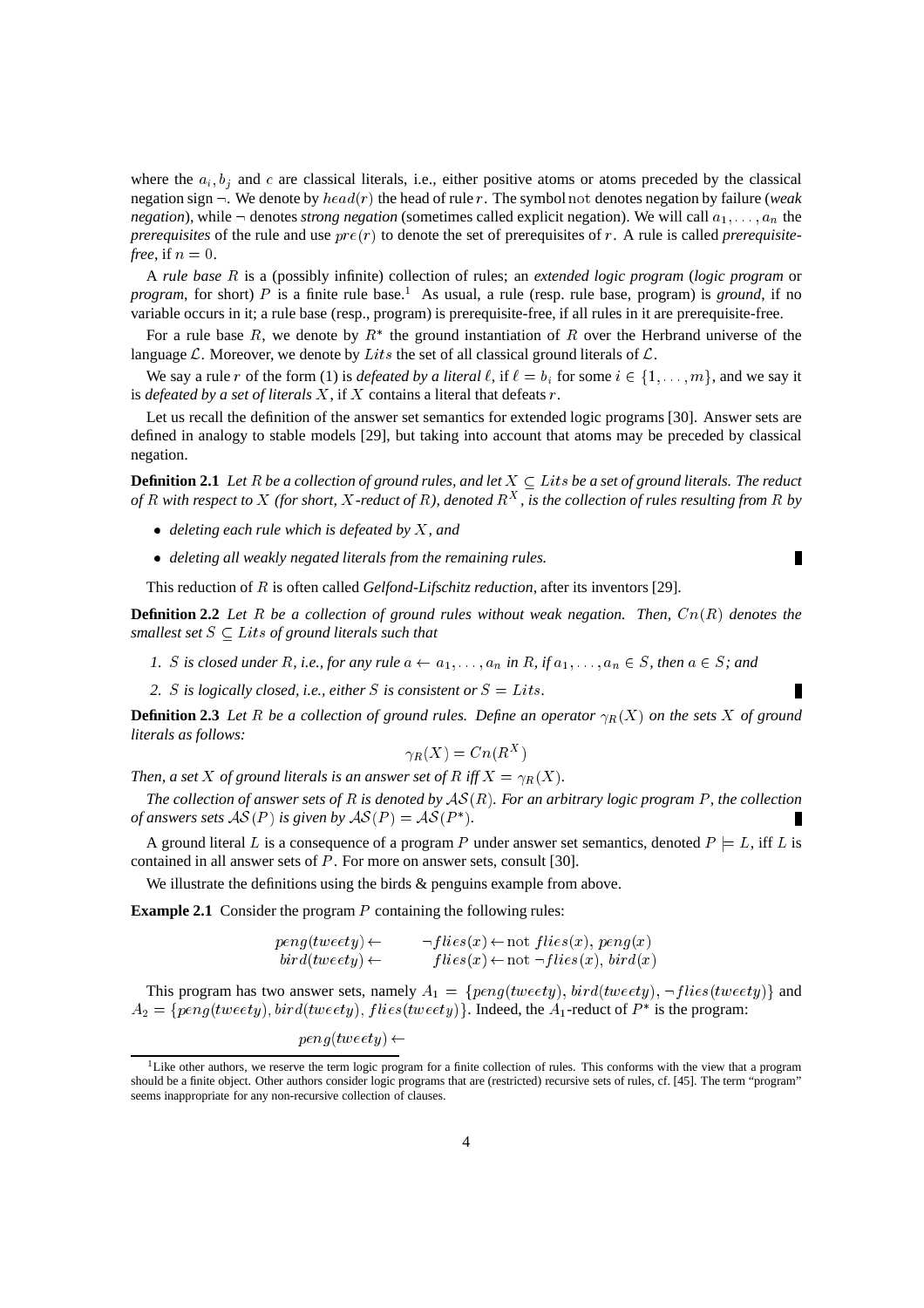where the $a_i, b_j$ and $c$ are classical literals, i.e., either positive atoms or atoms preceded by the classical negation sign $\neg$. We denote by $head(r)$ the head of rule $r$. The symbol not denotes negation by failure (*weak negation*), while $\neg$ denotes *strong negation* (sometimes called explicit negation). We will call $a_1, \ldots, a_n$ the *prerequisites* of the rule and use $pre(r)$ to denote the set of prerequisites of $r$. A rule is called *prerequisite-free*, if $n = 0$.

A *rule base* $R$ is a (possibly infinite) collection of rules; an *extended logic program* (*logic program* or *program*, for short) $P$ is a finite rule base.[1] As usual, a rule (resp. rule base, program) is *ground*, if no variable occurs in it; a rule base (resp., program) is prerequisite-free, if all rules in it are prerequisite-free.

For a rule base $R$, we denote by $R^*$ the ground instantiation of $R$ over the Herbrand universe of the language $\mathcal{L}$. Moreover, we denote by $Lits$ the set of all classical ground literals of $\mathcal{L}$.

We say a rule $r$ of the form (1) is *defeated by a literal* $\ell$, if $\ell = b_i$ for some $i \in \{1, \ldots, m\}$, and we say it is *defeated by a set of literals* $X$, if $X$ contains a literal that defeats $r$.

Let us recall the definition of the answer set semantics for extended logic programs [30]. Answer sets are defined in analogy to stable models [29], but taking into account that atoms may be preceded by classical negation.

**Definition 2.1** *Let $R$ be a collection of ground rules, and let $X \subseteq Lits$ be a set of ground literals. The reduct of $R$ with respect to $X$ (for short, $X$-reduct of $R$), denoted $R^X$, is the collection of rules resulting from $R$ by*

- *deleting each rule which is defeated by $X$, and*
- *deleting all weakly negated literals from the remaining rules.*

This reduction of $R$ is often called *Gelfond-Lifschitz reduction*, after its inventors [29].

**Definition 2.2** *Let $R$ be a collection of ground rules without weak negation. Then, $Cn(R)$ denotes the smallest set $S \subseteq Lits$ of ground literals such that*

1. *$S$ is closed under $R$, i.e., for any rule $a \leftarrow a_1, \ldots, a_n$ in $R$, if $a_1, \ldots, a_n \in S$, then $a \in S$; and*
2. *$S$ is logically closed, i.e., either $S$ is consistent or $S = Lits$.*

**Definition 2.3** *Let $R$ be a collection of ground rules. Define an operator $\gamma_R(X)$ on the sets $X$ of ground literals as follows:*

$$\gamma_R(X) = Cn(R^X)$$

*Then, a set $X$ of ground literals is an answer set of $R$ iff $X = \gamma_R(X)$.*

*The collection of answer sets of $R$ is denoted by $\mathcal{AS}(R)$. For an arbitrary logic program $P$, the collection of answers sets $\mathcal{AS}(P)$ is given by $\mathcal{AS}(P) = \mathcal{AS}(P^*)$.*

A ground literal $L$ is a consequence of a program $P$ under answer set semantics, denoted $P \models L$, iff $L$ is contained in all answer sets of $P$. For more on answer sets, consult [30].

We illustrate the definitions using the birds & penguins example from above.

**Example 2.1** Consider the program $P$ containing the following rules:

$$\begin{array}{ll} peng(tweety) \leftarrow & \neg flies(x) \leftarrow \text{not } flies(x),\, peng(x) \\ bird(tweety) \leftarrow & flies(x) \leftarrow \text{not } \neg flies(x),\, bird(x) \end{array}$$

This program has two answer sets, namely $A_1 = \{peng(tweety), bird(tweety), \neg flies(tweety)\}$ and $A_2 = \{peng(tweety), bird(tweety), flies(tweety)\}$. Indeed, the $A_1$-reduct of $P^*$ is the program:

$$peng(tweety) \leftarrow$$

[1] Like other authors, we reserve the term logic program for a finite collection of rules. This conforms with the view that a program should be a finite object. Other authors consider logic programs that are (restricted) recursive sets of rules, cf. [45]. The term "program" seems inappropriate for any non-recursive collection of clauses.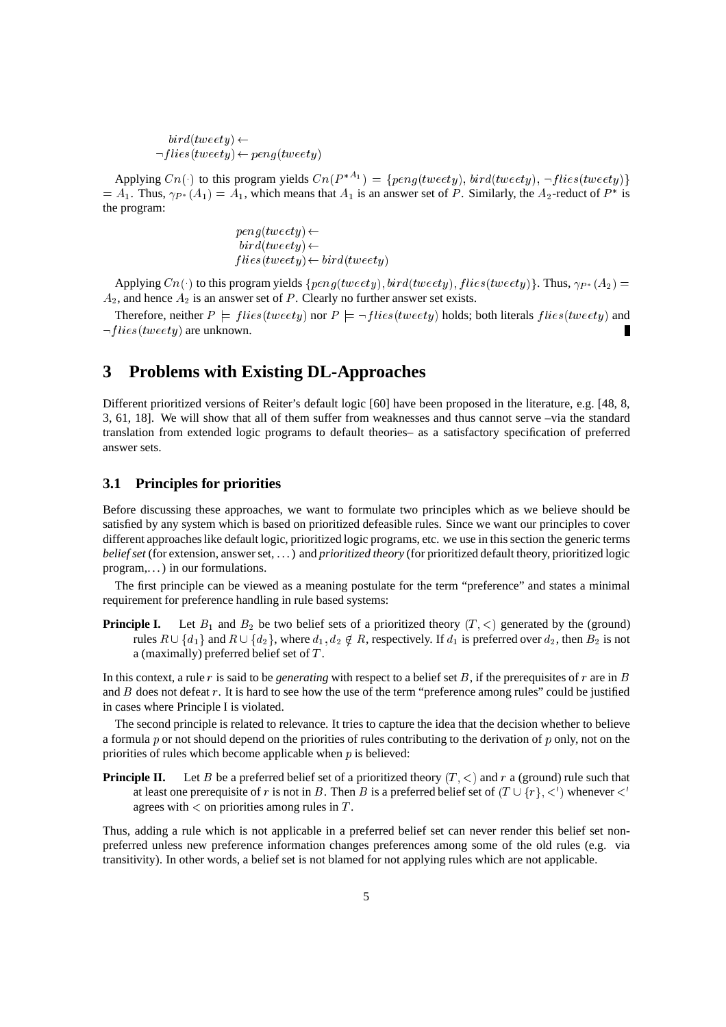$$bird(tweety) \leftarrow$$
$$\neg flies(tweety) \leftarrow peng(tweety)$$

Applying $Cn(\cdot)$ to this program yields $Cn(P^{*A_1}) = \{peng(tweety), bird(tweety), \neg flies(tweety)\} = A_1$. Thus, $\gamma_{P^*}(A_1) = A_1$, which means that $A_1$ is an answer set of $P$. Similarly, the $A_2$-reduct of $P^*$ is the program:

$$peng(tweety) \leftarrow$$
$$bird(tweety) \leftarrow$$
$$flies(tweety) \leftarrow bird(tweety)$$

Applying $Cn(\cdot)$ to this program yields $\{peng(tweety), bird(tweety), flies(tweety)\}$. Thus, $\gamma_{P^*}(A_2) = A_2$, and hence $A_2$ is an answer set of $P$. Clearly no further answer set exists.

Therefore, neither $P \models flies(tweety)$ nor $P \models \neg flies(tweety)$ holds; both literals $flies(tweety)$ and $\neg flies(tweety)$ are unknown. ∎

## 3 Problems with Existing DL-Approaches

Different prioritized versions of Reiter's default logic [60] have been proposed in the literature, e.g. [48, 8, 3, 61, 18]. We will show that all of them suffer from weaknesses and thus cannot serve –via the standard translation from extended logic programs to default theories– as a satisfactory specification of preferred answer sets.

### 3.1 Principles for priorities

Before discussing these approaches, we want to formulate two principles which as we believe should be satisfied by any system which is based on prioritized defeasible rules. Since we want our principles to cover different approaches like default logic, prioritized logic programs, etc. we use in this section the generic terms *belief set* (for extension, answer set, ...) and *prioritized theory* (for prioritized default theory, prioritized logic program,...) in our formulations.

The first principle can be viewed as a meaning postulate for the term "preference" and states a minimal requirement for preference handling in rule based systems:

**Principle I.** Let $B_1$ and $B_2$ be two belief sets of a prioritized theory $(T, <)$ generated by the (ground) rules $R \cup \{d_1\}$ and $R \cup \{d_2\}$, where $d_1, d_2 \notin R$, respectively. If $d_1$ is preferred over $d_2$, then $B_2$ is not a (maximally) preferred belief set of $T$.

In this context, a rule $r$ is said to be *generating* with respect to a belief set $B$, if the prerequisites of $r$ are in $B$ and $B$ does not defeat $r$. It is hard to see how the use of the term "preference among rules" could be justified in cases where Principle I is violated.

The second principle is related to relevance. It tries to capture the idea that the decision whether to believe a formula $p$ or not should depend on the priorities of rules contributing to the derivation of $p$ only, not on the priorities of rules which become applicable when $p$ is believed:

**Principle II.** Let $B$ be a preferred belief set of a prioritized theory $(T, <)$ and $r$ a (ground) rule such that at least one prerequisite of $r$ is not in $B$. Then $B$ is a preferred belief set of $(T \cup \{r\}, <')$ whenever $<'$ agrees with $<$ on priorities among rules in $T$.

Thus, adding a rule which is not applicable in a preferred belief set can never render this belief set non-preferred unless new preference information changes preferences among some of the old rules (e.g. via transitivity). In other words, a belief set is not blamed for not applying rules which are not applicable.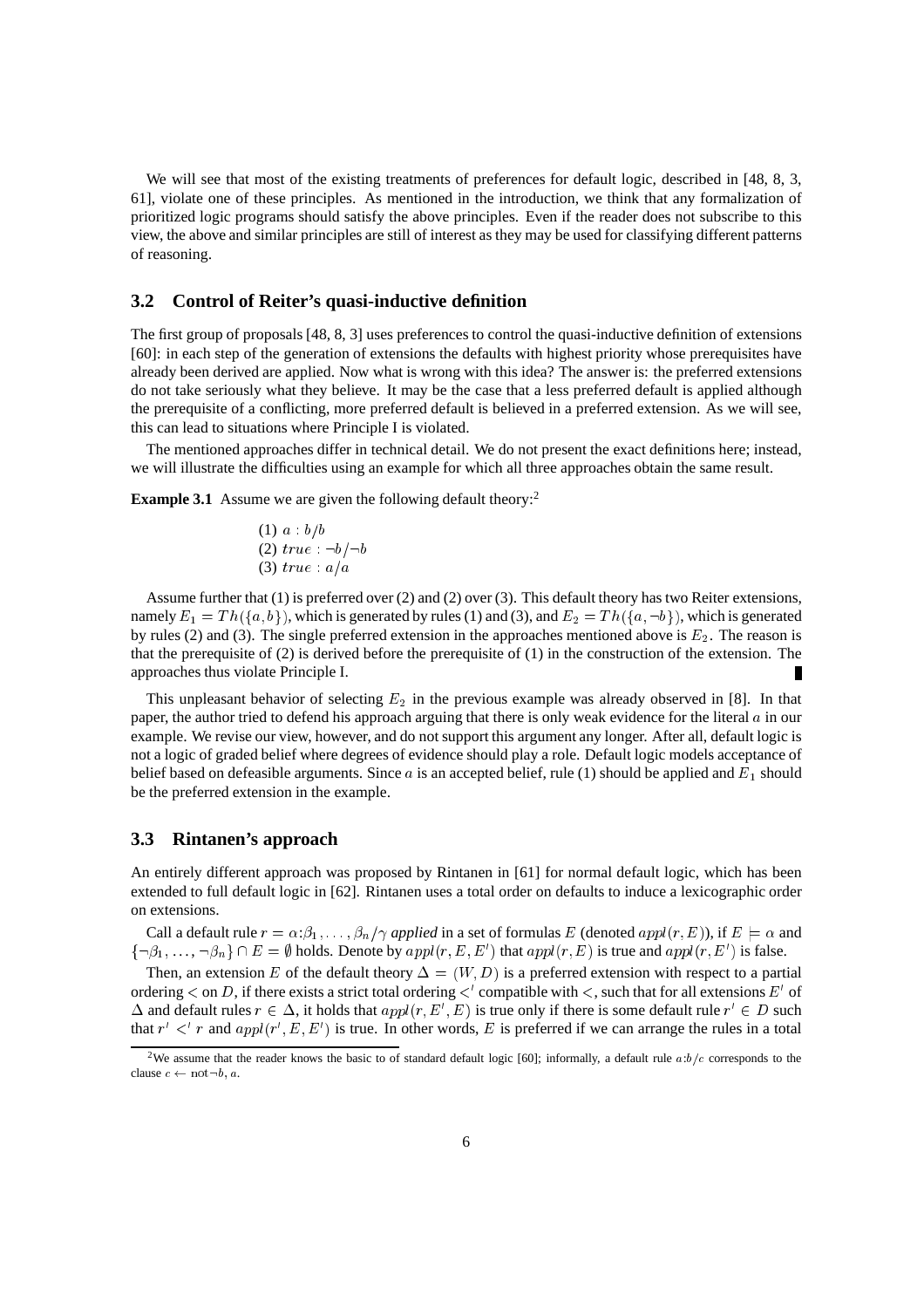We will see that most of the existing treatments of preferences for default logic, described in [48, 8, 3, 61], violate one of these principles. As mentioned in the introduction, we think that any formalization of prioritized logic programs should satisfy the above principles. Even if the reader does not subscribe to this view, the above and similar principles are still of interest as they may be used for classifying different patterns of reasoning.

### 3.2 Control of Reiter's quasi-inductive definition

The first group of proposals [48, 8, 3] uses preferences to control the quasi-inductive definition of extensions [60]: in each step of the generation of extensions the defaults with highest priority whose prerequisites have already been derived are applied. Now what is wrong with this idea? The answer is: the preferred extensions do not take seriously what they believe. It may be the case that a less preferred default is applied although the prerequisite of a conflicting, more preferred default is believed in a preferred extension. As we will see, this can lead to situations where Principle I is violated.

The mentioned approaches differ in technical detail. We do not present the exact definitions here; instead, we will illustrate the difficulties using an example for which all three approaches obtain the same result.

**Example 3.1** Assume we are given the following default theory:[2]

(1) $a : b/b$
(2) $true : \neg b/\neg b$
(3) $true : a/a$

Assume further that (1) is preferred over (2) and (2) over (3). This default theory has two Reiter extensions, namely $E_1 = Th(\{a, b\})$, which is generated by rules (1) and (3), and $E_2 = Th(\{a, \neg b\})$, which is generated by rules (2) and (3). The single preferred extension in the approaches mentioned above is $E_2$. The reason is that the prerequisite of (2) is derived before the prerequisite of (1) in the construction of the extension. The approaches thus violate Principle I. ∎

This unpleasant behavior of selecting $E_2$ in the previous example was already observed in [8]. In that paper, the author tried to defend his approach arguing that there is only weak evidence for the literal $a$ in our example. We revise our view, however, and do not support this argument any longer. After all, default logic is not a logic of graded belief where degrees of evidence should play a role. Default logic models acceptance of belief based on defeasible arguments. Since $a$ is an accepted belief, rule (1) should be applied and $E_1$ should be the preferred extension in the example.

### 3.3 Rintanen's approach

An entirely different approach was proposed by Rintanen in [61] for normal default logic, which has been extended to full default logic in [62]. Rintanen uses a total order on defaults to induce a lexicographic order on extensions.

Call a default rule $r = \alpha{:}\beta_1, \ldots, \beta_n/\gamma$ *applied* in a set of formulas $E$ (denoted $appl(r, E)$), if $E \models \alpha$ and $\{\neg\beta_1, \ldots, \neg\beta_n\} \cap E = \emptyset$ holds. Denote by $appl(r, E, E')$ that $appl(r, E)$ is true and $appl(r, E')$ is false.

Then, an extension $E$ of the default theory $\Delta = (W, D)$ is a preferred extension with respect to a partial ordering $<$ on $D$, if there exists a strict total ordering $<'$ compatible with $<$, such that for all extensions $E'$ of $\Delta$ and default rules $r \in \Delta$, it holds that $appl(r, E', E)$ is true only if there is some default rule $r' \in D$ such that $r' <' r$ and $appl(r', E, E')$ is true. In other words, $E$ is preferred if we can arrange the rules in a total

[2] We assume that the reader knows the basic to of standard default logic [60]; informally, a default rule $a{:}b/c$ corresponds to the clause $c \leftarrow \text{not}\neg b, a$.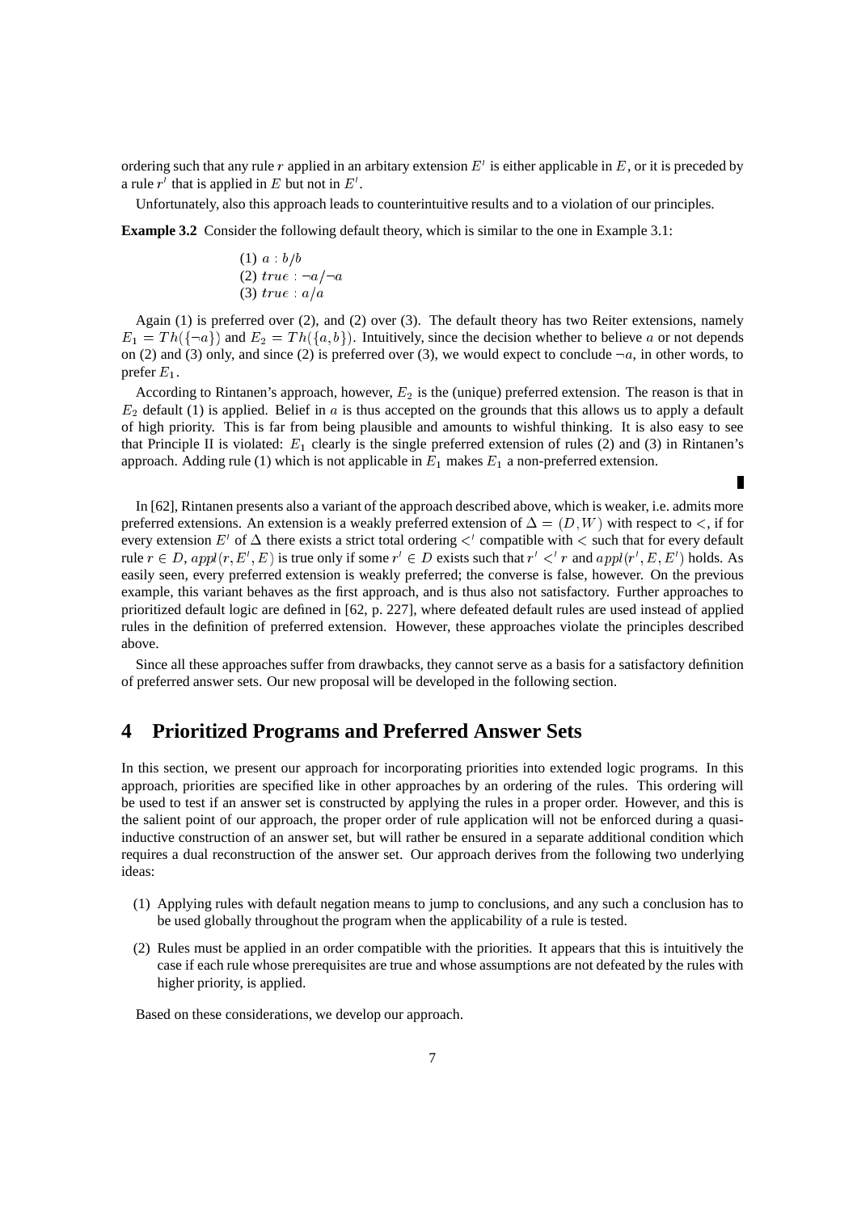ordering such that any rule $r$ applied in an arbitary extension $E'$ is either applicable in $E$, or it is preceded by a rule $r'$ that is applied in $E$ but not in $E'$.

Unfortunately, also this approach leads to counterintuitive results and to a violation of our principles.

**Example 3.2** Consider the following default theory, which is similar to the one in Example 3.1:

(1) $a : b/b$
(2) $true : \neg a/\neg a$
(3) $true : a/a$

Again (1) is preferred over (2), and (2) over (3). The default theory has two Reiter extensions, namely $E_1 = Th(\{\neg a\})$ and $E_2 = Th(\{a, b\})$. Intuitively, since the decision whether to believe $a$ or not depends on (2) and (3) only, and since (2) is preferred over (3), we would expect to conclude $\neg a$, in other words, to prefer $E_1$.

According to Rintanen's approach, however, $E_2$ is the (unique) preferred extension. The reason is that in $E_2$ default (1) is applied. Belief in $a$ is thus accepted on the grounds that this allows us to apply a default of high priority. This is far from being plausible and amounts to wishful thinking. It is also easy to see that Principle II is violated: $E_1$ clearly is the single preferred extension of rules (2) and (3) in Rintanen's approach. Adding rule (1) which is not applicable in $E_1$ makes $E_1$ a non-preferred extension. ■

In [62], Rintanen presents also a variant of the approach described above, which is weaker, i.e. admits more preferred extensions. An extension is a weakly preferred extension of $\Delta = (D, W)$ with respect to $<$, if for every extension $E'$ of $\Delta$ there exists a strict total ordering $<'$ compatible with $<$ such that for every default rule $r \in D$, $appl(r, E', E)$ is true only if some $r' \in D$ exists such that $r' <' r$ and $appl(r', E, E')$ holds. As easily seen, every preferred extension is weakly preferred; the converse is false, however. On the previous example, this variant behaves as the first approach, and is thus also not satisfactory. Further approaches to prioritized default logic are defined in [62, p. 227], where defeated default rules are used instead of applied rules in the definition of preferred extension. However, these approaches violate the principles described above.

Since all these approaches suffer from drawbacks, they cannot serve as a basis for a satisfactory definition of preferred answer sets. Our new proposal will be developed in the following section.

## 4 Prioritized Programs and Preferred Answer Sets

In this section, we present our approach for incorporating priorities into extended logic programs. In this approach, priorities are specified like in other approaches by an ordering of the rules. This ordering will be used to test if an answer set is constructed by applying the rules in a proper order. However, and this is the salient point of our approach, the proper order of rule application will not be enforced during a quasi-inductive construction of an answer set, but will rather be ensured in a separate additional condition which requires a dual reconstruction of the answer set. Our approach derives from the following two underlying ideas:

(1) Applying rules with default negation means to jump to conclusions, and any such a conclusion has to be used globally throughout the program when the applicability of a rule is tested.

(2) Rules must be applied in an order compatible with the priorities. It appears that this is intuitively the case if each rule whose prerequisites are true and whose assumptions are not defeated by the rules with higher priority, is applied.

Based on these considerations, we develop our approach.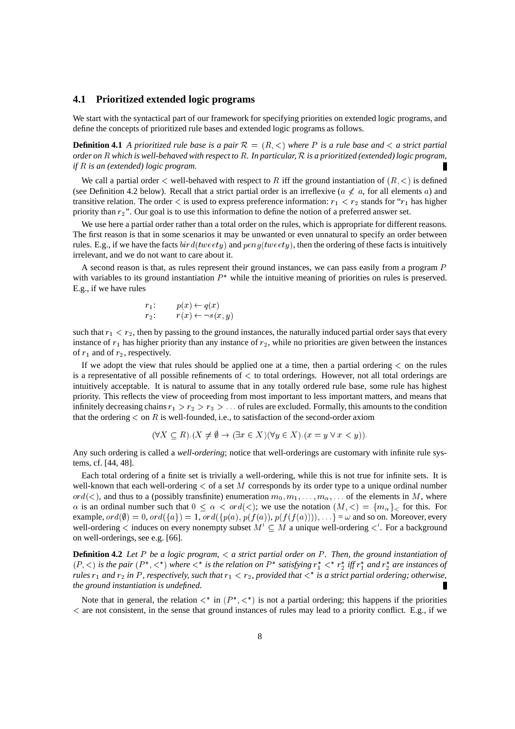## 4.1 Prioritized extended logic programs

We start with the syntactical part of our framework for specifying priorities on extended logic programs, and define the concepts of prioritized rule bases and extended logic programs as follows.

**Definition 4.1** *A prioritized rule base is a pair $\mathcal{R} = (R, <)$ where $P$ is a rule base and $<$ a strict partial order on $R$ which is well-behaved with respect to $R$. In particular, $\mathcal{R}$ is a prioritized (extended) logic program, if $R$ is an (extended) logic program.* ∎

We call a partial order $<$ well-behaved with respect to $R$ iff the ground instantiation of $(R, <)$ is defined (see Definition 4.2 below). Recall that a strict partial order is an irreflexive ($a \not< a$, for all elements $a$) and transitive relation. The order $<$ is used to express preference information: $r_1 < r_2$ stands for "$r_1$ has higher priority than $r_2$". Our goal is to use this information to define the notion of a preferred answer set.

We use here a partial order rather than a total order on the rules, which is appropriate for different reasons. The first reason is that in some scenarios it may be unwanted or even unnatural to specify an order between rules. E.g., if we have the facts $bird(tweety)$ and $peng(tweety)$, then the ordering of these facts is intuitively irrelevant, and we do not want to care about it.

A second reason is that, as rules represent their ground instances, we can pass easily from a program $P$ with variables to its ground instantiation $P^*$ while the intuitive meaning of priorities on rules is preserved. E.g., if we have rules

$$
\begin{array}{ll}
r_1: & p(x) \leftarrow q(x) \\
r_2: & r(x) \leftarrow \neg s(x, y)
\end{array}
$$

such that $r_1 < r_2$, then by passing to the ground instances, the naturally induced partial order says that every instance of $r_1$ has higher priority than any instance of $r_2$, while no priorities are given between the instances of $r_1$ and of $r_2$, respectively.

If we adopt the view that rules should be applied one at a time, then a partial ordering $<$ on the rules is a representative of all possible refinements of $<$ to total orderings. However, not all total orderings are intuitively acceptable. It is natural to assume that in any totally ordered rule base, some rule has highest priority. This reflects the view of proceeding from most important to less important matters, and means that infinitely decreasing chains $r_1 > r_2 > r_3 > \ldots$ of rules are excluded. Formally, this amounts to the condition that the ordering $<$ on $R$ is well-founded, i.e., to satisfaction of the second-order axiom

$$
(\forall X \subseteq R).(X \neq \emptyset \rightarrow (\exists x \in X)(\forall y \in X).(x = y \vee x < y)).
$$

Any such ordering is called a *well-ordering*; notice that well-orderings are customary with infinite rule systems, cf. [44, 48].

Each total ordering of a finite set is trivially a well-ordering, while this is not true for infinite sets. It is well-known that each well-ordering $<$ of a set $M$ corresponds by its order type to a unique ordinal number $ord(<)$, and thus to a (possibly transfinite) enumeration $m_0, m_1, \ldots, m_\alpha, \ldots$ of the elements in $M$, where $\alpha$ is an ordinal number such that $0 \leq \alpha < ord(<)$; we use the notation $(M, <) = \{m_\alpha\}_<$ for this. For example, $ord(\emptyset) = 0$, $ord(\{a\}) = 1$, $ord(\{p(a), p(f(a)), p(f(f(a))), \ldots\} = \omega$ and so on. Moreover, every well-ordering $<$ induces on every nonempty subset $M' \subseteq M$ a unique well-ordering $<'$. For a background on well-orderings, see e.g. [66].

**Definition 4.2** *Let $P$ be a logic program, $<$ a strict partial order on $P$. Then, the ground instantiation of $(P, <)$ is the pair $(P^*, <^*)$ where $<^*$ is the relation on $P^*$ satisfying $r_1^* <^* r_2^*$ iff $r_1^*$ and $r_2^*$ are instances of rules $r_1$ and $r_2$ in $P$, respectively, such that $r_1 < r_2$, provided that $<^*$ is a strict partial ordering; otherwise, the ground instantiation is undefined.* ∎

Note that in general, the relation $<^*$ in $(P^*, <^*)$ is not a partial ordering; this happens if the priorities $<$ are not consistent, in the sense that ground instances of rules may lead to a priority conflict. E.g., if we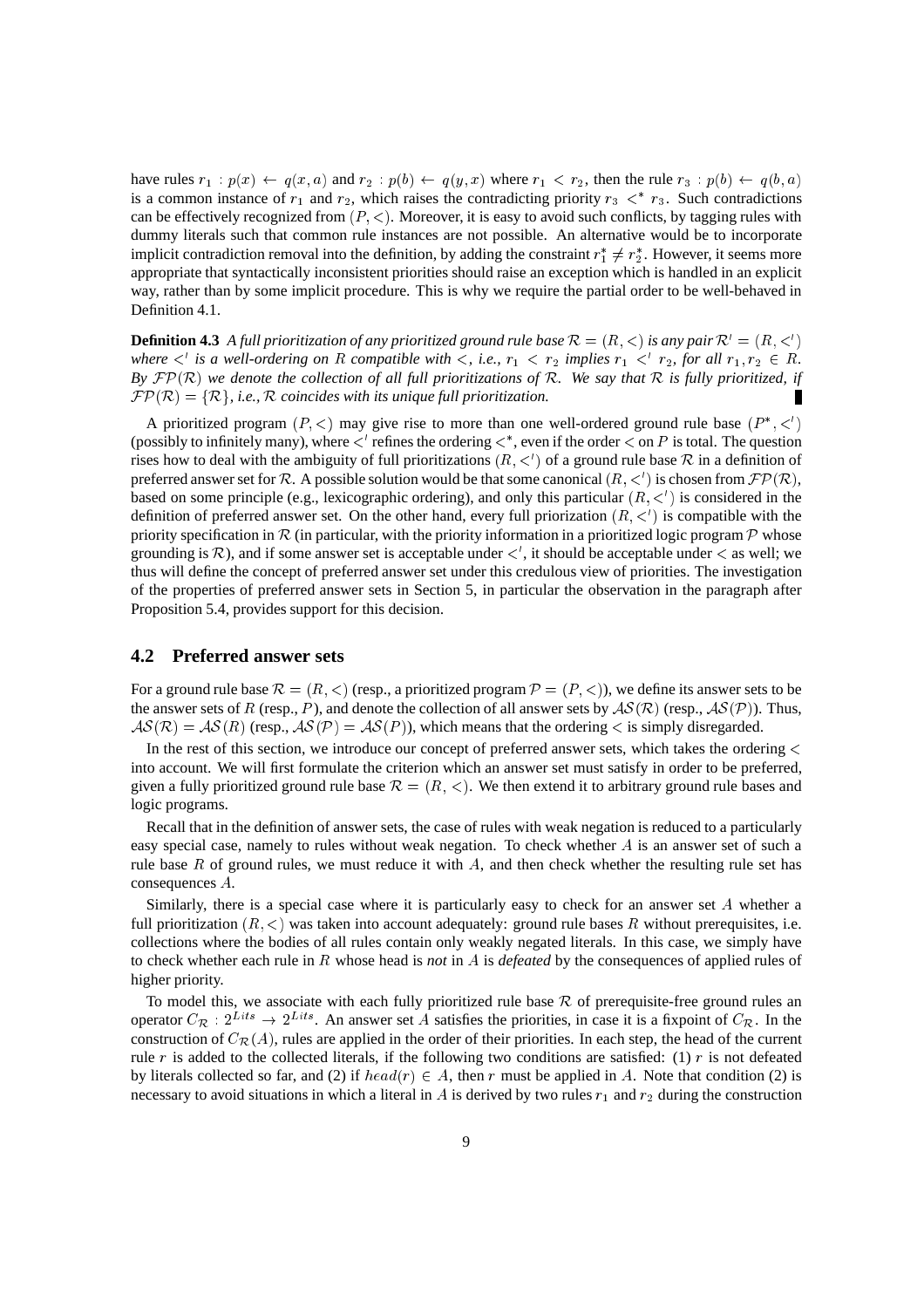have rules $r_1 : p(x) \leftarrow q(x,a)$ and $r_2 : p(b) \leftarrow q(y,x)$ where $r_1 < r_2$, then the rule $r_3 : p(b) \leftarrow q(b,a)$ is a common instance of $r_1$ and $r_2$, which raises the contradicting priority $r_3 <^* r_3$. Such contradictions can be effectively recognized from $(P,<)$. Moreover, it is easy to avoid such conflicts, by tagging rules with dummy literals such that common rule instances are not possible. An alternative would be to incorporate implicit contradiction removal into the definition, by adding the constraint $r_1^* \neq r_2^*$. However, it seems more appropriate that syntactically inconsistent priorities should raise an exception which is handled in an explicit way, rather than by some implicit procedure. This is why we require the partial order to be well-behaved in Definition 4.1.

**Definition 4.3** *A full prioritization of any prioritized ground rule base $\mathcal{R} = (R,<)$ is any pair $\mathcal{R}' = (R,<')$ where $<'$ is a well-ordering on $R$ compatible with $<$, i.e., $r_1 < r_2$ implies $r_1 <' r_2$, for all $r_1, r_2 \in R$. By $\mathcal{FP}(\mathcal{R})$ we denote the collection of all full prioritizations of $\mathcal{R}$. We say that $\mathcal{R}$ is fully prioritized, if $\mathcal{FP}(\mathcal{R}) = \{\mathcal{R}\}$, i.e., $\mathcal{R}$ coincides with its unique full prioritization.*

A prioritized program $(P,<)$ may give rise to more than one well-ordered ground rule base $(P^*,<')$ (possibly to infinitely many), where $<'$ refines the ordering $<^*$, even if the order $<$ on $P$ is total. The question rises how to deal with the ambiguity of full prioritizations $(R,<')$ of a ground rule base $\mathcal{R}$ in a definition of preferred answer set for $\mathcal{R}$. A possible solution would be that some canonical $(R,<')$ is chosen from $\mathcal{FP}(\mathcal{R})$, based on some principle (e.g., lexicographic ordering), and only this particular $(R,<')$ is considered in the definition of preferred answer set. On the other hand, every full priorization $(R,<')$ is compatible with the priority specification in $\mathcal{R}$ (in particular, with the priority information in a prioritized logic program $\mathcal{P}$ whose grounding is $\mathcal{R}$), and if some answer set is acceptable under $<'$, it should be acceptable under $<$ as well; we thus will define the concept of preferred answer set under this credulous view of priorities. The investigation of the properties of preferred answer sets in Section 5, in particular the observation in the paragraph after Proposition 5.4, provides support for this decision.

## 4.2 Preferred answer sets

For a ground rule base $\mathcal{R} = (R,<)$ (resp., a prioritized program $\mathcal{P} = (P,<)$), we define its answer sets to be the answer sets of $R$ (resp., $P$), and denote the collection of all answer sets by $\mathcal{AS}(\mathcal{R})$ (resp., $\mathcal{AS}(\mathcal{P})$). Thus, $\mathcal{AS}(\mathcal{R}) = \mathcal{AS}(R)$ (resp., $\mathcal{AS}(\mathcal{P}) = \mathcal{AS}(P)$), which means that the ordering $<$ is simply disregarded.

In the rest of this section, we introduce our concept of preferred answer sets, which takes the ordering $<$ into account. We will first formulate the criterion which an answer set must satisfy in order to be preferred, given a fully prioritized ground rule base $\mathcal{R} = (R,<)$. We then extend it to arbitrary ground rule bases and logic programs.

Recall that in the definition of answer sets, the case of rules with weak negation is reduced to a particularly easy special case, namely to rules without weak negation. To check whether $A$ is an answer set of such a rule base $R$ of ground rules, we must reduce it with $A$, and then check whether the resulting rule set has consequences $A$.

Similarly, there is a special case where it is particularly easy to check for an answer set $A$ whether a full prioritization $(R,<)$ was taken into account adequately: ground rule bases $R$ without prerequisites, i.e. collections where the bodies of all rules contain only weakly negated literals. In this case, we simply have to check whether each rule in $R$ whose head is *not* in $A$ is *defeated* by the consequences of applied rules of higher priority.

To model this, we associate with each fully prioritized rule base $\mathcal{R}$ of prerequisite-free ground rules an operator $C_{\mathcal{R}} : 2^{Lits} \rightarrow 2^{Lits}$. An answer set $A$ satisfies the priorities, in case it is a fixpoint of $C_{\mathcal{R}}$. In the construction of $C_{\mathcal{R}}(A)$, rules are applied in the order of their priorities. In each step, the head of the current rule $r$ is added to the collected literals, if the following two conditions are satisfied: (1) $r$ is not defeated by literals collected so far, and (2) if $head(r) \in A$, then $r$ must be applied in $A$. Note that condition (2) is necessary to avoid situations in which a literal in $A$ is derived by two rules $r_1$ and $r_2$ during the construction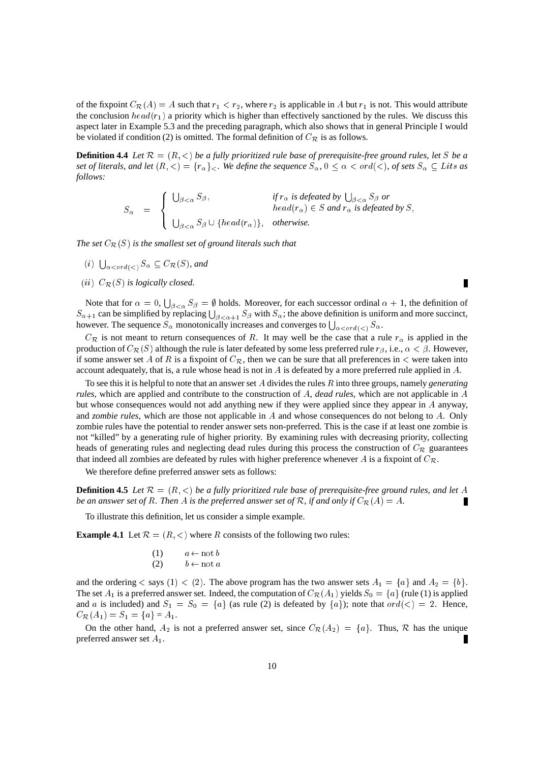of the fixpoint $C_{\mathcal{R}}(A) = A$ such that $r_1 < r_2$, where $r_2$ is applicable in $A$ but $r_1$ is not. This would attribute the conclusion $head(r_1)$ a priority which is higher than effectively sanctioned by the rules. We discuss this aspect later in Example 5.3 and the preceding paragraph, which also shows that in general Principle I would be violated if condition (2) is omitted. The formal definition of $C_{\mathcal{R}}$ is as follows.

**Definition 4.4** *Let $\mathcal{R} = (R, <)$ be a fully prioritized rule base of prerequisite-free ground rules, let $S$ be a set of literals, and let $(R, <) = \{r_\alpha\}_<$. We define the sequence $S_\alpha$, $0 \leq \alpha < ord(<)$, of sets $S_\alpha \subseteq Lits$ as follows:*

$$S_\alpha = \begin{cases} \bigcup_{\beta<\alpha} S_\beta, & \text{if } r_\alpha \text{ is defeated by } \bigcup_{\beta<\alpha} S_\beta \text{ or} \\ & head(r_\alpha) \in S \text{ and } r_\alpha \text{ is defeated by } S, \\ \bigcup_{\beta<\alpha} S_\beta \cup \{head(r_\alpha)\}, & \text{otherwise.} \end{cases}$$

*The set $C_{\mathcal{R}}(S)$ is the smallest set of ground literals such that*

- $(i)$ $\bigcup_{\alpha<ord(<)} S_\alpha \subseteq C_{\mathcal{R}}(S)$, *and*
- $(ii)$ $C_{\mathcal{R}}(S)$ *is logically closed.*

Note that for $\alpha = 0$, $\bigcup_{\beta<\alpha} S_\beta = \emptyset$ holds. Moreover, for each successor ordinal $\alpha + 1$, the definition of $S_{\alpha+1}$ can be simplified by replacing $\bigcup_{\beta<\alpha+1} S_\beta$ with $S_\alpha$; the above definition is uniform and more succinct, however. The sequence $S_\alpha$ monotonically increases and converges to $\bigcup_{\alpha<ord(<)} S_\alpha$.

$C_{\mathcal{R}}$ is not meant to return consequences of $R$. It may well be the case that a rule $r_\alpha$ is applied in the production of $C_{\mathcal{R}}(S)$ although the rule is later defeated by some less preferred rule $r_\beta$, i.e., $\alpha < \beta$. However, if some answer set $A$ of $R$ is a fixpoint of $C_{\mathcal{R}}$, then we can be sure that all preferences in $<$ were taken into account adequately, that is, a rule whose head is not in $A$ is defeated by a more preferred rule applied in $A$.

To see this it is helpful to note that an answer set $A$ divides the rules $R$ into three groups, namely *generating rules*, which are applied and contribute to the construction of $A$, *dead rules*, which are not applicable in $A$ but whose consequences would not add anything new if they were applied since they appear in $A$ anyway, and *zombie rules*, which are those not applicable in $A$ and whose consequences do not belong to $A$. Only zombie rules have the potential to render answer sets non-preferred. This is the case if at least one zombie is not "killed" by a generating rule of higher priority. By examining rules with decreasing priority, collecting heads of generating rules and neglecting dead rules during this process the construction of $C_{\mathcal{R}}$ guarantees that indeed all zombies are defeated by rules with higher preference whenever $A$ is a fixpoint of $C_{\mathcal{R}}$.

We therefore define preferred answer sets as follows:

**Definition 4.5** *Let $\mathcal{R} = (R, <)$ be a fully prioritized rule base of prerequisite-free ground rules, and let $A$ be an answer set of $R$. Then $A$ is the preferred answer set of $\mathcal{R}$, if and only if $C_{\mathcal{R}}(A) = A$.*

To illustrate this definition, let us consider a simple example.

**Example 4.1** Let $\mathcal{R} = (R, <)$ where $R$ consists of the following two rules:

$$\begin{array}{ll} (1) & a \leftarrow \text{not}\, b \\ (2) & b \leftarrow \text{not}\, a \end{array}$$

and the ordering $<$ says $(1) < (2)$. The above program has the two answer sets $A_1 = \{a\}$ and $A_2 = \{b\}$. The set $A_1$ is a preferred answer set. Indeed, the computation of $C_{\mathcal{R}}(A_1)$ yields $S_0 = \{a\}$ (rule (1) is applied and $a$ is included) and $S_1 = S_0 = \{a\}$ (as rule (2) is defeated by $\{a\}$); note that $ord(<) = 2$. Hence, $C_{\mathcal{R}}(A_1) = S_1 = \{a\} = A_1$.

On the other hand, $A_2$ is not a preferred answer set, since $C_{\mathcal{R}}(A_2) = \{a\}$. Thus, $\mathcal{R}$ has the unique preferred answer set $A_1$.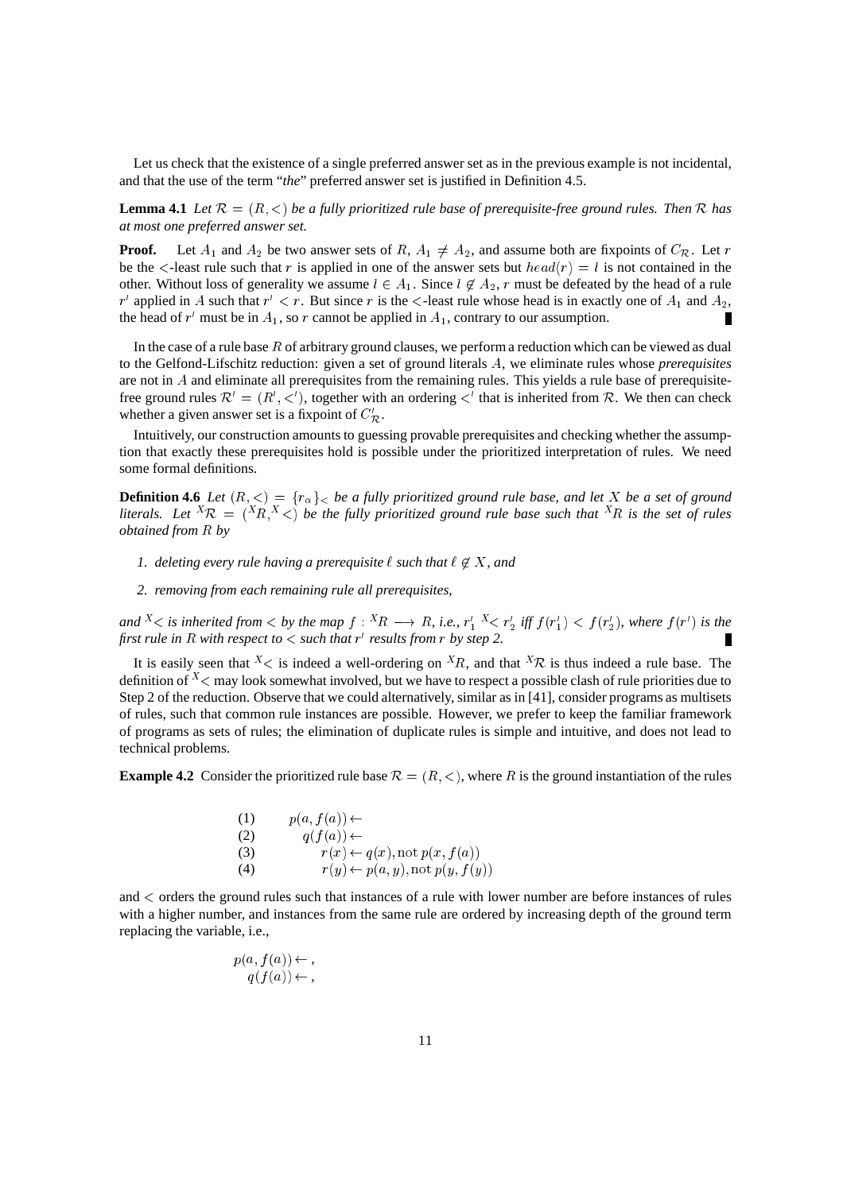Let us check that the existence of a single preferred answer set as in the previous example is not incidental, and that the use of the term "*the*" preferred answer set is justified in Definition 4.5.

**Lemma 4.1** *Let $\mathcal{R} = (R, <)$ be a fully prioritized rule base of prerequisite-free ground rules. Then $\mathcal{R}$ has at most one preferred answer set.*

**Proof.** Let $A_1$ and $A_2$ be two answer sets of $R$, $A_1 \neq A_2$, and assume both are fixpoints of $C_{\mathcal{R}}$. Let $r$ be the $<$-least rule such that $r$ is applied in one of the answer sets but $head(r) = l$ is not contained in the other. Without loss of generality we assume $l \in A_1$. Since $l \notin A_2$, $r$ must be defeated by the head of a rule $r'$ applied in $A$ such that $r' < r$. But since $r$ is the $<$-least rule whose head is in exactly one of $A_1$ and $A_2$, the head of $r'$ must be in $A_1$, so $r$ cannot be applied in $A_1$, contrary to our assumption. ∎

In the case of a rule base $R$ of arbitrary ground clauses, we perform a reduction which can be viewed as dual to the Gelfond-Lifschitz reduction: given a set of ground literals $A$, we eliminate rules whose *prerequisites* are not in $A$ and eliminate all prerequisites from the remaining rules. This yields a rule base of prerequisite-free ground rules $\mathcal{R}' = (R', <')$, together with an ordering $<'$ that is inherited from $\mathcal{R}$. We then can check whether a given answer set is a fixpoint of $C'_{\mathcal{R}}$.

Intuitively, our construction amounts to guessing provable prerequisites and checking whether the assumption that exactly these prerequisites hold is possible under the prioritized interpretation of rules. We need some formal definitions.

**Definition 4.6** *Let $(R, <) = \{r_\alpha\}_<$ be a fully prioritized ground rule base, and let $X$ be a set of ground literals. Let ${}^X\mathcal{R} = ({}^XR, {}^X<)$ be the fully prioritized ground rule base such that ${}^XR$ is the set of rules obtained from $R$ by*

1. *deleting every rule having a prerequisite $\ell$ such that $\ell \notin X$, and*
2. *removing from each remaining rule all prerequisites,*

*and ${}^X<$ is inherited from $<$ by the map $f : {}^XR \longrightarrow R$, i.e., $r'_1 \, {}^X\!< r'_2$ iff $f(r'_1) < f(r'_2)$, where $f(r')$ is the first rule in $R$ with respect to $<$ such that $r'$ results from $r$ by step 2.* ∎

It is easily seen that ${}^X<$ is indeed a well-ordering on ${}^XR$, and that ${}^X\mathcal{R}$ is thus indeed a rule base. The definition of ${}^X<$ may look somewhat involved, but we have to respect a possible clash of rule priorities due to Step 2 of the reduction. Observe that we could alternatively, similar as in [41], consider programs as multisets of rules, such that common rule instances are possible. However, we prefer to keep the familiar framework of programs as sets of rules; the elimination of duplicate rules is simple and intuitive, and does not lead to technical problems.

**Example 4.2** Consider the prioritized rule base $\mathcal{R} = (R, <)$, where $R$ is the ground instantiation of the rules

$$
\begin{array}{ll}
(1) & p(a, f(a)) \leftarrow \\
(2) & q(f(a)) \leftarrow \\
(3) & r(x) \leftarrow q(x), \mathrm{not}\; p(x, f(a)) \\
(4) & r(y) \leftarrow p(a, y), \mathrm{not}\; p(y, f(y))
\end{array}
$$

and $<$ orders the ground rules such that instances of a rule with lower number are before instances of rules with a higher number, and instances from the same rule are ordered by increasing depth of the ground term replacing the variable, i.e.,

$$
\begin{array}{l}
p(a, f(a)) \leftarrow , \\
q(f(a)) \leftarrow ,
\end{array}
$$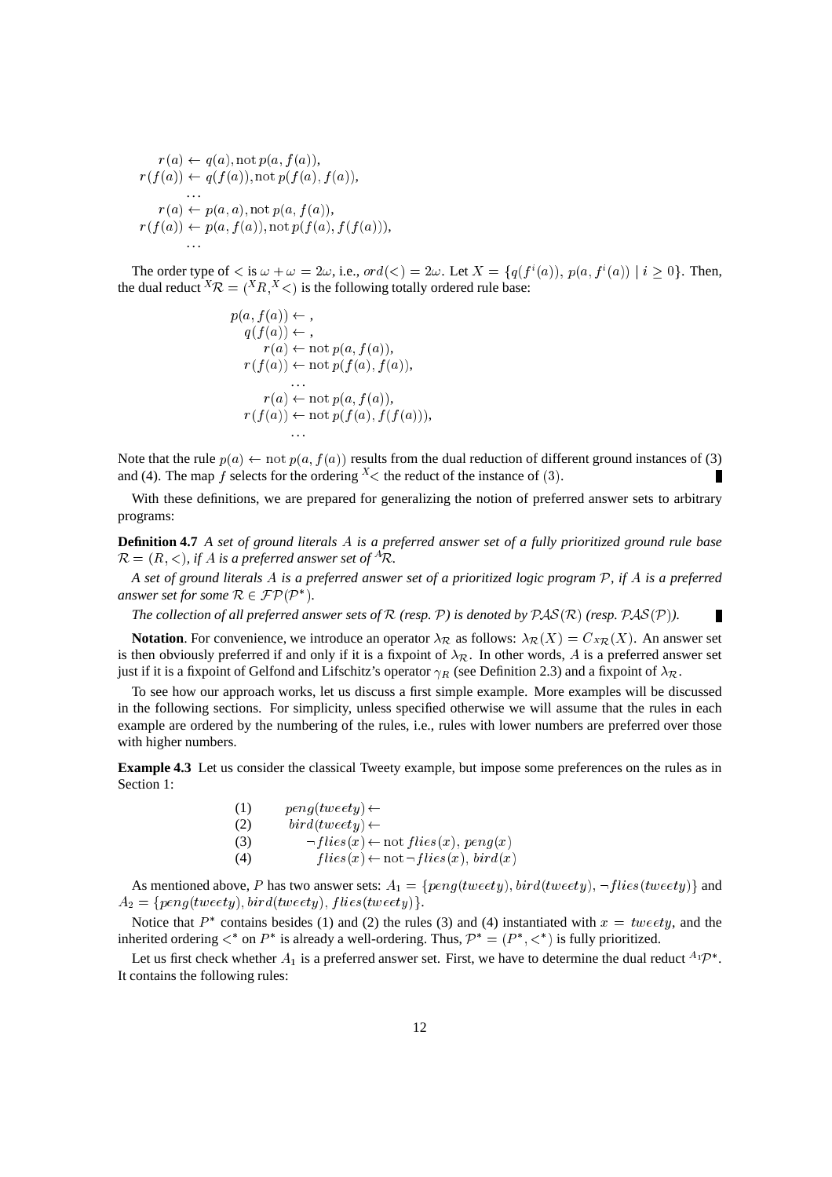$$
\begin{aligned}
r(a) &\leftarrow q(a), \text{not}\, p(a, f(a)),\\
r(f(a)) &\leftarrow q(f(a)), \text{not}\, p(f(a), f(a)),\\
&\dots\\
r(a) &\leftarrow p(a, a), \text{not}\, p(a, f(a)),\\
r(f(a)) &\leftarrow p(a, f(a)), \text{not}\, p(f(a), f(f(a))),\\
&\dots
\end{aligned}
$$

The order type of $<$ is $\omega + \omega = 2\omega$, i.e., $ord(<) = 2\omega$. Let $X = \{q(f^i(a)),\, p(a, f^i(a)) \mid i \geq 0\}$. Then, the dual reduct ${}^{X}\mathcal{R} = ({}^{X}R, {}^{X}<)$ is the following totally ordered rule base:

$$
\begin{aligned}
p(a, f(a)) &\leftarrow,\\
q(f(a)) &\leftarrow,\\
r(a) &\leftarrow \text{not}\, p(a, f(a)),\\
r(f(a)) &\leftarrow \text{not}\, p(f(a), f(a)),\\
&\dots\\
r(a) &\leftarrow \text{not}\, p(a, f(a)),\\
r(f(a)) &\leftarrow \text{not}\, p(f(a), f(f(a))),\\
&\dots
\end{aligned}
$$

Note that the rule $p(a) \leftarrow \text{not}\, p(a, f(a))$ results from the dual reduction of different ground instances of (3) and (4). The map $f$ selects for the ordering ${}^{X}<$ the reduct of the instance of $(3)$. ∎

With these definitions, we are prepared for generalizing the notion of preferred answer sets to arbitrary programs:

**Definition 4.7** *A set of ground literals $A$ is a preferred answer set of a fully prioritized ground rule base $\mathcal{R} = (R, <)$, if $A$ is a preferred answer set of ${}^{A}\mathcal{R}$.*

*A set of ground literals $A$ is a preferred answer set of a prioritized logic program $\mathcal{P}$, if $A$ is a preferred answer set for some $\mathcal{R} \in \mathcal{FP}(\mathcal{P}^*)$.*

*The collection of all preferred answer sets of $\mathcal{R}$ (resp. $\mathcal{P}$) is denoted by $\mathcal{PAS}(\mathcal{R})$ (resp. $\mathcal{PAS}(\mathcal{P})$).* ∎

**Notation**. For convenience, we introduce an operator $\lambda_{\mathcal{R}}$ as follows: $\lambda_{\mathcal{R}}(X) = C_{{}^{X}\mathcal{R}}(X)$. An answer set is then obviously preferred if and only if it is a fixpoint of $\lambda_{\mathcal{R}}$. In other words, $A$ is a preferred answer set just if it is a fixpoint of Gelfond and Lifschitz's operator $\gamma_R$ (see Definition 2.3) and a fixpoint of $\lambda_{\mathcal{R}}$.

To see how our approach works, let us discuss a first simple example. More examples will be discussed in the following sections. For simplicity, unless specified otherwise we will assume that the rules in each example are ordered by the numbering of the rules, i.e., rules with lower numbers are preferred over those with higher numbers.

**Example 4.3** Let us consider the classical Tweety example, but impose some preferences on the rules as in Section 1:

$$
\begin{array}{ll}
(1) & peng(tweety) \leftarrow\\
(2) & bird(tweety) \leftarrow\\
(3) & \neg flies(x) \leftarrow \text{not}\, flies(x),\, peng(x)\\
(4) & flies(x) \leftarrow \text{not}\, \neg flies(x),\, bird(x)
\end{array}
$$

As mentioned above, $P$ has two answer sets: $A_1 = \{peng(tweety), bird(tweety), \neg flies(tweety)\}$ and $A_2 = \{peng(tweety), bird(tweety), flies(tweety)\}$.

Notice that $P^*$ contains besides (1) and (2) the rules (3) and (4) instantiated with $x = tweety$, and the inherited ordering $<^*$ on $P^*$ is already a well-ordering. Thus, $\mathcal{P}^* = (P^*, <^*)$ is fully prioritized.

Let us first check whether $A_1$ is a preferred answer set. First, we have to determine the dual reduct ${}^{A_1}\mathcal{P}^*$. It contains the following rules: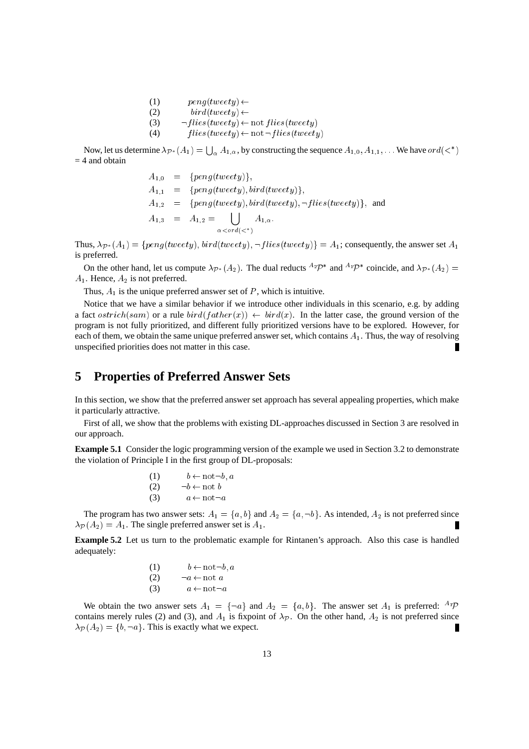(1) $\quad peng(tweety) \leftarrow$
(2) $\quad bird(tweety) \leftarrow$
(3) $\quad \neg flies(tweety) \leftarrow \text{not } flies(tweety)$
(4) $\quad flies(tweety) \leftarrow \text{not} \neg flies(tweety)$

Now, let us determine $\lambda_{\mathcal{P}^*}(A_1) = \bigcup_\alpha A_{1,\alpha}$, by constructing the sequence $A_{1,0}, A_{1,1}, \ldots$ We have $ord(<^*)$ = 4 and obtain

$$
\begin{aligned}
A_{1,0} &= \{peng(tweety)\}, \\
A_{1,1} &= \{peng(tweety), bird(tweety)\}, \\
A_{1,2} &= \{peng(tweety), bird(tweety), \neg flies(tweety)\}, \text{ and} \\
A_{1,3} &= A_{1,2} = \bigcup_{\alpha < ord(<^*)} A_{1,\alpha}.
\end{aligned}
$$

Thus, $\lambda_{\mathcal{P}^*}(A_1) = \{peng(tweety), bird(tweety), \neg flies(tweety)\} = A_1$; consequently, the answer set $A_1$ is preferred.

On the other hand, let us compute $\lambda_{\mathcal{P}^*}(A_2)$. The dual reducts ${}^{A_2}\mathcal{P}^*$ and ${}^{A_1}\mathcal{P}^*$ coincide, and $\lambda_{\mathcal{P}^*}(A_2) = A_1$. Hence, $A_2$ is not preferred.

Thus, $A_1$ is the unique preferred answer set of $P$, which is intuitive.

Notice that we have a similar behavior if we introduce other individuals in this scenario, e.g. by adding a fact $ostrich(sam)$ or a rule $bird(father(x)) \leftarrow bird(x)$. In the latter case, the ground version of the program is not fully prioritized, and different fully prioritized versions have to be explored. However, for each of them, we obtain the same unique preferred answer set, which contains $A_1$. Thus, the way of resolving unspecified priorities does not matter in this case. ∎

## 5 Properties of Preferred Answer Sets

In this section, we show that the preferred answer set approach has several appealing properties, which make it particularly attractive.

First of all, we show that the problems with existing DL-approaches discussed in Section 3 are resolved in our approach.

**Example 5.1** Consider the logic programming version of the example we used in Section 3.2 to demonstrate the violation of Principle I in the first group of DL-proposals:

(1) $\quad b \leftarrow \text{not}\neg b, a$
(2) $\quad \neg b \leftarrow \text{not } b$
(3) $\quad a \leftarrow \text{not}\neg a$

The program has two answer sets: $A_1 = \{a, b\}$ and $A_2 = \{a, \neg b\}$. As intended, $A_2$ is not preferred since $\lambda_{\mathcal{P}}(A_2) = A_1$. The single preferred answer set is $A_1$. ∎

**Example 5.2** Let us turn to the problematic example for Rintanen's approach. Also this case is handled adequately:

(1) $\quad b \leftarrow \text{not}\neg b, a$
(2) $\quad \neg a \leftarrow \text{not } a$
(3) $\quad a \leftarrow \text{not}\neg a$

We obtain the two answer sets $A_1 = \{\neg a\}$ and $A_2 = \{a, b\}$. The answer set $A_1$ is preferred: ${}^{A_1}\mathcal{P}$ contains merely rules (2) and (3), and $A_1$ is fixpoint of $\lambda_{\mathcal{P}}$. On the other hand, $A_2$ is not preferred since $\lambda_{\mathcal{P}}(A_2) = \{b, \neg a\}$. This is exactly what we expect. ∎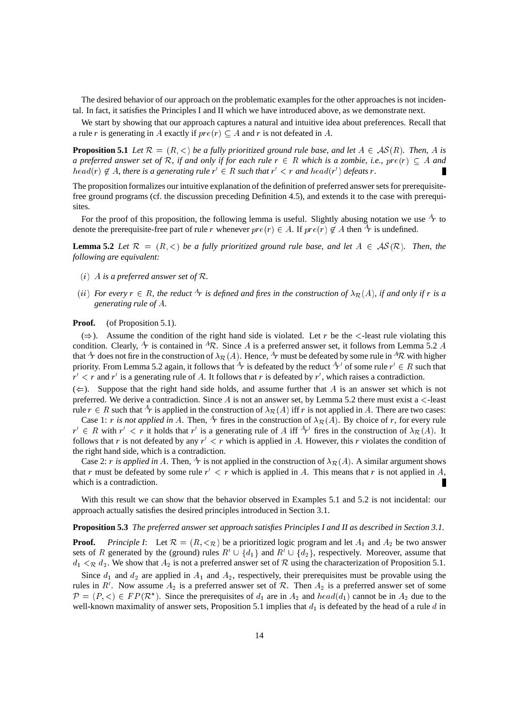The desired behavior of our approach on the problematic examples for the other approaches is not incidental. In fact, it satisfies the Principles I and II which we have introduced above, as we demonstrate next.

We start by showing that our approach captures a natural and intuitive idea about preferences. Recall that a rule $r$ is generating in $A$ exactly if $pre(r) \subseteq A$ and $r$ is not defeated in $A$.

**Proposition 5.1** *Let $\mathcal{R} = (R, <)$ be a fully prioritized ground rule base, and let $A \in \mathcal{AS}(R)$. Then, $A$ is a preferred answer set of $\mathcal{R}$, if and only if for each rule $r \in R$ which is a zombie, i.e., $pre(r) \subseteq A$ and $head(r) \notin A$, there is a generating rule $r' \in R$ such that $r' < r$ and $head(r')$ defeats $r$.*

The proposition formalizes our intuitive explanation of the definition of preferred answer sets for prerequisite-free ground programs (cf. the discussion preceding Definition 4.5), and extends it to the case with prerequisites.

For the proof of this proposition, the following lemma is useful. Slightly abusing notation we use ${}^{A}r$ to denote the prerequisite-free part of rule $r$ whenever $pre(r) \in A$. If $pre(r) \notin A$ then ${}^{A}r$ is undefined.

**Lemma 5.2** *Let $\mathcal{R} = (R, <)$ be a fully prioritized ground rule base, and let $A \in \mathcal{AS}(\mathcal{R})$. Then, the following are equivalent:*

- $(i)$ *$A$ is a preferred answer set of $\mathcal{R}$.*
- $(ii)$ *For every $r \in R$, the reduct ${}^{A}r$ is defined and fires in the construction of $\lambda_{\mathcal{R}}(A)$, if and only if $r$ is a generating rule of $A$.*

**Proof.** (of Proposition 5.1).

$(\Rightarrow)$. Assume the condition of the right hand side is violated. Let $r$ be the $<$-least rule violating this condition. Clearly, ${}^{A}r$ is contained in ${}^{A}\mathcal{R}$. Since $A$ is a preferred answer set, it follows from Lemma 5.2 $A$ that ${}^{A}r$ does not fire in the construction of $\lambda_{\mathcal{R}}(A)$. Hence, ${}^{A}r$ must be defeated by some rule in ${}^{A}\mathcal{R}$ with higher priority. From Lemma 5.2 again, it follows that ${}^{A}r$ is defeated by the reduct ${}^{A}r'$ of some rule $r' \in R$ such that $r' < r$ and $r'$ is a generating rule of $A$. It follows that $r$ is defeated by $r'$, which raises a contradiction.

$(\Leftarrow)$. Suppose that the right hand side holds, and assume further that $A$ is an answer set which is not preferred. We derive a contradiction. Since $A$ is not an answer set, by Lemma 5.2 there must exist a $<$-least rule $r \in R$ such that ${}^{A}r$ is applied in the construction of $\lambda_{\mathcal{R}}(A)$ iff $r$ is not applied in $A$. There are two cases:

Case 1: *$r$ is not applied in $A$.* Then, ${}^{A}r$ fires in the construction of $\lambda_{\mathcal{R}}(A)$. By choice of $r$, for every rule $r' \in R$ with $r' < r$ it holds that $r'$ is a generating rule of $A$ iff ${}^{A}r'$ fires in the construction of $\lambda_{\mathcal{R}}(A)$. It follows that $r$ is not defeated by any $r' < r$ which is applied in $A$. However, this $r$ violates the condition of the right hand side, which is a contradiction.

Case 2: *$r$ is applied in $A$.* Then, ${}^{A}r$ is not applied in the construction of $\lambda_{\mathcal{R}}(A)$. A similar argument shows that $r$ must be defeated by some rule $r' < r$ which is applied in $A$. This means that $r$ is not applied in $A$, which is a contradiction.

With this result we can show that the behavior observed in Examples 5.1 and 5.2 is not incidental: our approach actually satisfies the desired principles introduced in Section 3.1.

**Proposition 5.3** *The preferred answer set approach satisfies Principles I and II as described in Section 3.1.*

**Proof.** *Principle I*: Let $\mathcal{R} = (R, <_{\mathcal{R}})$ be a prioritized logic program and let $A_1$ and $A_2$ be two answer sets of $R$ generated by the (ground) rules $R' \cup \{d_1\}$ and $R' \cup \{d_2\}$, respectively. Moreover, assume that $d_1 <_{\mathcal{R}} d_2$. We show that $A_2$ is not a preferred answer set of $\mathcal{R}$ using the characterization of Proposition 5.1.

Since $d_1$ and $d_2$ are applied in $A_1$ and $A_2$, respectively, their prerequisites must be provable using the rules in $R'$. Now assume $A_2$ is a preferred answer set of $\mathcal{R}$. Then $A_2$ is a preferred answer set of some $\mathcal{P} = (P, <) \in FP(\mathcal{R}^*)$. Since the prerequisites of $d_1$ are in $A_2$ and $head(d_1)$ cannot be in $A_2$ due to the well-known maximality of answer sets, Proposition 5.1 implies that $d_1$ is defeated by the head of a rule $d$ in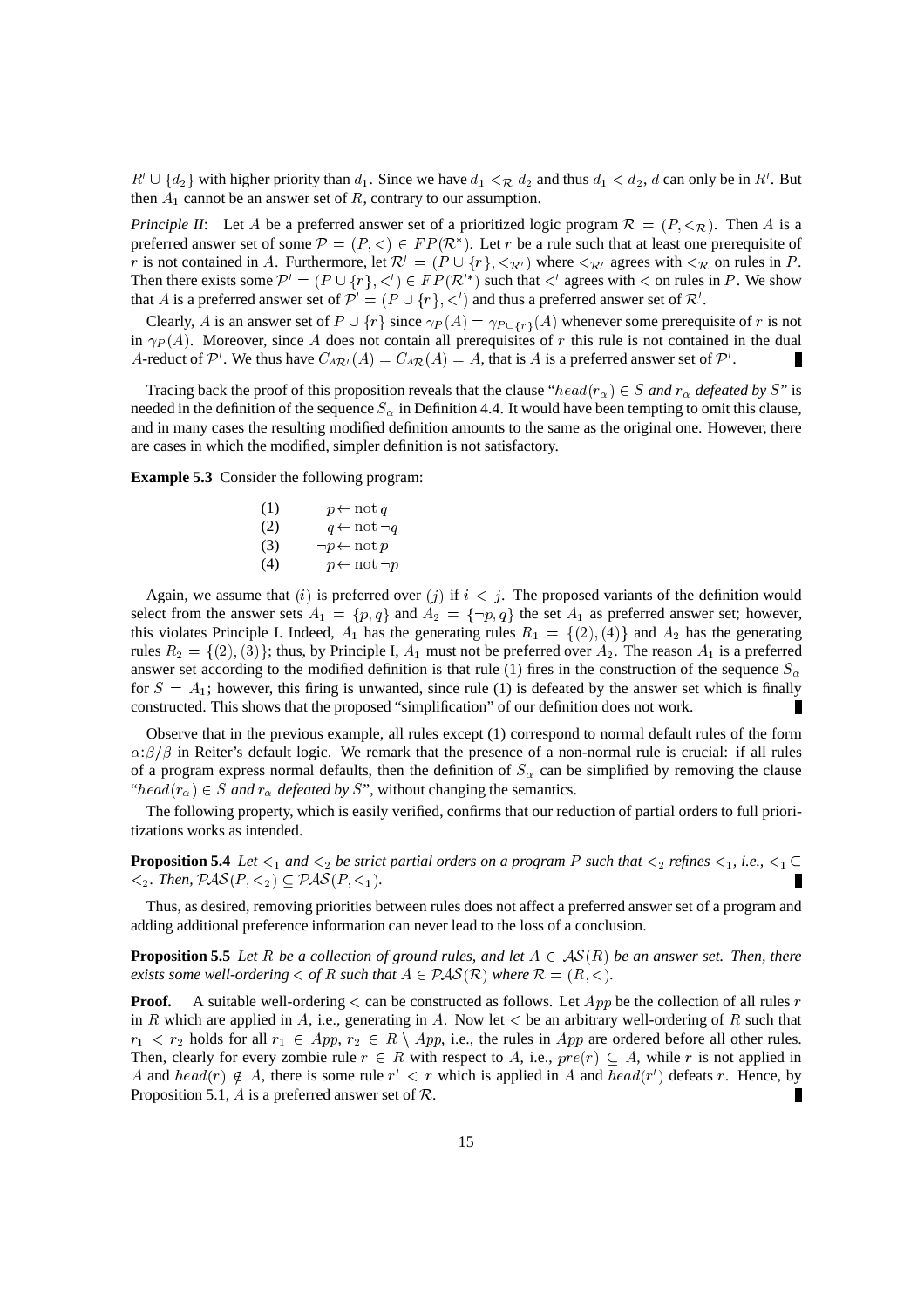$R' \cup \{d_2\}$ with higher priority than $d_1$. Since we have $d_1 <_{\mathcal{R}} d_2$ and thus $d_1 < d_2$, $d$ can only be in $R'$. But then $A_1$ cannot be an answer set of $R$, contrary to our assumption.

*Principle II*: Let $A$ be a preferred answer set of a prioritized logic program $\mathcal{R} = (P, <_{\mathcal{R}})$. Then $A$ is a preferred answer set of some $\mathcal{P} = (P, <) \in FP(\mathcal{R}^*)$. Let $r$ be a rule such that at least one prerequisite of $r$ is not contained in $A$. Furthermore, let $\mathcal{R}' = (P \cup \{r\}, <_{\mathcal{R}'})$ where $<_{\mathcal{R}'}$ agrees with $<_{\mathcal{R}}$ on rules in $P$. Then there exists some $\mathcal{P}' = (P \cup \{r\}, <') \in FP(\mathcal{R}'^*)$ such that $<'$ agrees with $<$ on rules in $P$. We show that $A$ is a preferred answer set of $\mathcal{P}' = (P \cup \{r\}, <')$ and thus a preferred answer set of $\mathcal{R}'$.

Clearly, $A$ is an answer set of $P \cup \{r\}$ since $\gamma_P(A) = \gamma_{P \cup \{r\}}(A)$ whenever some prerequisite of $r$ is not in $\gamma_P(A)$. Moreover, since $A$ does not contain all prerequisites of $r$ this rule is not contained in the dual $A$-reduct of $\mathcal{P}'$. We thus have $C_{A\mathcal{R}'}(A) = C_{A\mathcal{R}}(A) = A$, that is $A$ is a preferred answer set of $\mathcal{P}'$. ∎

Tracing back the proof of this proposition reveals that the clause "$head(r_\alpha) \in S$ *and* $r_\alpha$ *defeated by* $S$" is needed in the definition of the sequence $S_\alpha$ in Definition 4.4. It would have been tempting to omit this clause, and in many cases the resulting modified definition amounts to the same as the original one. However, there are cases in which the modified, simpler definition is not satisfactory.

**Example 5.3** Consider the following program:

$$
\begin{array}{ll}
(1) & p \leftarrow \mathrm{not}\, q \\
(2) & q \leftarrow \mathrm{not}\, \neg q \\
(3) & \neg p \leftarrow \mathrm{not}\, p \\
(4) & p \leftarrow \mathrm{not}\, \neg p
\end{array}
$$

Again, we assume that $(i)$ is preferred over $(j)$ if $i < j$. The proposed variants of the definition would select from the answer sets $A_1 = \{p, q\}$ and $A_2 = \{\neg p, q\}$ the set $A_1$ as preferred answer set; however, this violates Principle I. Indeed, $A_1$ has the generating rules $R_1 = \{(2), (4)\}$ and $A_2$ has the generating rules $R_2 = \{(2), (3)\}$; thus, by Principle I, $A_1$ must not be preferred over $A_2$. The reason $A_1$ is a preferred answer set according to the modified definition is that rule (1) fires in the construction of the sequence $S_\alpha$ for $S = A_1$; however, this firing is unwanted, since rule (1) is defeated by the answer set which is finally constructed. This shows that the proposed "simplification" of our definition does not work. ∎

Observe that in the previous example, all rules except (1) correspond to normal default rules of the form $\alpha{:}\beta/\beta$ in Reiter's default logic. We remark that the presence of a non-normal rule is crucial: if all rules of a program express normal defaults, then the definition of $S_\alpha$ can be simplified by removing the clause "$head(r_\alpha) \in S$ *and* $r_\alpha$ *defeated by* $S$", without changing the semantics.

The following property, which is easily verified, confirms that our reduction of partial orders to full prioritizations works as intended.

**Proposition 5.4** *Let $<_1$ and $<_2$ be strict partial orders on a program $P$ such that $<_2$ refines $<_1$, i.e., $<_1 \subseteq <_2$. Then, $\mathcal{PAS}(P, <_2) \subseteq \mathcal{PAS}(P, <_1)$.* ∎

Thus, as desired, removing priorities between rules does not affect a preferred answer set of a program and adding additional preference information can never lead to the loss of a conclusion.

**Proposition 5.5** *Let $R$ be a collection of ground rules, and let $A \in \mathcal{AS}(R)$ be an answer set. Then, there exists some well-ordering $<$ of $R$ such that $A \in \mathcal{PAS}(\mathcal{R})$ where $\mathcal{R} = (R, <)$.*

**Proof.** A suitable well-ordering $<$ can be constructed as follows. Let $App$ be the collection of all rules $r$ in $R$ which are applied in $A$, i.e., generating in $A$. Now let $<$ be an arbitrary well-ordering of $R$ such that $r_1 < r_2$ holds for all $r_1 \in App$, $r_2 \in R \setminus App$, i.e., the rules in $App$ are ordered before all other rules. Then, clearly for every zombie rule $r \in R$ with respect to $A$, i.e., $pre(r) \subseteq A$, while $r$ is not applied in $A$ and $head(r) \notin A$, there is some rule $r' < r$ which is applied in $A$ and $head(r')$ defeats $r$. Hence, by Proposition 5.1, $A$ is a preferred answer set of $\mathcal{R}$. ∎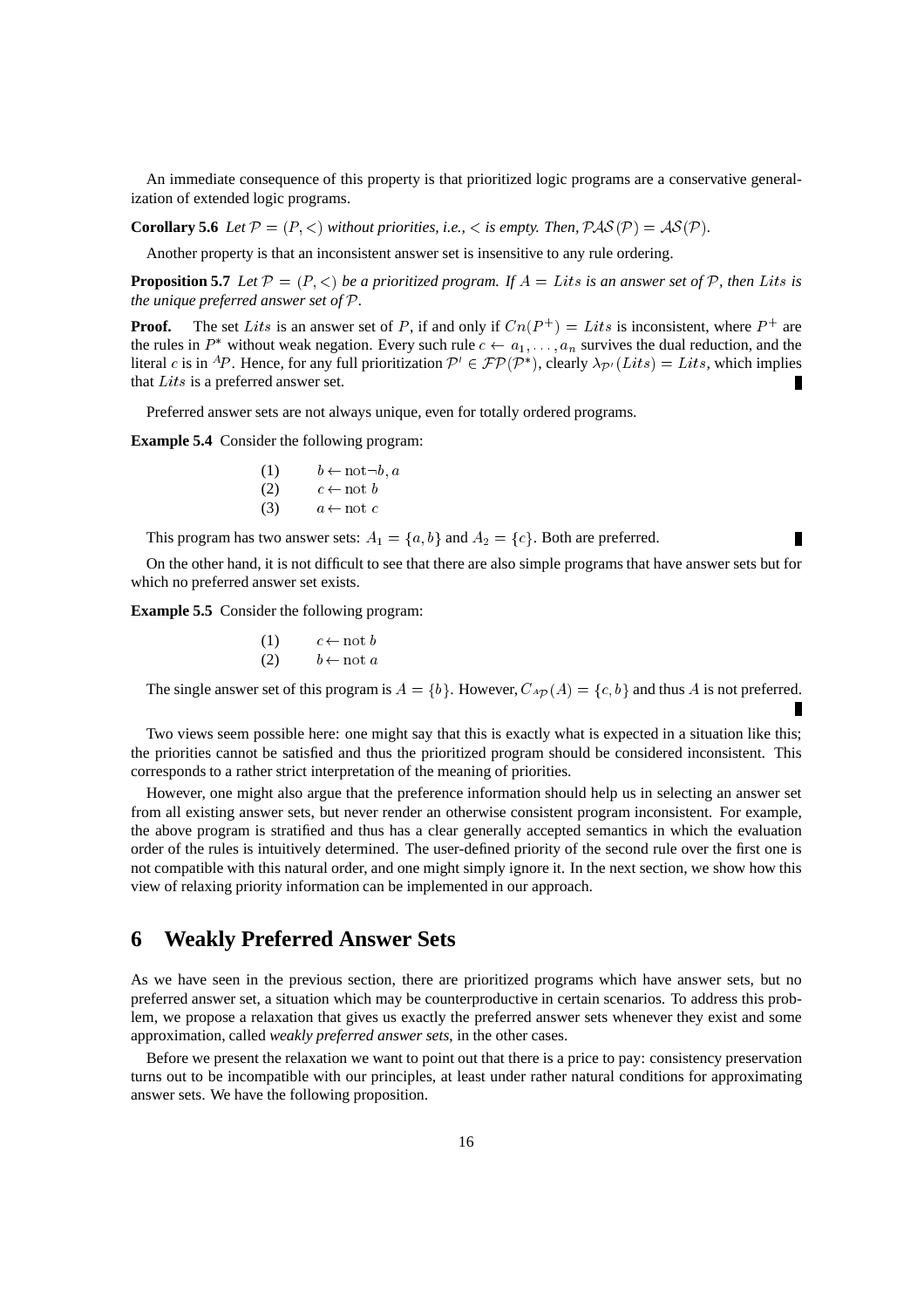An immediate consequence of this property is that prioritized logic programs are a conservative generalization of extended logic programs.

**Corollary 5.6** *Let $\mathcal{P} = (P, <)$ without priorities, i.e., $<$ is empty. Then, $\mathcal{PAS}(\mathcal{P}) = \mathcal{AS}(\mathcal{P})$.*

Another property is that an inconsistent answer set is insensitive to any rule ordering.

**Proposition 5.7** *Let $\mathcal{P} = (P, <)$ be a prioritized program. If $A = Lits$ is an answer set of $\mathcal{P}$, then $Lits$ is the unique preferred answer set of $\mathcal{P}$.*

**Proof.** The set $Lits$ is an answer set of $P$, if and only if $Cn(P^+) = Lits$ is inconsistent, where $P^+$ are the rules in $P^*$ without weak negation. Every such rule $c \leftarrow a_1, \ldots, a_n$ survives the dual reduction, and the literal $c$ is in ${}^A P$. Hence, for any full prioritization $\mathcal{P}' \in \mathcal{FP}(\mathcal{P}^*)$, clearly $\lambda_{\mathcal{P}'}(Lits) = Lits$, which implies that $Lits$ is a preferred answer set. ∎

Preferred answer sets are not always unique, even for totally ordered programs.

**Example 5.4** Consider the following program:

(1) $b \leftarrow \mathrm{not} \neg b, a$
(2) $c \leftarrow \mathrm{not}\ b$
(3) $a \leftarrow \mathrm{not}\ c$

This program has two answer sets: $A_1 = \{a, b\}$ and $A_2 = \{c\}$. Both are preferred. ∎

On the other hand, it is not difficult to see that there are also simple programs that have answer sets but for which no preferred answer set exists.

**Example 5.5** Consider the following program:

(1) $c \leftarrow \mathrm{not}\ b$
(2) $b \leftarrow \mathrm{not}\ a$

The single answer set of this program is $A = \{b\}$. However, $C_{{}^A\mathcal{P}}(A) = \{c, b\}$ and thus $A$ is not preferred. ∎

Two views seem possible here: one might say that this is exactly what is expected in a situation like this; the priorities cannot be satisfied and thus the prioritized program should be considered inconsistent. This corresponds to a rather strict interpretation of the meaning of priorities.

However, one might also argue that the preference information should help us in selecting an answer set from all existing answer sets, but never render an otherwise consistent program inconsistent. For example, the above program is stratified and thus has a clear generally accepted semantics in which the evaluation order of the rules is intuitively determined. The user-defined priority of the second rule over the first one is not compatible with this natural order, and one might simply ignore it. In the next section, we show how this view of relaxing priority information can be implemented in our approach.

## 6 Weakly Preferred Answer Sets

As we have seen in the previous section, there are prioritized programs which have answer sets, but no preferred answer set, a situation which may be counterproductive in certain scenarios. To address this problem, we propose a relaxation that gives us exactly the preferred answer sets whenever they exist and some approximation, called *weakly preferred answer sets*, in the other cases.

Before we present the relaxation we want to point out that there is a price to pay: consistency preservation turns out to be incompatible with our principles, at least under rather natural conditions for approximating answer sets. We have the following proposition.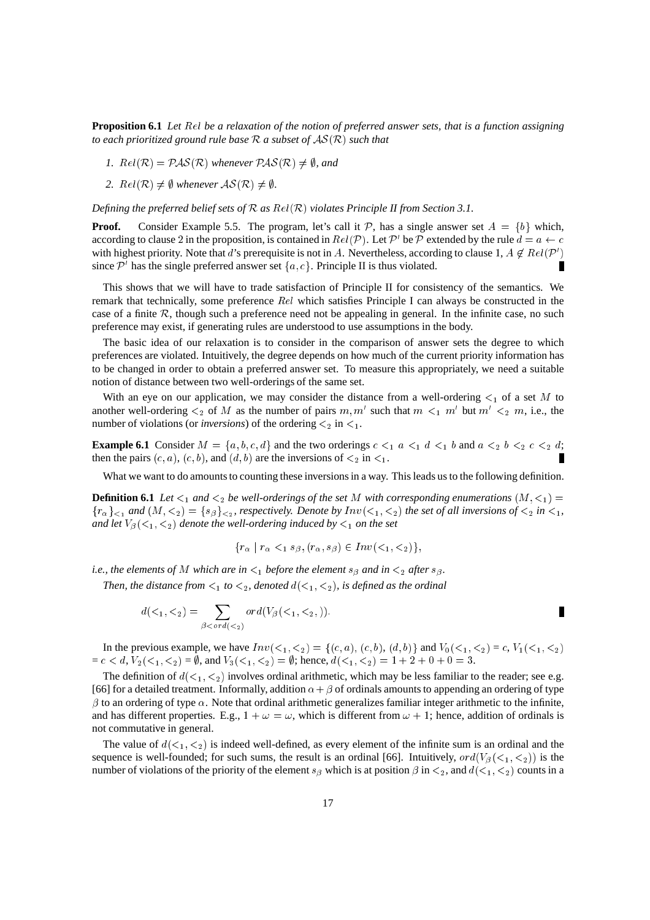**Proposition 6.1** *Let $Rel$ be a relaxation of the notion of preferred answer sets, that is a function assigning to each prioritized ground rule base $\mathcal{R}$ a subset of $\mathcal{AS}(\mathcal{R})$ such that*

1. *$Rel(\mathcal{R}) = \mathcal{PAS}(\mathcal{R})$ whenever $\mathcal{PAS}(\mathcal{R}) \neq \emptyset$, and*
2. *$Rel(\mathcal{R}) \neq \emptyset$ whenever $\mathcal{AS}(\mathcal{R}) \neq \emptyset$.*

*Defining the preferred belief sets of $\mathcal{R}$ as $Rel(\mathcal{R})$ violates Principle II from Section 3.1.*

**Proof.** Consider Example 5.5. The program, let's call it $\mathcal{P}$, has a single answer set $A = \{b\}$ which, according to clause 2 in the proposition, is contained in $Rel(\mathcal{P})$. Let $\mathcal{P}'$ be $\mathcal{P}$ extended by the rule $d = a \leftarrow c$ with highest priority. Note that $d$'s prerequisite is not in $A$. Nevertheless, according to clause 1, $A \notin Rel(\mathcal{P}')$ since $\mathcal{P}'$ has the single preferred answer set $\{a, c\}$. Principle II is thus violated. ∎

This shows that we will have to trade satisfaction of Principle II for consistency of the semantics. We remark that technically, some preference $Rel$ which satisfies Principle I can always be constructed in the case of a finite $\mathcal{R}$, though such a preference need not be appealing in general. In the infinite case, no such preference may exist, if generating rules are understood to use assumptions in the body.

The basic idea of our relaxation is to consider in the comparison of answer sets the degree to which preferences are violated. Intuitively, the degree depends on how much of the current priority information has to be changed in order to obtain a preferred answer set. To measure this appropriately, we need a suitable notion of distance between two well-orderings of the same set.

With an eye on our application, we may consider the distance from a well-ordering $<_1$ of a set $M$ to another well-ordering $<_2$ of $M$ as the number of pairs $m, m'$ such that $m <_1 m'$ but $m' <_2 m$, i.e., the number of violations (or *inversions*) of the ordering $<_2$ in $<_1$.

**Example 6.1** Consider $M = \{a, b, c, d\}$ and the two orderings $c <_1 a <_1 d <_1 b$ and $a <_2 b <_2 c <_2 d$; then the pairs $(c, a)$, $(c, b)$, and $(d, b)$ are the inversions of $<_2$ in $<_1$. ∎

What we want to do amounts to counting these inversions in a way. This leads us to the following definition.

**Definition 6.1** *Let $<_1$ and $<_2$ be well-orderings of the set $M$ with corresponding enumerations $(M, <_1) = \{r_\alpha\}_{<_1}$ and $(M, <_2) = \{s_\beta\}_{<_2}$, respectively. Denote by $Inv(<_1, <_2)$ the set of all inversions of $<_2$ in $<_1$, and let $V_\beta(<_1, <_2)$ denote the well-ordering induced by $<_1$ on the set*

$$\{r_\alpha \mid r_\alpha <_1 s_\beta, (r_\alpha, s_\beta) \in Inv(<_1, <_2)\},$$

*i.e., the elements of $M$ which are in $<_1$ before the element $s_\beta$ and in $<_2$ after $s_\beta$.*

*Then, the distance from $<_1$ to $<_2$, denoted $d(<_1, <_2)$, is defined as the ordinal*

$$d(<_1, <_2) = \sum_{\beta < ord(<_2)} ord(V_\beta(<_1, <_2, )).$$

∎

In the previous example, we have $Inv(<_1, <_2) = \{(c, a), (c, b), (d, b)\}$ and $V_0(<_1, <_2) = c$, $V_1(<_1, <_2) = c < d$, $V_2(<_1, <_2) = \emptyset$, and $V_3(<_1, <_2) = \emptyset$; hence, $d(<_1, <_2) = 1 + 2 + 0 + 0 = 3$.

The definition of $d(<_1, <_2)$ involves ordinal arithmetic, which may be less familiar to the reader; see e.g. [66] for a detailed treatment. Informally, addition $\alpha + \beta$ of ordinals amounts to appending an ordering of type $\beta$ to an ordering of type $\alpha$. Note that ordinal arithmetic generalizes familiar integer arithmetic to the infinite, and has different properties. E.g., $1 + \omega = \omega$, which is different from $\omega + 1$; hence, addition of ordinals is not commutative in general.

The value of $d(<_1, <_2)$ is indeed well-defined, as every element of the infinite sum is an ordinal and the sequence is well-founded; for such sums, the result is an ordinal [66]. Intuitively, $ord(V_\beta(<_1, <_2))$ is the number of violations of the priority of the element $s_\beta$ which is at position $\beta$ in $<_2$, and $d(<_1, <_2)$ counts in a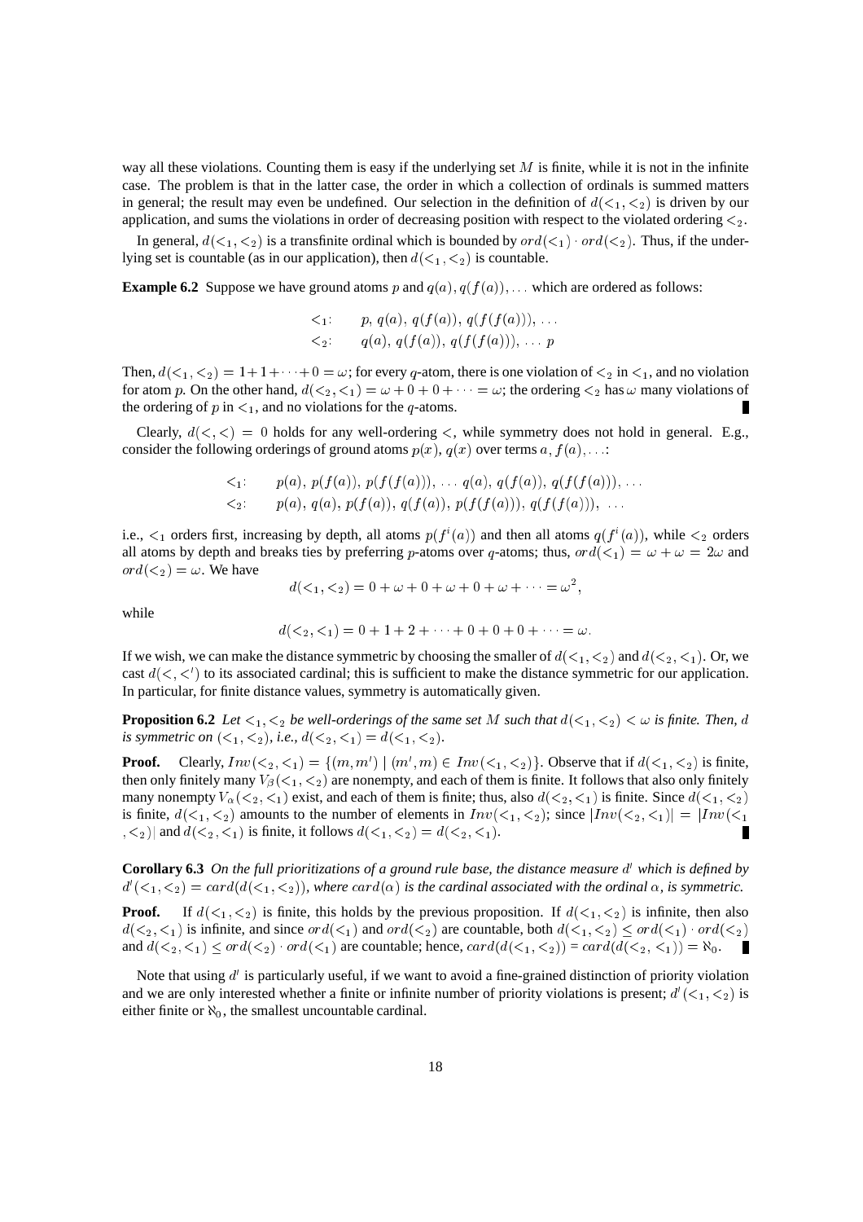way all these violations. Counting them is easy if the underlying set $M$ is finite, while it is not in the infinite case. The problem is that in the latter case, the order in which a collection of ordinals is summed matters in general; the result may even be undefined. Our selection in the definition of $d(<_1, <_2)$ is driven by our application, and sums the violations in order of decreasing position with respect to the violated ordering $<_2$.

In general, $d(<_1, <_2)$ is a transfinite ordinal which is bounded by $ord(<_1) \cdot ord(<_2)$. Thus, if the underlying set is countable (as in our application), then $d(<_1, <_2)$ is countable.

**Example 6.2** Suppose we have ground atoms $p$ and $q(a), q(f(a)), \ldots$ which are ordered as follows:

$$
\begin{array}{ll}
<_1: & p,\ q(a),\ q(f(a)),\ q(f(f(a))),\ \ldots \\
<_2: & q(a),\ q(f(a)),\ q(f(f(a))),\ \ldots\ p
\end{array}
$$

Then, $d(<_1, <_2) = 1 + 1 + \cdots + 0 = \omega$; for every $q$-atom, there is one violation of $<_2$ in $<_1$, and no violation for atom $p$. On the other hand, $d(<_2, <_1) = \omega + 0 + 0 + \cdots = \omega$; the ordering $<_2$ has $\omega$ many violations of the ordering of $p$ in $<_1$, and no violations for the $q$-atoms. ∎

Clearly, $d(<, <) = 0$ holds for any well-ordering $<$, while symmetry does not hold in general. E.g., consider the following orderings of ground atoms $p(x)$, $q(x)$ over terms $a, f(a), \ldots$:

$$
\begin{array}{ll}
<_1: & p(a),\ p(f(a)),\ p(f(f(a))),\ \ldots\ q(a),\ q(f(a)),\ q(f(f(a))),\ \ldots \\
<_2: & p(a),\ q(a),\ p(f(a)),\ q(f(a)),\ p(f(f(a))),\ q(f(f(a))),\ \ldots
\end{array}
$$

i.e., $<_1$ orders first, increasing by depth, all atoms $p(f^i(a))$ and then all atoms $q(f^i(a))$, while $<_2$ orders all atoms by depth and breaks ties by preferring $p$-atoms over $q$-atoms; thus, $ord(<_1) = \omega + \omega = 2\omega$ and $ord(<_2) = \omega$. We have

$$
d(<_1, <_2) = 0 + \omega + 0 + \omega + 0 + \omega + \cdots = \omega^2,
$$

while

$$
d(<_2, <_1) = 0 + 1 + 2 + \cdots + 0 + 0 + 0 + \cdots = \omega.
$$

If we wish, we can make the distance symmetric by choosing the smaller of $d(<_1, <_2)$ and $d(<_2, <_1)$. Or, we cast $d(<, <')$ to its associated cardinal; this is sufficient to make the distance symmetric for our application. In particular, for finite distance values, symmetry is automatically given.

**Proposition 6.2** *Let $<_1, <_2$ be well-orderings of the same set $M$ such that $d(<_1, <_2) < \omega$ is finite. Then, $d$ is symmetric on $(<_1, <_2)$, i.e., $d(<_2, <_1) = d(<_1, <_2)$.*

**Proof.** Clearly, $Inv(<_2, <_1) = \{(m, m') \mid (m', m) \in Inv(<_1, <_2)\}$. Observe that if $d(<_1, <_2)$ is finite, then only finitely many $V_\beta(<_1, <_2)$ are nonempty, and each of them is finite. It follows that also only finitely many nonempty $V_\alpha(<_2, <_1)$ exist, and each of them is finite; thus, also $d(<_2, <_1)$ is finite. Since $d(<_1, <_2)$ is finite, $d(<_1, <_2)$ amounts to the number of elements in $Inv(<_1, <_2)$; since $|Inv(<_2, <_1)| = |Inv(<_1, <_2)|$ and $d(<_2, <_1)$ is finite, it follows $d(<_1, <_2) = d(<_2, <_1)$. ∎

**Corollary 6.3** *On the full prioritizations of a ground rule base, the distance measure $d'$ which is defined by $d'(<_1, <_2) = card(d(<_1, <_2))$, where $card(\alpha)$ is the cardinal associated with the ordinal $\alpha$, is symmetric.*

**Proof.** If $d(<_1, <_2)$ is finite, this holds by the previous proposition. If $d(<_1, <_2)$ is infinite, then also $d(<_2, <_1)$ is infinite, and since $ord(<_1)$ and $ord(<_2)$ are countable, both $d(<_1, <_2) \leq ord(<_1) \cdot ord(<_2)$ and $d(<_2, <_1) \leq ord(<_2) \cdot ord(<_1)$ are countable; hence, $card(d(<_1, <_2)) = card(d(<_2, <_1)) = \aleph_0$. ∎

Note that using $d'$ is particularly useful, if we want to avoid a fine-grained distinction of priority violation and we are only interested whether a finite or infinite number of priority violations is present; $d'(<_1, <_2)$ is either finite or $\aleph_0$, the smallest uncountable cardinal.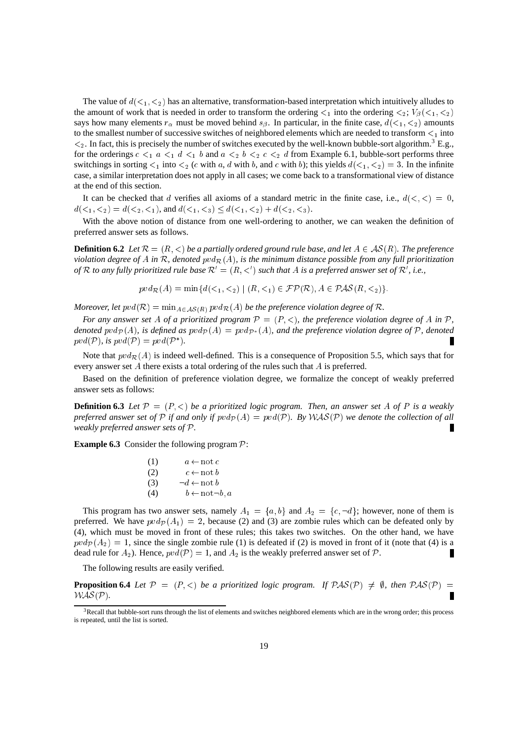The value of $d(<_1, <_2)$ has an alternative, transformation-based interpretation which intuitively alludes to the amount of work that is needed in order to transform the ordering $<_1$ into the ordering $<_2$; $V_\beta(<_1, <_2)$ says how many elements $r_\alpha$ must be moved behind $s_\beta$. In particular, in the finite case, $d(<_1, <_2)$ amounts to the smallest number of successive switches of neighbored elements which are needed to transform $<_1$ into $<_2$. In fact, this is precisely the number of switches executed by the well-known bubble-sort algorithm.[3] E.g., for the orderings $c <_1 a <_1 d <_1 b$ and $a <_2 b <_2 c <_2 d$ from Example 6.1, bubble-sort performs three switchings in sorting $<_1$ into $<_2$ ($c$ with $a$, $d$ with $b$, and $c$ with $b$); this yields $d(<_1, <_2) = 3$. In the infinite case, a similar interpretation does not apply in all cases; we come back to a transformational view of distance at the end of this section.

It can be checked that $d$ verifies all axioms of a standard metric in the finite case, i.e., $d(<, <) = 0$, $d(<_1, <_2) = d(<_2, <_1)$, and $d(<_1, <_3) \leq d(<_1, <_2) + d(<_2, <_3)$.

With the above notion of distance from one well-ordering to another, we can weaken the definition of preferred answer sets as follows.

**Definition 6.2** *Let $\mathcal{R} = (R, <)$ be a partially ordered ground rule base, and let $A \in \mathcal{AS}(R)$. The preference violation degree of $A$ in $\mathcal{R}$, denoted $pvd_{\mathcal{R}}(A)$, is the minimum distance possible from any full prioritization of $\mathcal{R}$ to any fully prioritized rule base $\mathcal{R}' = (R, <')$ such that $A$ is a preferred answer set of $\mathcal{R}'$, i.e.,*

$$pvd_{\mathcal{R}}(A) = \min\{d(<_1, <_2) \mid (R, <_1) \in \mathcal{FP}(\mathcal{R}), A \in \mathcal{PAS}(R, <_2)\}.$$

*Moreover, let $pvd(\mathcal{R}) = \min_{A \in \mathcal{AS}(R)} pvd_{\mathcal{R}}(A)$ be the preference violation degree of $\mathcal{R}$.*

*For any answer set $A$ of a prioritized program $\mathcal{P} = (P, <)$, the preference violation degree of $A$ in $\mathcal{P}$, denoted $pvd_{\mathcal{P}}(A)$, is defined as $pvd_{\mathcal{P}}(A) = pvd_{\mathcal{P}^*}(A)$, and the preference violation degree of $\mathcal{P}$, denoted $pvd(\mathcal{P})$, is $pvd(\mathcal{P}) = pvd(\mathcal{P}^*)$.*

Note that $pvd_{\mathcal{R}}(A)$ is indeed well-defined. This is a consequence of Proposition 5.5, which says that for every answer set $A$ there exists a total ordering of the rules such that $A$ is preferred.

Based on the definition of preference violation degree, we formalize the concept of weakly preferred answer sets as follows:

**Definition 6.3** *Let $\mathcal{P} = (P, <)$ be a prioritized logic program. Then, an answer set $A$ of $P$ is a weakly preferred answer set of $\mathcal{P}$ if and only if $pvd_{\mathcal{P}}(A) = pvd(\mathcal{P})$. By $\mathcal{WAS}(\mathcal{P})$ we denote the collection of all weakly preferred answer sets of $\mathcal{P}$.*

**Example 6.3** Consider the following program $\mathcal{P}$:

| | |
|---|---|
| (1) | $a \leftarrow \text{not}\, c$ |
| (2) | $c \leftarrow \text{not}\, b$ |
| (3) | $\neg d \leftarrow \text{not}\, b$ |
| (4) | $b \leftarrow \text{not}\neg b, a$ |

This program has two answer sets, namely $A_1 = \{a, b\}$ and $A_2 = \{c, \neg d\}$; however, none of them is preferred. We have $pvd_{\mathcal{P}}(A_1) = 2$, because (2) and (3) are zombie rules which can be defeated only by (4), which must be moved in front of these rules; this takes two switches. On the other hand, we have $pvd_{\mathcal{P}}(A_2) = 1$, since the single zombie rule (1) is defeated if (2) is moved in front of it (note that (4) is a dead rule for $A_2$). Hence, $pvd(\mathcal{P}) = 1$, and $A_2$ is the weakly preferred answer set of $\mathcal{P}$.

The following results are easily verified.

**Proposition 6.4** *Let $\mathcal{P} = (P, <)$ be a prioritized logic program. If $\mathcal{PAS}(\mathcal{P}) \neq \emptyset$, then $\mathcal{PAS}(\mathcal{P}) = \mathcal{WAS}(\mathcal{P})$.*

[3] Recall that bubble-sort runs through the list of elements and switches neighbored elements which are in the wrong order; this process is repeated, until the list is sorted.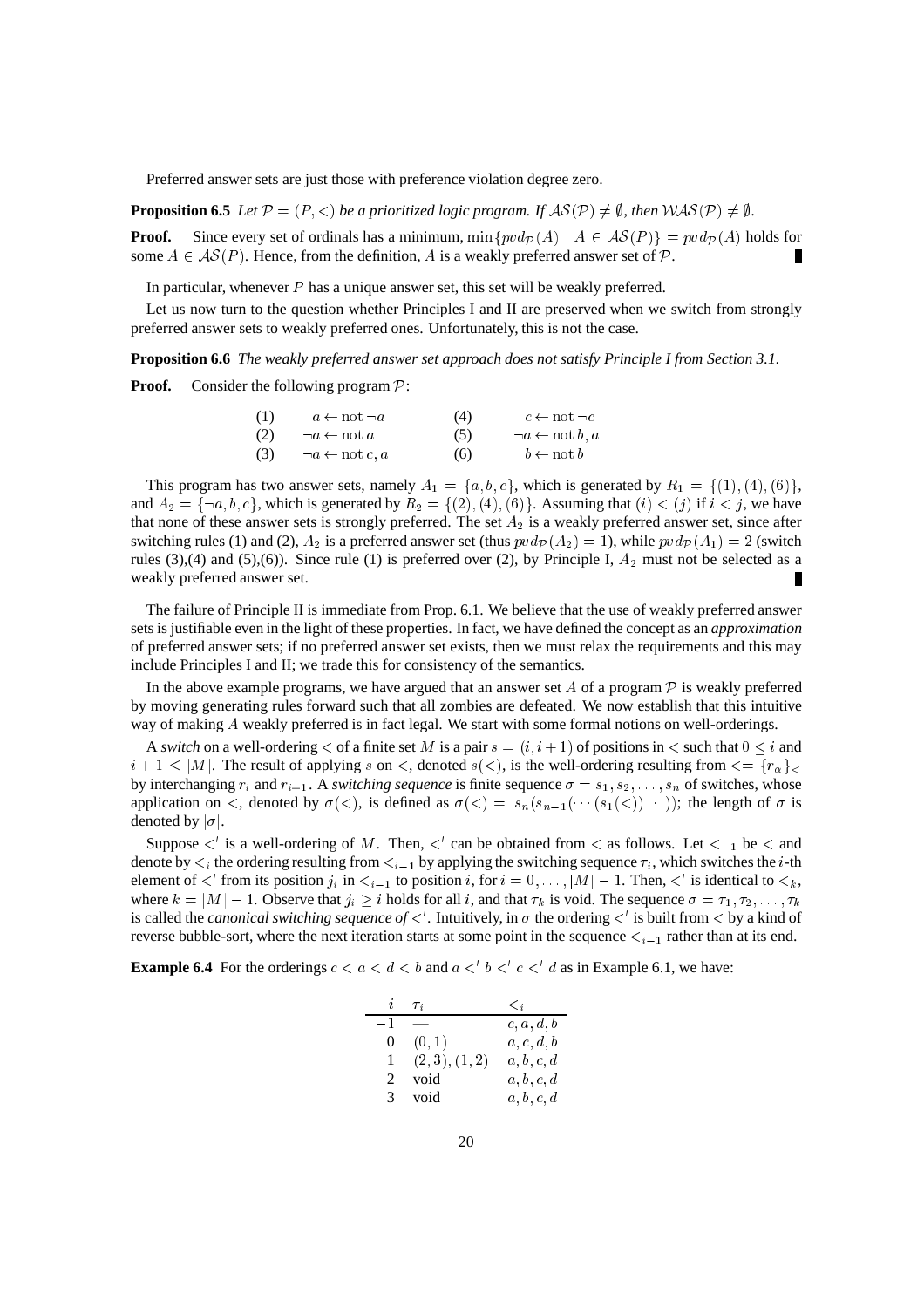Preferred answer sets are just those with preference violation degree zero.

**Proposition 6.5** *Let $\mathcal{P} = (P, <)$ be a prioritized logic program. If $\mathcal{AS}(\mathcal{P}) \neq \emptyset$, then $\mathcal{WAS}(\mathcal{P}) \neq \emptyset$.*

**Proof.** Since every set of ordinals has a minimum, $\min\{pvd_{\mathcal{P}}(A) \mid A \in \mathcal{AS}(P)\} = pvd_{\mathcal{P}}(A)$ holds for some $A \in \mathcal{AS}(P)$. Hence, from the definition, $A$ is a weakly preferred answer set of $\mathcal{P}$. ∎

In particular, whenever $P$ has a unique answer set, this set will be weakly preferred.

Let us now turn to the question whether Principles I and II are preserved when we switch from strongly preferred answer sets to weakly preferred ones. Unfortunately, this is not the case.

**Proposition 6.6** *The weakly preferred answer set approach does not satisfy Principle I from Section 3.1.*

**Proof.** Consider the following program $\mathcal{P}$:

| | | | |
|---|---|---|---|
| (1) | $a \leftarrow \text{not}\, \neg a$ | (4) | $c \leftarrow \text{not}\, \neg c$ |
| (2) | $\neg a \leftarrow \text{not}\, a$ | (5) | $\neg a \leftarrow \text{not}\, b, a$ |
| (3) | $\neg a \leftarrow \text{not}\, c, a$ | (6) | $b \leftarrow \text{not}\, b$ |

This program has two answer sets, namely $A_1 = \{a, b, c\}$, which is generated by $R_1 = \{(1), (4), (6)\}$, and $A_2 = \{\neg a, b, c\}$, which is generated by $R_2 = \{(2), (4), (6)\}$. Assuming that $(i) < (j)$ if $i < j$, we have that none of these answer sets is strongly preferred. The set $A_2$ is a weakly preferred answer set, since after switching rules (1) and (2), $A_2$ is a preferred answer set (thus $pvd_{\mathcal{P}}(A_2) = 1$), while $pvd_{\mathcal{P}}(A_1) = 2$ (switch rules (3),(4) and (5),(6)). Since rule (1) is preferred over (2), by Principle I, $A_2$ must not be selected as a weakly preferred answer set. ∎

The failure of Principle II is immediate from Prop. 6.1. We believe that the use of weakly preferred answer sets is justifiable even in the light of these properties. In fact, we have defined the concept as an *approximation* of preferred answer sets; if no preferred answer set exists, then we must relax the requirements and this may include Principles I and II; we trade this for consistency of the semantics.

In the above example programs, we have argued that an answer set $A$ of a program $\mathcal{P}$ is weakly preferred by moving generating rules forward such that all zombies are defeated. We now establish that this intuitive way of making $A$ weakly preferred is in fact legal. We start with some formal notions on well-orderings.

A *switch* on a well-ordering $<$ of a finite set $M$ is a pair $s = (i, i+1)$ of positions in $<$ such that $0 \leq i$ and $i + 1 \leq |M|$. The result of applying $s$ on $<$, denoted $s(<)$, is the well-ordering resulting from $<= \{r_\alpha\}_<$ by interchanging $r_i$ and $r_{i+1}$. A *switching sequence* is finite sequence $\sigma = s_1, s_2, \ldots, s_n$ of switches, whose application on $<$, denoted by $\sigma(<)$, is defined as $\sigma(<) = s_n(s_{n-1}(\cdots(s_1(<))\cdots))$; the length of $\sigma$ is denoted by $|\sigma|$.

Suppose $<'$ is a well-ordering of $M$. Then, $<'$ can be obtained from $<$ as follows. Let $<_{-1}$ be $<$ and denote by $<_i$ the ordering resulting from $<_{i-1}$ by applying the switching sequence $\tau_i$, which switches the $i$-th element of $<'$ from its position $j_i$ in $<_{i-1}$ to position $i$, for $i = 0, \ldots, |M| - 1$. Then, $<'$ is identical to $<_k$, where $k = |M| - 1$. Observe that $j_i \geq i$ holds for all $i$, and that $\tau_k$ is void. The sequence $\sigma = \tau_1, \tau_2, \ldots, \tau_k$ is called the *canonical switching sequence of* $<'$. Intuitively, in $\sigma$ the ordering $<'$ is built from $<$ by a kind of reverse bubble-sort, where the next iteration starts at some point in the sequence $<_{i-1}$ rather than at its end.

**Example 6.4** For the orderings $c < a < d < b$ and $a <' b <' c <' d$ as in Example 6.1, we have:

| $i$ | $\tau_i$ | $<_i$ |
|---|---|---|
| $-1$ | — | $c, a, d, b$ |
| 0 | $(0, 1)$ | $a, c, d, b$ |
| 1 | $(2, 3), (1, 2)$ | $a, b, c, d$ |
| 2 | void | $a, b, c, d$ |
| 3 | void | $a, b, c, d$ |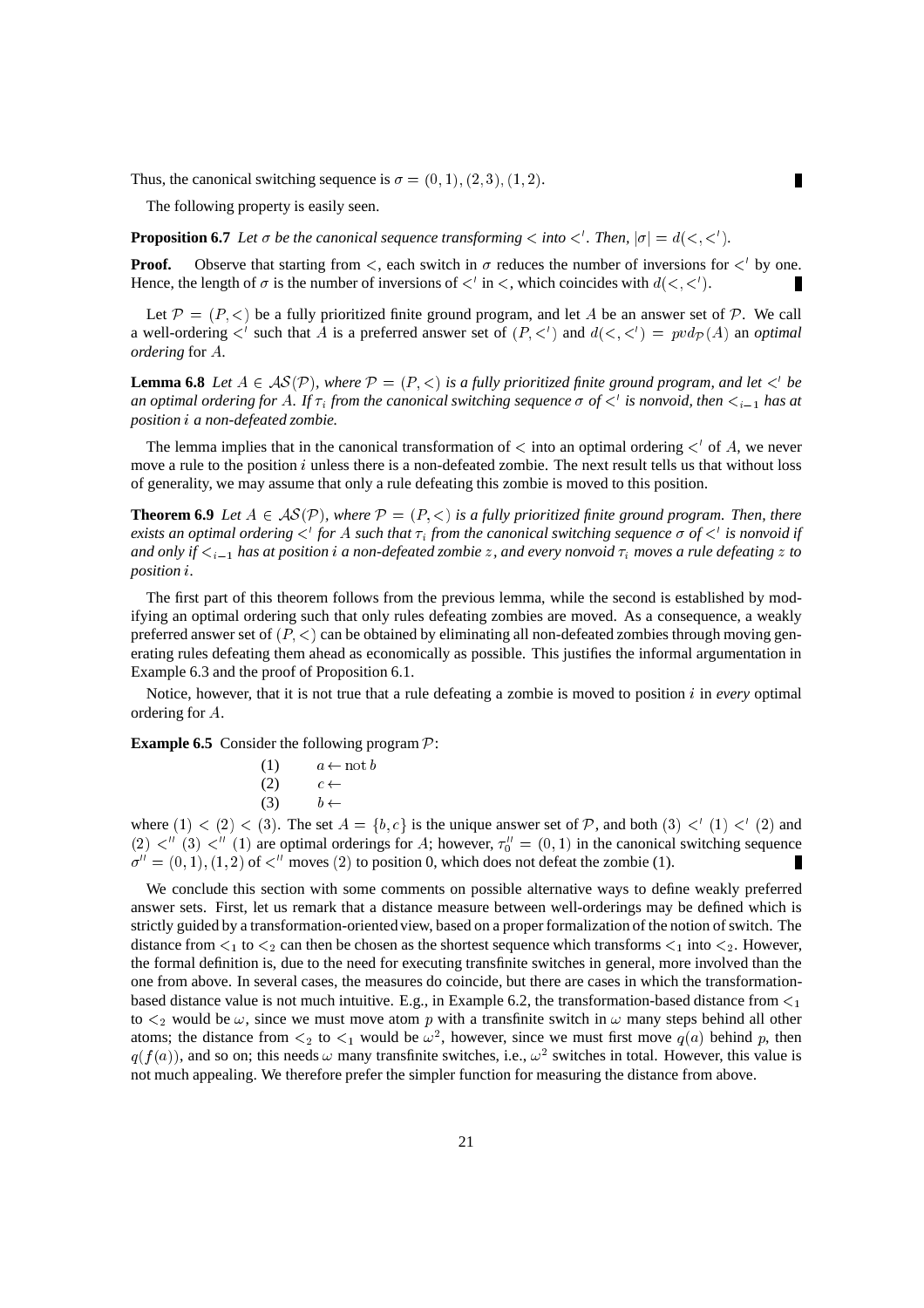Thus, the canonical switching sequence is $\sigma = (0,1),(2,3),(1,2)$. ∎

The following property is easily seen.

**Proposition 6.7** *Let $\sigma$ be the canonical sequence transforming $<$ into $<'$. Then, $|\sigma| = d(<,<')$.*

**Proof.** Observe that starting from $<$, each switch in $\sigma$ reduces the number of inversions for $<'$ by one. Hence, the length of $\sigma$ is the number of inversions of $<'$ in $<$, which coincides with $d(<,<')$. ∎

Let $\mathcal{P} = (P,<)$ be a fully prioritized finite ground program, and let $A$ be an answer set of $\mathcal{P}$. We call a well-ordering $<'$ such that $A$ is a preferred answer set of $(P,<')$ and $d(<,<') = pvd_{\mathcal{P}}(A)$ an *optimal ordering* for $A$.

**Lemma 6.8** *Let $A \in \mathcal{AS}(\mathcal{P})$, where $\mathcal{P} = (P,<)$ is a fully prioritized finite ground program, and let $<'$ be an optimal ordering for $A$. If $\tau_i$ from the canonical switching sequence $\sigma$ of $<'$ is nonvoid, then $<_{i-1}$ has at position $i$ a non-defeated zombie.*

The lemma implies that in the canonical transformation of $<$ into an optimal ordering $<'$ of $A$, we never move a rule to the position $i$ unless there is a non-defeated zombie. The next result tells us that without loss of generality, we may assume that only a rule defeating this zombie is moved to this position.

**Theorem 6.9** *Let $A \in \mathcal{AS}(\mathcal{P})$, where $\mathcal{P} = (P,<)$ is a fully prioritized finite ground program. Then, there exists an optimal ordering $<'$ for $A$ such that $\tau_i$ from the canonical switching sequence $\sigma$ of $<'$ is nonvoid if and only if $<_{i-1}$ has at position $i$ a non-defeated zombie $z$, and every nonvoid $\tau_i$ moves a rule defeating $z$ to position $i$.*

The first part of this theorem follows from the previous lemma, while the second is established by modifying an optimal ordering such that only rules defeating zombies are moved. As a consequence, a weakly preferred answer set of $(P,<)$ can be obtained by eliminating all non-defeated zombies through moving generating rules defeating them ahead as economically as possible. This justifies the informal argumentation in Example 6.3 and the proof of Proposition 6.1.

Notice, however, that it is not true that a rule defeating a zombie is moved to position $i$ in *every* optimal ordering for $A$.

**Example 6.5** Consider the following program $\mathcal{P}$:

$$
\begin{array}{ll}
(1) & a \leftarrow \mathrm{not}\, b \\
(2) & c \leftarrow \\
(3) & b \leftarrow
\end{array}
$$

where $(1) < (2) < (3)$. The set $A = \{b,c\}$ is the unique answer set of $\mathcal{P}$, and both $(3) <' (1) <' (2)$ and $(2) <'' (3) <'' (1)$ are optimal orderings for $A$; however, $\tau''_0 = (0,1)$ in the canonical switching sequence $\sigma'' = (0,1),(1,2)$ of $<''$ moves $(2)$ to position 0, which does not defeat the zombie (1). ∎

We conclude this section with some comments on possible alternative ways to define weakly preferred answer sets. First, let us remark that a distance measure between well-orderings may be defined which is strictly guided by a transformation-oriented view, based on a proper formalization of the notion of switch. The distance from $<_1$ to $<_2$ can then be chosen as the shortest sequence which transforms $<_1$ into $<_2$. However, the formal definition is, due to the need for executing transfinite switches in general, more involved than the one from above. In several cases, the measures do coincide, but there are cases in which the transformation-based distance value is not much intuitive. E.g., in Example 6.2, the transformation-based distance from $<_1$ to $<_2$ would be $\omega$, since we must move atom $p$ with a transfinite switch in $\omega$ many steps behind all other atoms; the distance from $<_2$ to $<_1$ would be $\omega^2$, however, since we must first move $q(a)$ behind $p$, then $q(f(a))$, and so on; this needs $\omega$ many transfinite switches, i.e., $\omega^2$ switches in total. However, this value is not much appealing. We therefore prefer the simpler function for measuring the distance from above.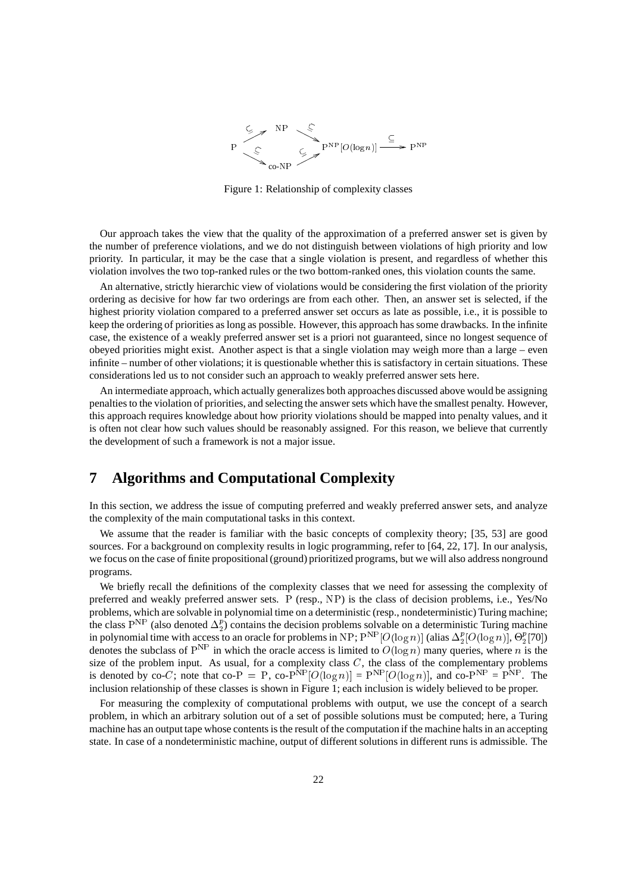P $\subsetneq$ NP $\subsetneq$ $\mathrm{P}^{\mathrm{NP}}[O(\log n)]$ $\subseteq$ $\mathrm{P}^{\mathrm{NP}}$

P $\subsetneq$ co-NP $\subsetneq$ $\mathrm{P}^{\mathrm{NP}}[O(\log n)]$

Figure 1: Relationship of complexity classes

Our approach takes the view that the quality of the approximation of a preferred answer set is given by the number of preference violations, and we do not distinguish between violations of high priority and low priority. In particular, it may be the case that a single violation is present, and regardless of whether this violation involves the two top-ranked rules or the two bottom-ranked ones, this violation counts the same.

An alternative, strictly hierarchic view of violations would be considering the first violation of the priority ordering as decisive for how far two orderings are from each other. Then, an answer set is selected, if the highest priority violation compared to a preferred answer set occurs as late as possible, i.e., it is possible to keep the ordering of priorities as long as possible. However, this approach has some drawbacks. In the infinite case, the existence of a weakly preferred answer set is a priori not guaranteed, since no longest sequence of obeyed priorities might exist. Another aspect is that a single violation may weigh more than a large – even infinite – number of other violations; it is questionable whether this is satisfactory in certain situations. These considerations led us to not consider such an approach to weakly preferred answer sets here.

An intermediate approach, which actually generalizes both approaches discussed above would be assigning penalties to the violation of priorities, and selecting the answer sets which have the smallest penalty. However, this approach requires knowledge about how priority violations should be mapped into penalty values, and it is often not clear how such values should be reasonably assigned. For this reason, we believe that currently the development of such a framework is not a major issue.

# 7 Algorithms and Computational Complexity

In this section, we address the issue of computing preferred and weakly preferred answer sets, and analyze the complexity of the main computational tasks in this context.

We assume that the reader is familiar with the basic concepts of complexity theory; [35, 53] are good sources. For a background on complexity results in logic programming, refer to [64, 22, 17]. In our analysis, we focus on the case of finite propositional (ground) prioritized programs, but we will also address nonground programs.

We briefly recall the definitions of the complexity classes that we need for assessing the complexity of preferred and weakly preferred answer sets. $\mathrm{P}$ (resp., $\mathrm{NP}$) is the class of decision problems, i.e., Yes/No problems, which are solvable in polynomial time on a deterministic (resp., nondeterministic) Turing machine; the class $\mathrm{P}^{\mathrm{NP}}$ (also denoted $\Delta_2^p$) contains the decision problems solvable on a deterministic Turing machine in polynomial time with access to an oracle for problems in $\mathrm{NP}$; $\mathrm{P}^{\mathrm{NP}}[O(\log n)]$ (alias $\Delta_2^p[O(\log n)]$, $\Theta_2^p$[70]) denotes the subclass of $\mathrm{P}^{\mathrm{NP}}$ in which the oracle access is limited to $O(\log n)$ many queries, where $n$ is the size of the problem input. As usual, for a complexity class $C$, the class of the complementary problems is denoted by co-$C$; note that co-$\mathrm{P} = \mathrm{P}$, co-$\mathrm{P}^{\mathrm{NP}}[O(\log n)] = \mathrm{P}^{\mathrm{NP}}[O(\log n)]$, and co-$\mathrm{P}^{\mathrm{NP}} = \mathrm{P}^{\mathrm{NP}}$. The inclusion relationship of these classes is shown in Figure 1; each inclusion is widely believed to be proper.

For measuring the complexity of computational problems with output, we use the concept of a search problem, in which an arbitrary solution out of a set of possible solutions must be computed; here, a Turing machine has an output tape whose contents is the result of the computation if the machine halts in an accepting state. In case of a nondeterministic machine, output of different solutions in different runs is admissible. The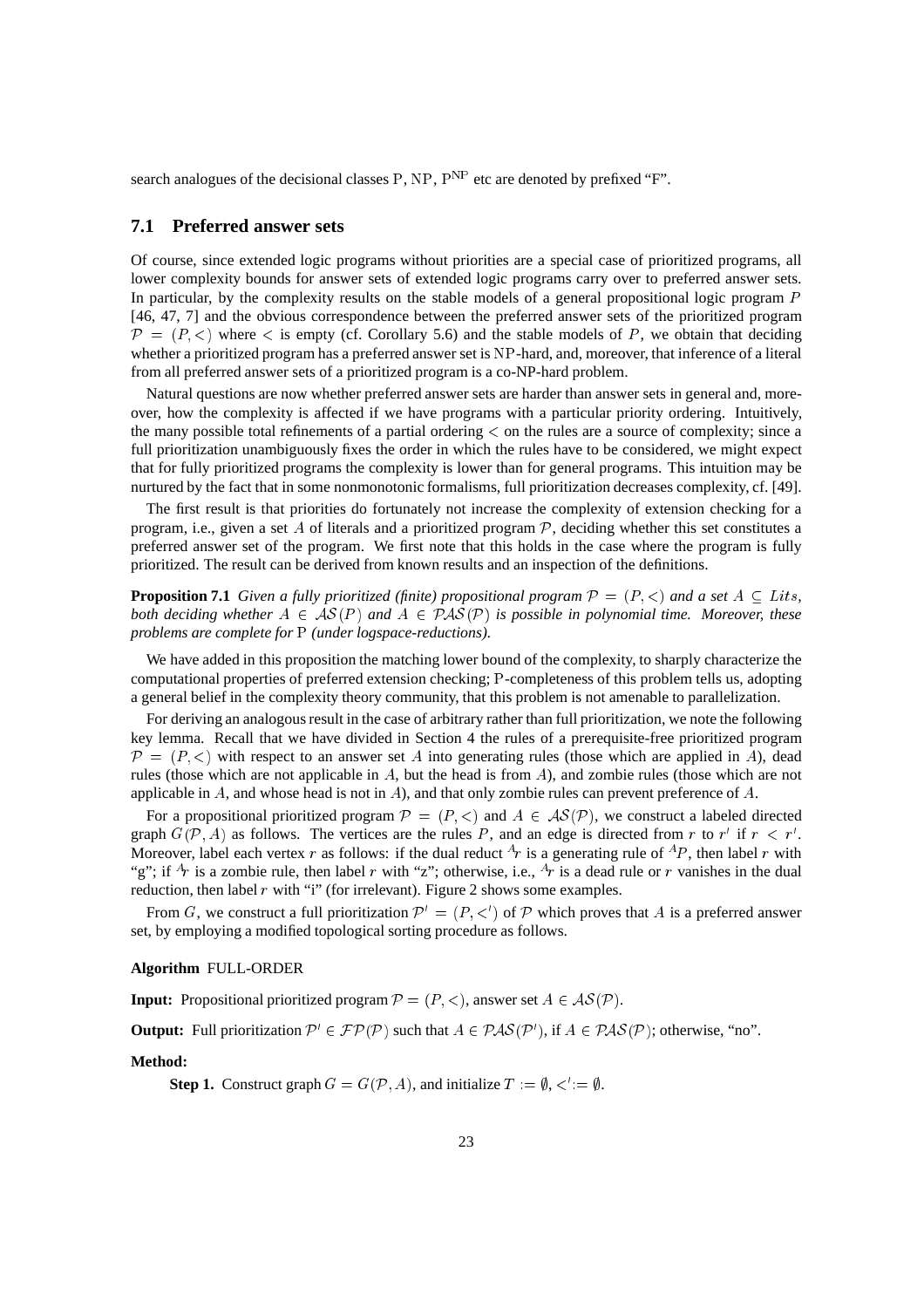search analogues of the decisional classes $\mathrm{P}$, $\mathrm{NP}$, $\mathrm{P}^{\mathrm{NP}}$ etc are denoted by prefixed "F".

## 7.1 Preferred answer sets

Of course, since extended logic programs without priorities are a special case of prioritized programs, all lower complexity bounds for answer sets of extended logic programs carry over to preferred answer sets. In particular, by the complexity results on the stable models of a general propositional logic program $P$ [46, 47, 7] and the obvious correspondence between the preferred answer sets of the prioritized program $\mathcal{P} = (P, <)$ where $<$ is empty (cf. Corollary 5.6) and the stable models of $P$, we obtain that deciding whether a prioritized program has a preferred answer set is $\mathrm{NP}$-hard, and, moreover, that inference of a literal from all preferred answer sets of a prioritized program is a co-NP-hard problem.

Natural questions are now whether preferred answer sets are harder than answer sets in general and, moreover, how the complexity is affected if we have programs with a particular priority ordering. Intuitively, the many possible total refinements of a partial ordering $<$ on the rules are a source of complexity; since a full prioritization unambiguously fixes the order in which the rules have to be considered, we might expect that for fully prioritized programs the complexity is lower than for general programs. This intuition may be nurtured by the fact that in some nonmonotonic formalisms, full prioritization decreases complexity, cf. [49].

The first result is that priorities do fortunately not increase the complexity of extension checking for a program, i.e., given a set $A$ of literals and a prioritized program $\mathcal{P}$, deciding whether this set constitutes a preferred answer set of the program. We first note that this holds in the case where the program is fully prioritized. The result can be derived from known results and an inspection of the definitions.

**Proposition 7.1** *Given a fully prioritized (finite) propositional program $\mathcal{P} = (P, <)$ and a set $A \subseteq Lits$, both deciding whether $A \in \mathcal{AS}(P)$ and $A \in \mathcal{PAS}(\mathcal{P})$ is possible in polynomial time. Moreover, these problems are complete for* $\mathrm{P}$ *(under logspace-reductions).*

We have added in this proposition the matching lower bound of the complexity, to sharply characterize the computational properties of preferred extension checking; $\mathrm{P}$-completeness of this problem tells us, adopting a general belief in the complexity theory community, that this problem is not amenable to parallelization.

For deriving an analogous result in the case of arbitrary rather than full prioritization, we note the following key lemma. Recall that we have divided in Section 4 the rules of a prerequisite-free prioritized program $\mathcal{P} = (P, <)$ with respect to an answer set $A$ into generating rules (those which are applied in $A$), dead rules (those which are not applicable in $A$, but the head is from $A$), and zombie rules (those which are not applicable in $A$, and whose head is not in $A$), and that only zombie rules can prevent preference of $A$.

For a propositional prioritized program $\mathcal{P} = (P, <)$ and $A \in \mathcal{AS}(\mathcal{P})$, we construct a labeled directed graph $G(\mathcal{P}, A)$ as follows. The vertices are the rules $P$, and an edge is directed from $r$ to $r'$ if $r < r'$. Moreover, label each vertex $r$ as follows: if the dual reduct ${}^{A}r$ is a generating rule of ${}^{A}P$, then label $r$ with "g"; if ${}^{A}r$ is a zombie rule, then label $r$ with "z"; otherwise, i.e., ${}^{A}r$ is a dead rule or $r$ vanishes in the dual reduction, then label $r$ with "i" (for irrelevant). Figure 2 shows some examples.

From $G$, we construct a full prioritization $\mathcal{P}' = (P, <')$ of $\mathcal{P}$ which proves that $A$ is a preferred answer set, by employing a modified topological sorting procedure as follows.

**Algorithm** FULL-ORDER

**Input:** Propositional prioritized program $\mathcal{P} = (P, <)$, answer set $A \in \mathcal{AS}(\mathcal{P})$.

**Output:** Full prioritization $\mathcal{P}' \in \mathcal{FP}(\mathcal{P})$ such that $A \in \mathcal{PAS}(\mathcal{P}')$, if $A \in \mathcal{PAS}(\mathcal{P})$; otherwise, "no".

**Method:**

**Step 1.** Construct graph $G = G(\mathcal{P}, A)$, and initialize $T := \emptyset$, $<' := \emptyset$.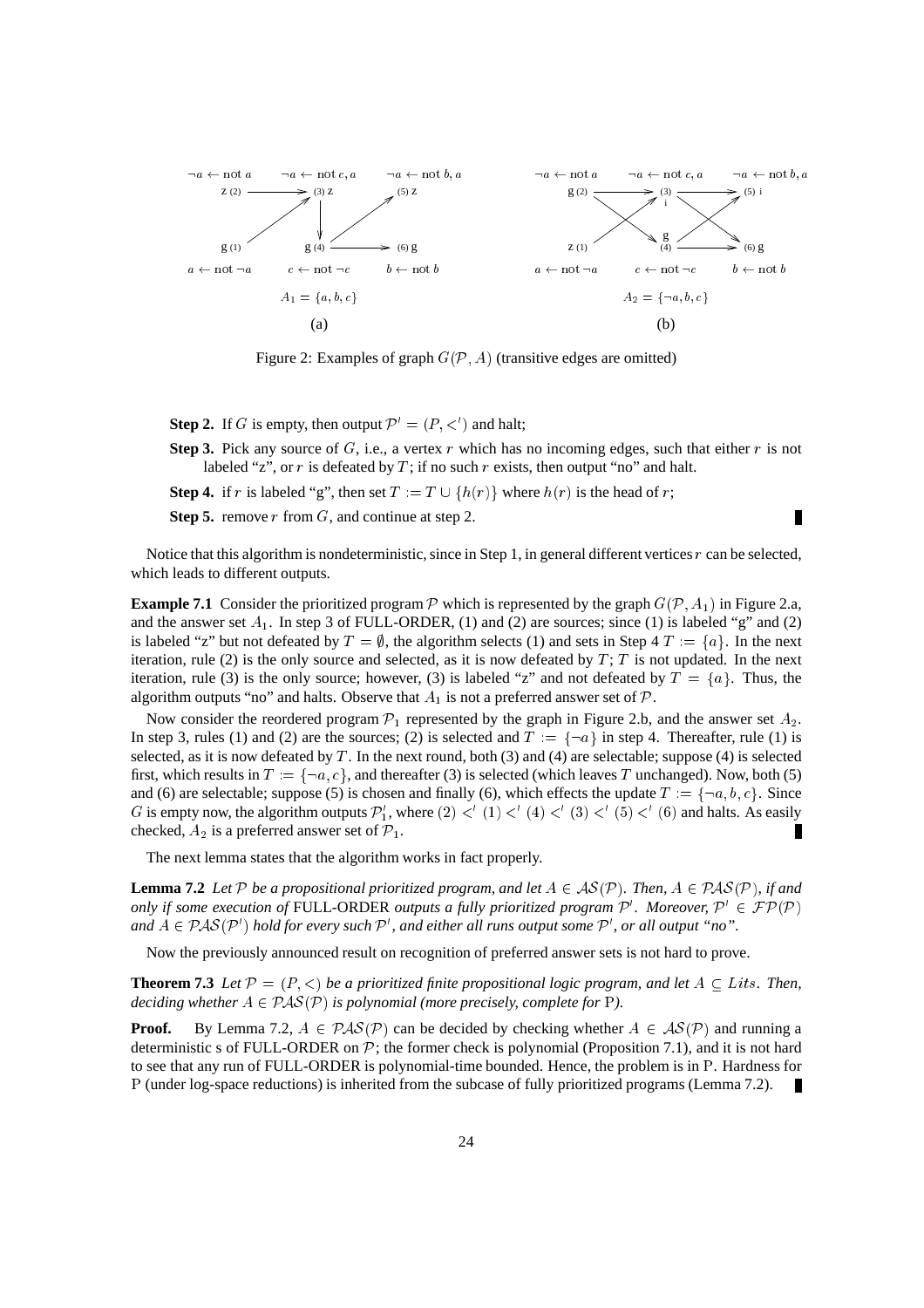Figure 2: Examples of graph $G(\mathcal{P}, A)$ (transitive edges are omitted)

**Step 2.** If $G$ is empty, then output $\mathcal{P}' = (P, <')$ and halt;

**Step 3.** Pick any source of $G$, i.e., a vertex $r$ which has no incoming edges, such that either $r$ is not labeled "z", or $r$ is defeated by $T$; if no such $r$ exists, then output "no" and halt.

**Step 4.** if $r$ is labeled "g", then set $T := T \cup \{h(r)\}$ where $h(r)$ is the head of $r$;

**Step 5.** remove $r$ from $G$, and continue at step 2.

Notice that this algorithm is nondeterministic, since in Step 1, in general different vertices $r$ can be selected, which leads to different outputs.

**Example 7.1** Consider the prioritized program $\mathcal{P}$ which is represented by the graph $G(\mathcal{P}, A_1)$ in Figure 2.a, and the answer set $A_1$. In step 3 of FULL-ORDER, (1) and (2) are sources; since (1) is labeled "g" and (2) is labeled "z" but not defeated by $T = \emptyset$, the algorithm selects (1) and sets in Step 4 $T := \{a\}$. In the next iteration, rule (2) is the only source and selected, as it is now defeated by $T$; $T$ is not updated. In the next iteration, rule (3) is the only source; however, (3) is labeled "z" and not defeated by $T = \{a\}$. Thus, the algorithm outputs "no" and halts. Observe that $A_1$ is not a preferred answer set of $\mathcal{P}$.

Now consider the reordered program $\mathcal{P}_1$ represented by the graph in Figure 2.b, and the answer set $A_2$. In step 3, rules (1) and (2) are the sources; (2) is selected and $T := \{\neg a\}$ in step 4. Thereafter, rule (1) is selected, as it is now defeated by $T$. In the next round, both (3) and (4) are selectable; suppose (4) is selected first, which results in $T := \{\neg a, c\}$, and thereafter (3) is selected (which leaves $T$ unchanged). Now, both (5) and (6) are selectable; suppose (5) is chosen and finally (6), which effects the update $T := \{\neg a, b, c\}$. Since $G$ is empty now, the algorithm outputs $\mathcal{P}_1^{\prime}$, where $(2) <' (1) <' (4) <' (3) <' (5) <' (6)$ and halts. As easily checked, $A_2$ is a preferred answer set of $\mathcal{P}_1$.

The next lemma states that the algorithm works in fact properly.

**Lemma 7.2** *Let $\mathcal{P}$ be a propositional prioritized program, and let $A \in \mathcal{AS}(\mathcal{P})$. Then, $A \in \mathcal{PAS}(\mathcal{P})$, if and only if some execution of* FULL-ORDER *outputs a fully prioritized program $\mathcal{P}'$. Moreover, $\mathcal{P}' \in \mathcal{FP}(\mathcal{P})$ and $A \in \mathcal{PAS}(\mathcal{P}')$ hold for every such $\mathcal{P}'$, and either all runs output some $\mathcal{P}'$, or all output "no".*

Now the previously announced result on recognition of preferred answer sets is not hard to prove.

**Theorem 7.3** *Let $\mathcal{P} = (P, <)$ be a prioritized finite propositional logic program, and let $A \subseteq Lits$. Then, deciding whether $A \in \mathcal{PAS}(\mathcal{P})$ is polynomial (more precisely, complete for* P*).*

**Proof.** By Lemma 7.2, $A \in \mathcal{PAS}(\mathcal{P})$ can be decided by checking whether $A \in \mathcal{AS}(\mathcal{P})$ and running a deterministic s of FULL-ORDER on $\mathcal{P}$; the former check is polynomial (Proposition 7.1), and it is not hard to see that any run of FULL-ORDER is polynomial-time bounded. Hence, the problem is in P. Hardness for P (under log-space reductions) is inherited from the subcase of fully prioritized programs (Lemma 7.2).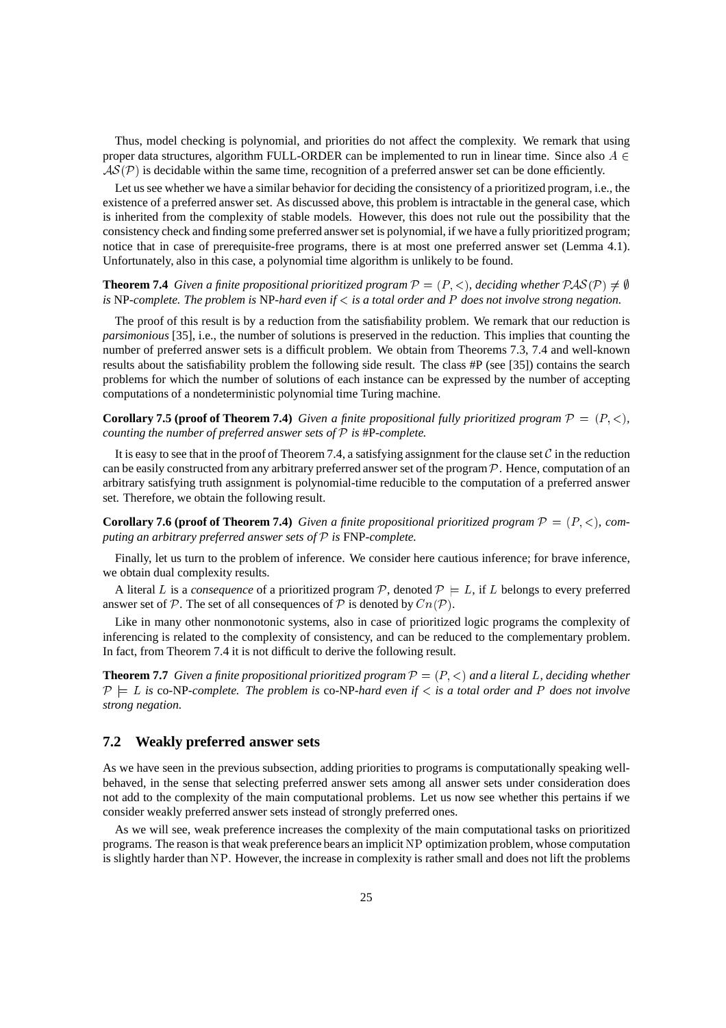Thus, model checking is polynomial, and priorities do not affect the complexity. We remark that using proper data structures, algorithm FULL-ORDER can be implemented to run in linear time. Since also $A \in \mathcal{AS}(\mathcal{P})$ is decidable within the same time, recognition of a preferred answer set can be done efficiently.

Let us see whether we have a similar behavior for deciding the consistency of a prioritized program, i.e., the existence of a preferred answer set. As discussed above, this problem is intractable in the general case, which is inherited from the complexity of stable models. However, this does not rule out the possibility that the consistency check and finding some preferred answer set is polynomial, if we have a fully prioritized program; notice that in case of prerequisite-free programs, there is at most one preferred answer set (Lemma 4.1). Unfortunately, also in this case, a polynomial time algorithm is unlikely to be found.

**Theorem 7.4** *Given a finite propositional prioritized program $\mathcal{P} = (P, <)$, deciding whether $\mathcal{PAS}(\mathcal{P}) \neq \emptyset$ is* NP*-complete. The problem is* NP*-hard even if $<$ is a total order and $P$ does not involve strong negation.*

The proof of this result is by a reduction from the satisfiability problem. We remark that our reduction is *parsimonious* [35], i.e., the number of solutions is preserved in the reduction. This implies that counting the number of preferred answer sets is a difficult problem. We obtain from Theorems 7.3, 7.4 and well-known results about the satisfiability problem the following side result. The class #P (see [35]) contains the search problems for which the number of solutions of each instance can be expressed by the number of accepting computations of a nondeterministic polynomial time Turing machine.

**Corollary 7.5 (proof of Theorem 7.4)** *Given a finite propositional fully prioritized program $\mathcal{P} = (P, <)$, counting the number of preferred answer sets of $\mathcal{P}$ is* #P*-complete.*

It is easy to see that in the proof of Theorem 7.4, a satisfying assignment for the clause set $\mathcal{C}$ in the reduction can be easily constructed from any arbitrary preferred answer set of the program $\mathcal{P}$. Hence, computation of an arbitrary satisfying truth assignment is polynomial-time reducible to the computation of a preferred answer set. Therefore, we obtain the following result.

**Corollary 7.6 (proof of Theorem 7.4)** *Given a finite propositional prioritized program $\mathcal{P} = (P, <)$, computing an arbitrary preferred answer sets of $\mathcal{P}$ is* FNP*-complete.*

Finally, let us turn to the problem of inference. We consider here cautious inference; for brave inference, we obtain dual complexity results.

A literal $L$ is a *consequence* of a prioritized program $\mathcal{P}$, denoted $\mathcal{P} \models L$, if $L$ belongs to every preferred answer set of $\mathcal{P}$. The set of all consequences of $\mathcal{P}$ is denoted by $Cn(\mathcal{P})$.

Like in many other nonmonotonic systems, also in case of prioritized logic programs the complexity of inferencing is related to the complexity of consistency, and can be reduced to the complementary problem. In fact, from Theorem 7.4 it is not difficult to derive the following result.

**Theorem 7.7** *Given a finite propositional prioritized program $\mathcal{P} = (P, <)$ and a literal $L$, deciding whether $\mathcal{P} \models L$ is* co-NP*-complete. The problem is* co-NP*-hard even if $<$ is a total order and $P$ does not involve strong negation.*

## 7.2 Weakly preferred answer sets

As we have seen in the previous subsection, adding priorities to programs is computationally speaking well-behaved, in the sense that selecting preferred answer sets among all answer sets under consideration does not add to the complexity of the main computational problems. Let us now see whether this pertains if we consider weakly preferred answer sets instead of strongly preferred ones.

As we will see, weak preference increases the complexity of the main computational tasks on prioritized programs. The reason is that weak preference bears an implicit NP optimization problem, whose computation is slightly harder than NP. However, the increase in complexity is rather small and does not lift the problems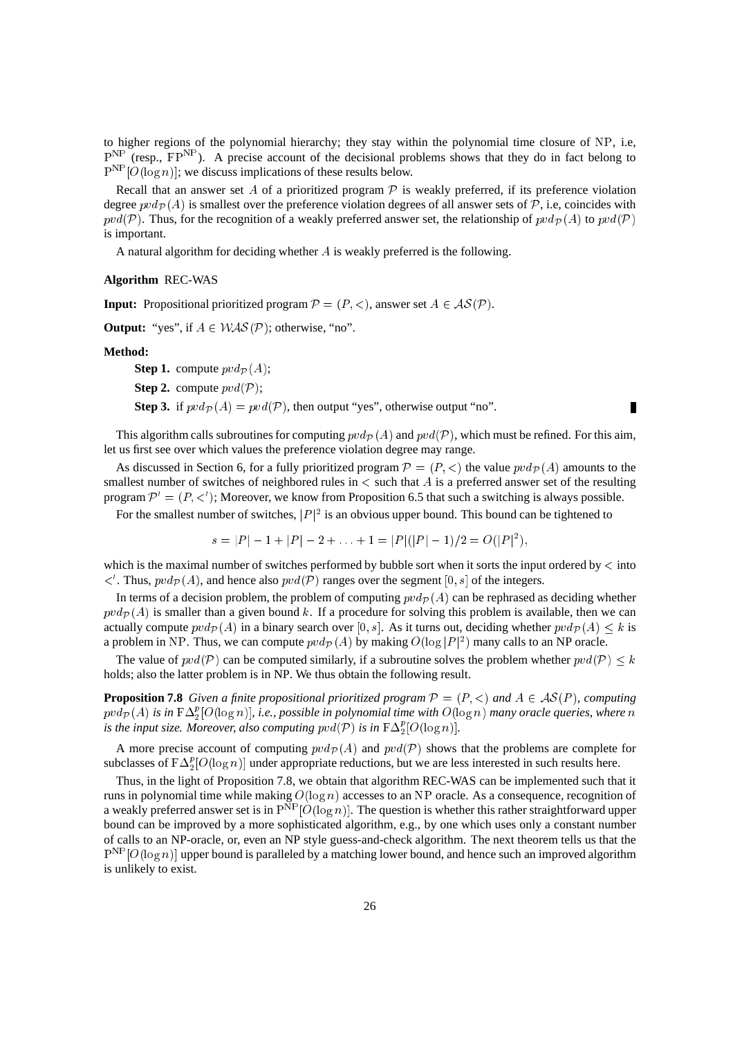to higher regions of the polynomial hierarchy; they stay within the polynomial time closure of NP, i.e, $\mathrm{P}^{\mathrm{NP}}$ (resp., $\mathrm{FP}^{\mathrm{NP}}$). A precise account of the decisional problems shows that they do in fact belong to $\mathrm{P}^{\mathrm{NP}}[O(\log n)]$; we discuss implications of these results below.

Recall that an answer set $A$ of a prioritized program $\mathcal{P}$ is weakly preferred, if its preference violation degree $pvd_{\mathcal{P}}(A)$ is smallest over the preference violation degrees of all answer sets of $\mathcal{P}$, i.e, coincides with $pvd(\mathcal{P})$. Thus, for the recognition of a weakly preferred answer set, the relationship of $pvd_{\mathcal{P}}(A)$ to $pvd(\mathcal{P})$ is important.

A natural algorithm for deciding whether $A$ is weakly preferred is the following.

**Algorithm** REC-WAS

**Input:** Propositional prioritized program $\mathcal{P} = (P, <)$, answer set $A \in \mathcal{AS}(\mathcal{P})$.

**Output:** "yes", if $A \in \mathcal{WAS}(\mathcal{P})$; otherwise, "no".

**Method:**

**Step 1.** compute $pvd_{\mathcal{P}}(A)$;

**Step 2.** compute $pvd(\mathcal{P})$;

**Step 3.** if $pvd_{\mathcal{P}}(A) = pvd(\mathcal{P})$, then output "yes", otherwise output "no". ∎

This algorithm calls subroutines for computing $pvd_{\mathcal{P}}(A)$ and $pvd(\mathcal{P})$, which must be refined. For this aim, let us first see over which values the preference violation degree may range.

As discussed in Section 6, for a fully prioritized program $\mathcal{P} = (P, <)$ the value $pvd_{\mathcal{P}}(A)$ amounts to the smallest number of switches of neighbored rules in $<$ such that $A$ is a preferred answer set of the resulting program $\mathcal{P}' = (P, <')$; Moreover, we know from Proposition 6.5 that such a switching is always possible.

For the smallest number of switches, $|P|^2$ is an obvious upper bound. This bound can be tightened to

$$s = |P| - 1 + |P| - 2 + \ldots + 1 = |P|(|P| - 1)/2 = O(|P|^2),$$

which is the maximal number of switches performed by bubble sort when it sorts the input ordered by $<$ into $<'$. Thus, $pvd_{\mathcal{P}}(A)$, and hence also $pvd(\mathcal{P})$ ranges over the segment $[0, s]$ of the integers.

In terms of a decision problem, the problem of computing $pvd_{\mathcal{P}}(A)$ can be rephrased as deciding whether $pvd_{\mathcal{P}}(A)$ is smaller than a given bound $k$. If a procedure for solving this problem is available, then we can actually compute $pvd_{\mathcal{P}}(A)$ in a binary search over $[0, s]$. As it turns out, deciding whether $pvd_{\mathcal{P}}(A) \leq k$ is a problem in NP. Thus, we can compute $pvd_{\mathcal{P}}(A)$ by making $O(\log |P|^2)$ many calls to an NP oracle.

The value of $pvd(\mathcal{P})$ can be computed similarly, if a subroutine solves the problem whether $pvd(\mathcal{P}) \leq k$ holds; also the latter problem is in NP. We thus obtain the following result.

**Proposition 7.8** *Given a finite propositional prioritized program $\mathcal{P} = (P, <)$ and $A \in \mathcal{AS}(P)$, computing $pvd_{\mathcal{P}}(A)$ is in $\mathrm{F}\Delta_2^p[O(\log n)]$, i.e., possible in polynomial time with $O(\log n)$ many oracle queries, where $n$ is the input size. Moreover, also computing $pvd(\mathcal{P})$ is in $\mathrm{F}\Delta_2^p[O(\log n)]$.*

A more precise account of computing $pvd_{\mathcal{P}}(A)$ and $pvd(\mathcal{P})$ shows that the problems are complete for subclasses of $\mathrm{F}\Delta_2^p[O(\log n)]$ under appropriate reductions, but we are less interested in such results here.

Thus, in the light of Proposition 7.8, we obtain that algorithm REC-WAS can be implemented such that it runs in polynomial time while making $O(\log n)$ accesses to an NP oracle. As a consequence, recognition of a weakly preferred answer set is in $\mathrm{P}^{\mathrm{NP}}[O(\log n)]$. The question is whether this rather straightforward upper bound can be improved by a more sophisticated algorithm, e.g., by one which uses only a constant number of calls to an NP-oracle, or, even an NP style guess-and-check algorithm. The next theorem tells us that the $\mathrm{P}^{\mathrm{NP}}[O(\log n)]$ upper bound is paralleled by a matching lower bound, and hence such an improved algorithm is unlikely to exist.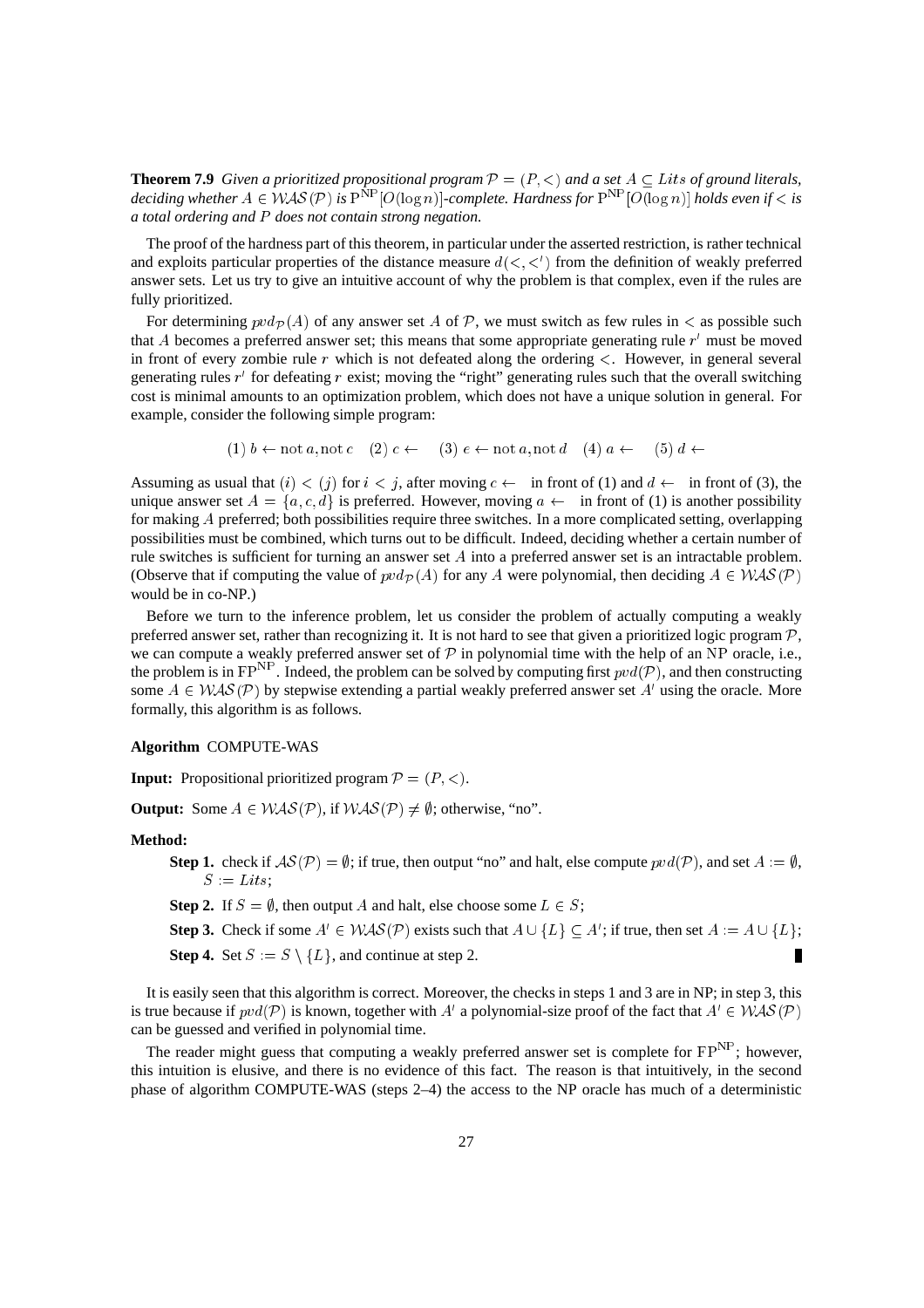**Theorem 7.9** *Given a prioritized propositional program $\mathcal{P} = (P, <)$ and a set $A \subseteq Lits$ of ground literals, deciding whether $A \in \mathcal{WAS}(\mathcal{P})$ is $\mathrm{P}^{\mathrm{NP}}[O(\log n)]$-complete. Hardness for $\mathrm{P}^{\mathrm{NP}}[O(\log n)]$ holds even if $<$ is a total ordering and $P$ does not contain strong negation.*

The proof of the hardness part of this theorem, in particular under the asserted restriction, is rather technical and exploits particular properties of the distance measure $d(<, <')$ from the definition of weakly preferred answer sets. Let us try to give an intuitive account of why the problem is that complex, even if the rules are fully prioritized.

For determining $pvd_{\mathcal{P}}(A)$ of any answer set $A$ of $\mathcal{P}$, we must switch as few rules in $<$ as possible such that $A$ becomes a preferred answer set; this means that some appropriate generating rule $r'$ must be moved in front of every zombie rule $r$ which is not defeated along the ordering $<$. However, in general several generating rules $r'$ for defeating $r$ exist; moving the "right" generating rules such that the overall switching cost is minimal amounts to an optimization problem, which does not have a unique solution in general. For example, consider the following simple program:

$$(1)\ b \leftarrow \mathrm{not}\ a, \mathrm{not}\ c \quad (2)\ c \leftarrow \quad (3)\ e \leftarrow \mathrm{not}\ a, \mathrm{not}\ d \quad (4)\ a \leftarrow \quad (5)\ d \leftarrow$$

Assuming as usual that $(i) < (j)$ for $i < j$, after moving $c \leftarrow$ in front of (1) and $d \leftarrow$ in front of (3), the unique answer set $A = \{a, c, d\}$ is preferred. However, moving $a \leftarrow$ in front of (1) is another possibility for making $A$ preferred; both possibilities require three switches. In a more complicated setting, overlapping possibilities must be combined, which turns out to be difficult. Indeed, deciding whether a certain number of rule switches is sufficient for turning an answer set $A$ into a preferred answer set is an intractable problem. (Observe that if computing the value of $pvd_{\mathcal{P}}(A)$ for any $A$ were polynomial, then deciding $A \in \mathcal{WAS}(\mathcal{P})$ would be in co-NP.)

Before we turn to the inference problem, let us consider the problem of actually computing a weakly preferred answer set, rather than recognizing it. It is not hard to see that given a prioritized logic program $\mathcal{P}$, we can compute a weakly preferred answer set of $\mathcal{P}$ in polynomial time with the help of an NP oracle, i.e., the problem is in $\mathrm{FP}^{\mathrm{NP}}$. Indeed, the problem can be solved by computing first $pvd(\mathcal{P})$, and then constructing some $A \in \mathcal{WAS}(\mathcal{P})$ by stepwise extending a partial weakly preferred answer set $A'$ using the oracle. More formally, this algorithm is as follows.

**Algorithm** COMPUTE-WAS

**Input:** Propositional prioritized program $\mathcal{P} = (P, <)$.

**Output:** Some $A \in \mathcal{WAS}(\mathcal{P})$, if $\mathcal{WAS}(\mathcal{P}) \neq \emptyset$; otherwise, "no".

**Method:**

- **Step 1.** check if $\mathcal{AS}(\mathcal{P}) = \emptyset$; if true, then output "no" and halt, else compute $pvd(\mathcal{P})$, and set $A := \emptyset$, $S := Lits$;
- **Step 2.** If $S = \emptyset$, then output $A$ and halt, else choose some $L \in S$;
- **Step 3.** Check if some $A' \in \mathcal{WAS}(\mathcal{P})$ exists such that $A \cup \{L\} \subseteq A'$; if true, then set $A := A \cup \{L\}$;
- **Step 4.** Set $S := S \setminus \{L\}$, and continue at step 2. ∎

It is easily seen that this algorithm is correct. Moreover, the checks in steps 1 and 3 are in NP; in step 3, this is true because if $pvd(\mathcal{P})$ is known, together with $A'$ a polynomial-size proof of the fact that $A' \in \mathcal{WAS}(\mathcal{P})$ can be guessed and verified in polynomial time.

The reader might guess that computing a weakly preferred answer set is complete for $\mathrm{FP}^{\mathrm{NP}}$; however, this intuition is elusive, and there is no evidence of this fact. The reason is that intuitively, in the second phase of algorithm COMPUTE-WAS (steps 2–4) the access to the NP oracle has much of a deterministic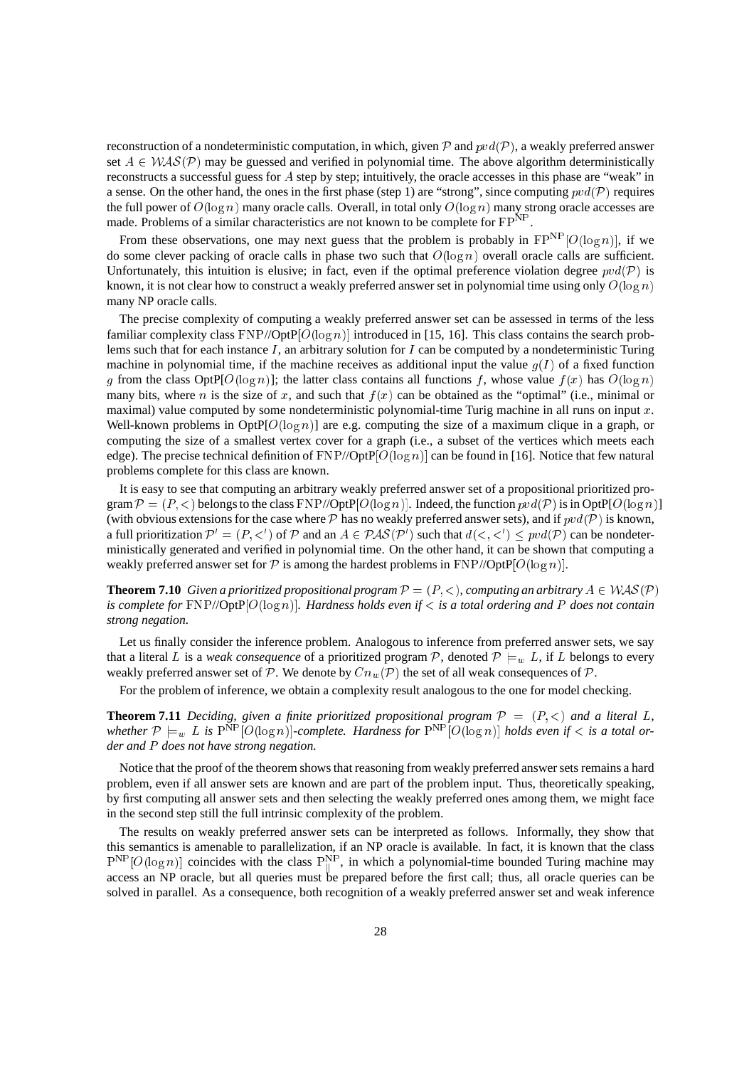reconstruction of a nondeterministic computation, in which, given $\mathcal{P}$ and $pvd(\mathcal{P})$, a weakly preferred answer set $A \in \mathcal{WAS}(\mathcal{P})$ may be guessed and verified in polynomial time. The above algorithm deterministically reconstructs a successful guess for $A$ step by step; intuitively, the oracle accesses in this phase are "weak" in a sense. On the other hand, the ones in the first phase (step 1) are "strong", since computing $pvd(\mathcal{P})$ requires the full power of $O(\log n)$ many oracle calls. Overall, in total only $O(\log n)$ many strong oracle accesses are made. Problems of a similar characteristics are not known to be complete for $\mathrm{FP}^{\mathrm{NP}}$.

From these observations, one may next guess that the problem is probably in $\mathrm{FP}^{\mathrm{NP}}[O(\log n)]$, if we do some clever packing of oracle calls in phase two such that $O(\log n)$ overall oracle calls are sufficient. Unfortunately, this intuition is elusive; in fact, even if the optimal preference violation degree $pvd(\mathcal{P})$ is known, it is not clear how to construct a weakly preferred answer set in polynomial time using only $O(\log n)$ many NP oracle calls.

The precise complexity of computing a weakly preferred answer set can be assessed in terms of the less familiar complexity class $\mathrm{FNP}//\mathrm{OptP}[O(\log n)]$ introduced in [15, 16]. This class contains the search problems such that for each instance $I$, an arbitrary solution for $I$ can be computed by a nondeterministic Turing machine in polynomial time, if the machine receives as additional input the value $g(I)$ of a fixed function $g$ from the class $\mathrm{OptP}[O(\log n)]$; the latter class contains all functions $f$, whose value $f(x)$ has $O(\log n)$ many bits, where $n$ is the size of $x$, and such that $f(x)$ can be obtained as the "optimal" (i.e., minimal or maximal) value computed by some nondeterministic polynomial-time Turig machine in all runs on input $x$. Well-known problems in $\mathrm{OptP}[O(\log n)]$ are e.g. computing the size of a maximum clique in a graph, or computing the size of a smallest vertex cover for a graph (i.e., a subset of the vertices which meets each edge). The precise technical definition of $\mathrm{FNP}//\mathrm{OptP}[O(\log n)]$ can be found in [16]. Notice that few natural problems complete for this class are known.

It is easy to see that computing an arbitrary weakly preferred answer set of a propositional prioritized program $\mathcal{P} = (P, <)$ belongs to the class $\mathrm{FNP}//\mathrm{OptP}[O(\log n)]$. Indeed, the function $pvd(\mathcal{P})$ is in $\mathrm{OptP}[O(\log n)]$ (with obvious extensions for the case where $\mathcal{P}$ has no weakly preferred answer sets), and if $pvd(\mathcal{P})$ is known, a full prioritization $\mathcal{P}' = (P, <')$ of $\mathcal{P}$ and an $A \in \mathcal{PAS}(\mathcal{P}')$ such that $d(<, <') \leq pvd(\mathcal{P})$ can be nondeterministically generated and verified in polynomial time. On the other hand, it can be shown that computing a weakly preferred answer set for $\mathcal{P}$ is among the hardest problems in $\mathrm{FNP}//\mathrm{OptP}[O(\log n)]$.

**Theorem 7.10** *Given a prioritized propositional program $\mathcal{P} = (P, <)$, computing an arbitrary $A \in \mathcal{WAS}(\mathcal{P})$ is complete for $\mathrm{FNP}//\mathrm{OptP}[O(\log n)]$. Hardness holds even if $<$ is a total ordering and $P$ does not contain strong negation.*

Let us finally consider the inference problem. Analogous to inference from preferred answer sets, we say that a literal $L$ is a *weak consequence* of a prioritized program $\mathcal{P}$, denoted $\mathcal{P} \models_w L$, if $L$ belongs to every weakly preferred answer set of $\mathcal{P}$. We denote by $Cn_w(\mathcal{P})$ the set of all weak consequences of $\mathcal{P}$.

For the problem of inference, we obtain a complexity result analogous to the one for model checking.

**Theorem 7.11** *Deciding, given a finite prioritized propositional program $\mathcal{P} = (P, <)$ and a literal $L$, whether $\mathcal{P} \models_w L$ is $\mathrm{P}^{\mathrm{NP}}[O(\log n)]$-complete. Hardness for $\mathrm{P}^{\mathrm{NP}}[O(\log n)]$ holds even if $<$ is a total order and $P$ does not have strong negation.*

Notice that the proof of the theorem shows that reasoning from weakly preferred answer sets remains a hard problem, even if all answer sets are known and are part of the problem input. Thus, theoretically speaking, by first computing all answer sets and then selecting the weakly preferred ones among them, we might face in the second step still the full intrinsic complexity of the problem.

The results on weakly preferred answer sets can be interpreted as follows. Informally, they show that this semantics is amenable to parallelization, if an NP oracle is available. In fact, it is known that the class $\mathrm{P}^{\mathrm{NP}}[O(\log n)]$ coincides with the class $\mathrm{P}^{\mathrm{NP}}_{\parallel}$, in which a polynomial-time bounded Turing machine may access an NP oracle, but all queries must be prepared before the first call; thus, all oracle queries can be solved in parallel. As a consequence, both recognition of a weakly preferred answer set and weak inference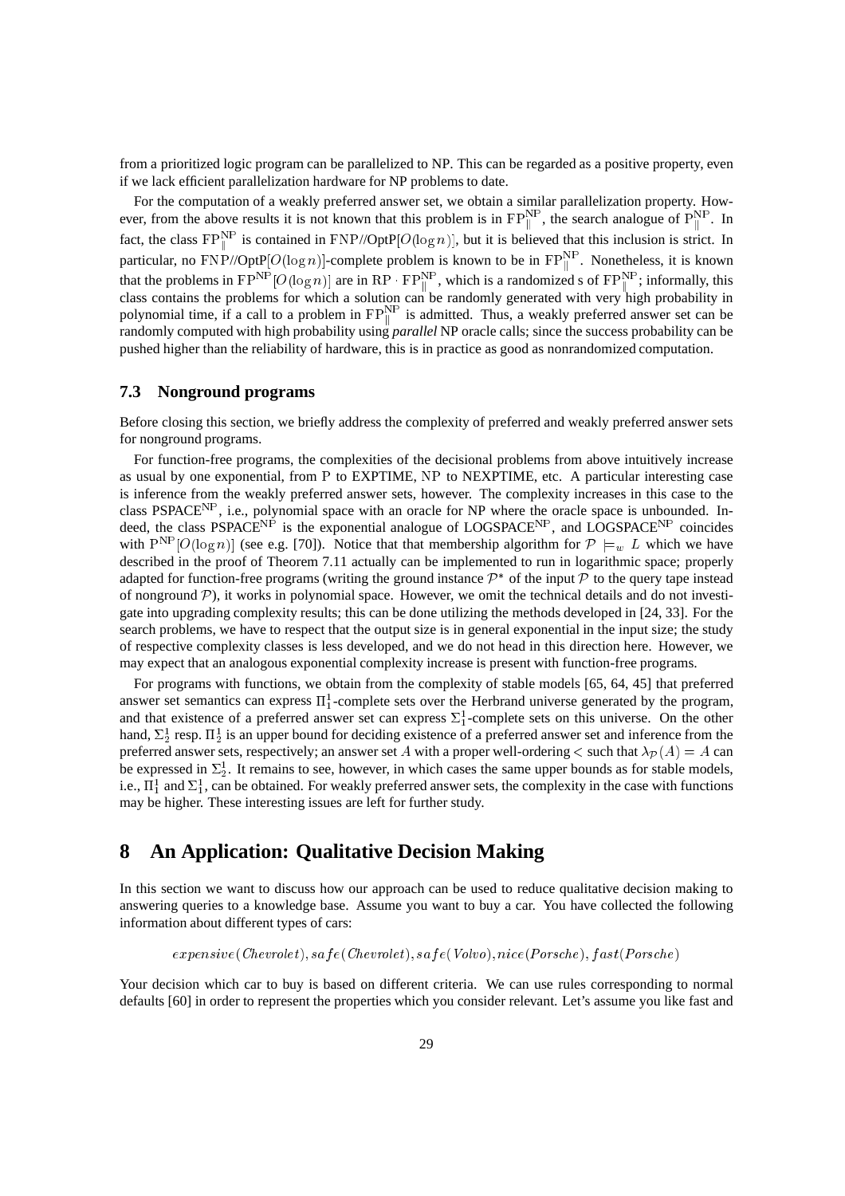from a prioritized logic program can be parallelized to NP. This can be regarded as a positive property, even if we lack efficient parallelization hardware for NP problems to date.

For the computation of a weakly preferred answer set, we obtain a similar parallelization property. However, from the above results it is not known that this problem is in $\mathrm{FP}^{\mathrm{NP}}_{\|}$, the search analogue of $\mathrm{P}^{\mathrm{NP}}_{\|}$. In fact, the class $\mathrm{FP}^{\mathrm{NP}}_{\|}$ is contained in $\mathrm{FNP}$//OptP$[O(\log n)]$, but it is believed that this inclusion is strict. In particular, no $\mathrm{FNP}$//OptP$[O(\log n)]$-complete problem is known to be in $\mathrm{FP}^{\mathrm{NP}}_{\|}$. Nonetheless, it is known that the problems in $\mathrm{FP}^{\mathrm{NP}}[O(\log n)]$ are in $\mathrm{RP} \cdot \mathrm{FP}^{\mathrm{NP}}_{\|}$, which is a randomized s of $\mathrm{FP}^{\mathrm{NP}}_{\|}$; informally, this class contains the problems for which a solution can be randomly generated with very high probability in polynomial time, if a call to a problem in $\mathrm{FP}^{\mathrm{NP}}_{\|}$ is admitted. Thus, a weakly preferred answer set can be randomly computed with high probability using *parallel* NP oracle calls; since the success probability can be pushed higher than the reliability of hardware, this is in practice as good as nonrandomized computation.

### 7.3 Nonground programs

Before closing this section, we briefly address the complexity of preferred and weakly preferred answer sets for nonground programs.

For function-free programs, the complexities of the decisional problems from above intuitively increase as usual by one exponential, from P to EXPTIME, NP to NEXPTIME, etc. A particular interesting case is inference from the weakly preferred answer sets, however. The complexity increases in this case to the class PSPACE$^{\mathrm{NP}}$, i.e., polynomial space with an oracle for NP where the oracle space is unbounded. Indeed, the class PSPACE$^{\mathrm{NP}}$ is the exponential analogue of LOGSPACE$^{\mathrm{NP}}$, and LOGSPACE$^{\mathrm{NP}}$ coincides with $\mathrm{P}^{\mathrm{NP}}[O(\log n)]$ (see e.g. [70]). Notice that that membership algorithm for $\mathcal{P} \models_w L$ which we have described in the proof of Theorem 7.11 actually can be implemented to run in logarithmic space; properly adapted for function-free programs (writing the ground instance $\mathcal{P}^*$ of the input $\mathcal{P}$ to the query tape instead of nonground $\mathcal{P}$), it works in polynomial space. However, we omit the technical details and do not investigate into upgrading complexity results; this can be done utilizing the methods developed in [24, 33]. For the search problems, we have to respect that the output size is in general exponential in the input size; the study of respective complexity classes is less developed, and we do not head in this direction here. However, we may expect that an analogous exponential complexity increase is present with function-free programs.

For programs with functions, we obtain from the complexity of stable models [65, 64, 45] that preferred answer set semantics can express $\Pi^1_1$-complete sets over the Herbrand universe generated by the program, and that existence of a preferred answer set can express $\Sigma^1_1$-complete sets on this universe. On the other hand, $\Sigma^1_2$ resp. $\Pi^1_2$ is an upper bound for deciding existence of a preferred answer set and inference from the preferred answer sets, respectively; an answer set $A$ with a proper well-ordering $<$ such that $\lambda_{\mathcal{P}}(A) = A$ can be expressed in $\Sigma^1_2$. It remains to see, however, in which cases the same upper bounds as for stable models, i.e., $\Pi^1_1$ and $\Sigma^1_1$, can be obtained. For weakly preferred answer sets, the complexity in the case with functions may be higher. These interesting issues are left for further study.

## 8 An Application: Qualitative Decision Making

In this section we want to discuss how our approach can be used to reduce qualitative decision making to answering queries to a knowledge base. Assume you want to buy a car. You have collected the following information about different types of cars:

$$expensive(Chevrolet), safe(Chevrolet), safe(Volvo), nice(Porsche), fast(Porsche)$$

Your decision which car to buy is based on different criteria. We can use rules corresponding to normal defaults [60] in order to represent the properties which you consider relevant. Let's assume you like fast and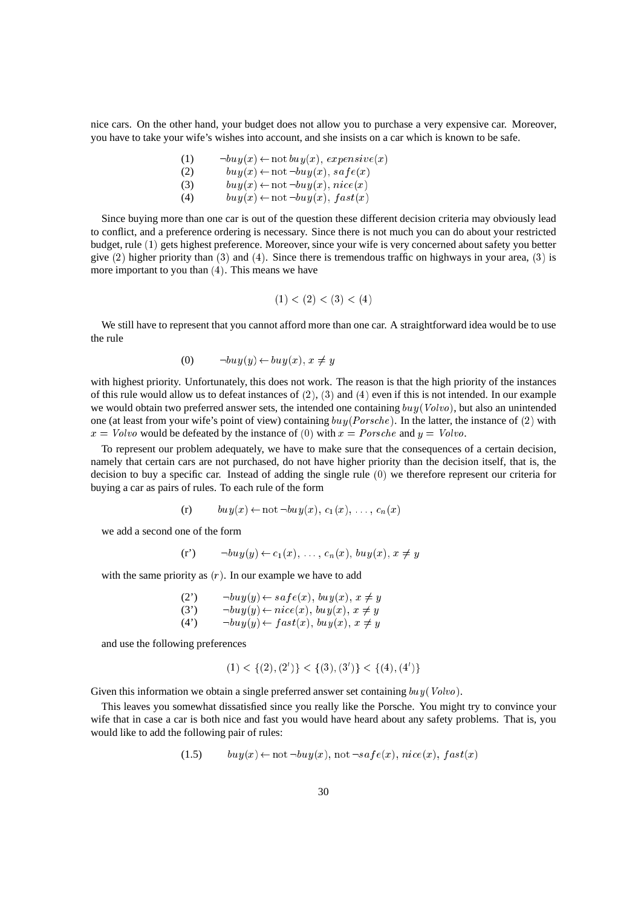nice cars. On the other hand, your budget does not allow you to purchase a very expensive car. Moreover, you have to take your wife's wishes into account, and she insists on a car which is known to be safe.

$$
\begin{array}{ll}
(1) & \neg buy(x) \leftarrow \text{not}\, buy(x),\ expensive(x) \\
(2) & buy(x) \leftarrow \text{not}\, \neg buy(x),\ safe(x) \\
(3) & buy(x) \leftarrow \text{not}\, \neg buy(x),\ nice(x) \\
(4) & buy(x) \leftarrow \text{not}\, \neg buy(x),\ fast(x)
\end{array}
$$

Since buying more than one car is out of the question these different decision criteria may obviously lead to conflict, and a preference ordering is necessary. Since there is not much you can do about your restricted budget, rule $(1)$ gets highest preference. Moreover, since your wife is very concerned about safety you better give $(2)$ higher priority than $(3)$ and $(4)$. Since there is tremendous traffic on highways in your area, $(3)$ is more important to you than $(4)$. This means we have

$$(1) < (2) < (3) < (4)$$

We still have to represent that you cannot afford more than one car. A straightforward idea would be to use the rule

$$(0) \qquad \neg buy(y) \leftarrow buy(x),\ x \neq y$$

with highest priority. Unfortunately, this does not work. The reason is that the high priority of the instances of this rule would allow us to defeat instances of $(2)$, $(3)$ and $(4)$ even if this is not intended. In our example we would obtain two preferred answer sets, the intended one containing $buy(Volvo)$, but also an unintended one (at least from your wife's point of view) containing $buy(Porsche)$. In the latter, the instance of $(2)$ with $x = Volvo$ would be defeated by the instance of $(0)$ with $x = Porsche$ and $y = Volvo$.

To represent our problem adequately, we have to make sure that the consequences of a certain decision, namely that certain cars are not purchased, do not have higher priority than the decision itself, that is, the decision to buy a specific car. Instead of adding the single rule $(0)$ we therefore represent our criteria for buying a car as pairs of rules. To each rule of the form

$$(\text{r}) \qquad buy(x) \leftarrow \text{not}\, \neg buy(x),\ c_1(x),\ \ldots,\ c_n(x)$$

we add a second one of the form

$$(\text{r'}) \qquad \neg buy(y) \leftarrow c_1(x),\ \ldots,\ c_n(x),\ buy(x),\ x \neq y$$

with the same priority as $(r)$. In our example we have to add

$$
\begin{array}{ll}
(2') & \neg buy(y) \leftarrow safe(x),\ buy(x),\ x \neq y \\
(3') & \neg buy(y) \leftarrow nice(x),\ buy(x),\ x \neq y \\
(4') & \neg buy(y) \leftarrow fast(x),\ buy(x),\ x \neq y
\end{array}
$$

and use the following preferences

$$(1) < \{(2), (2')\} < \{(3), (3')\} < \{(4), (4')\}$$

Given this information we obtain a single preferred answer set containing $buy(Volvo)$.

This leaves you somewhat dissatisfied since you really like the Porsche. You might try to convince your wife that in case a car is both nice and fast you would have heard about any safety problems. That is, you would like to add the following pair of rules:

$$(1.5) \qquad buy(x) \leftarrow \text{not}\, \neg buy(x),\ \text{not}\, \neg safe(x),\ nice(x),\ fast(x)$$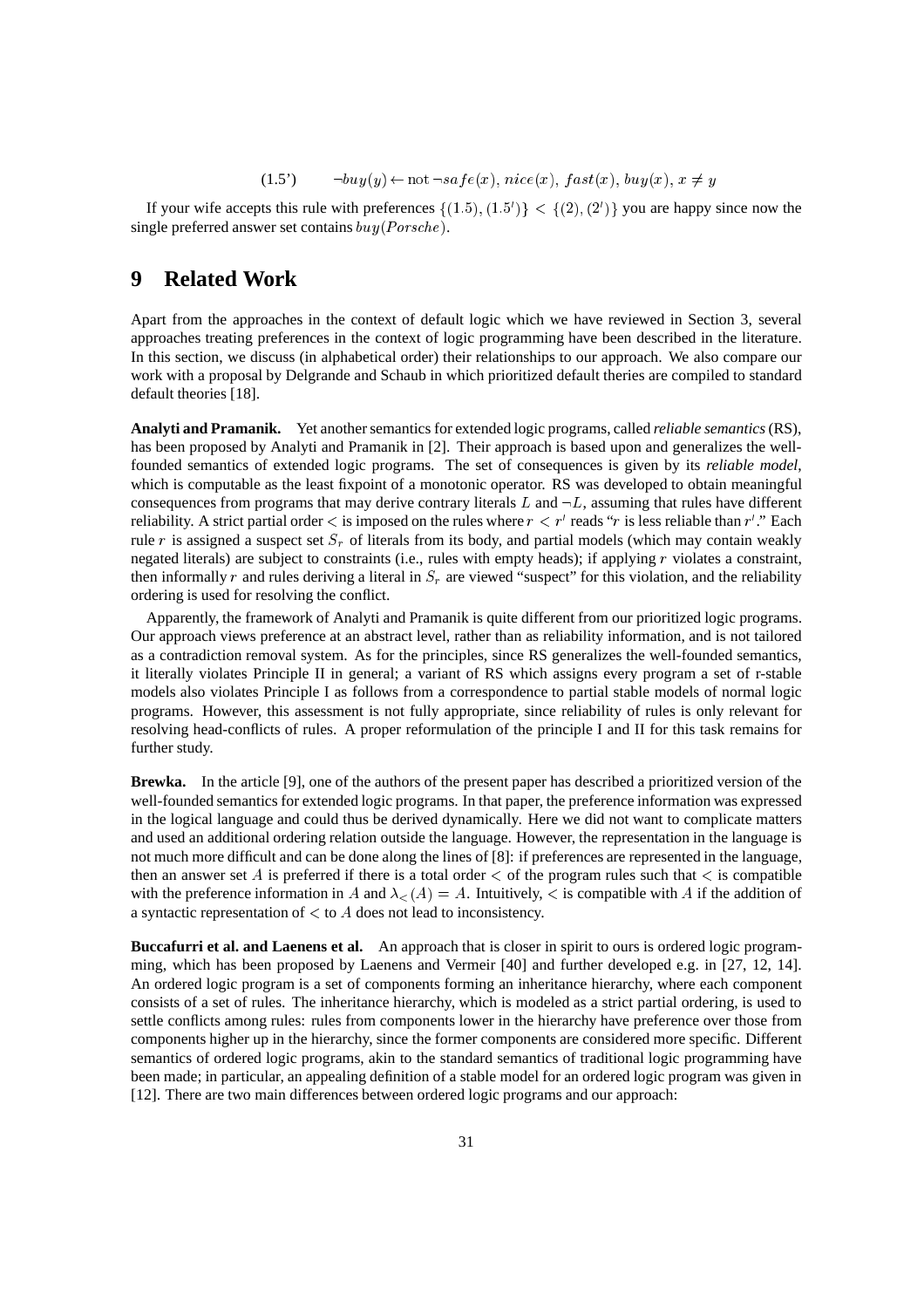$$(1.5') \qquad \neg buy(y) \leftarrow \text{not}\, \neg safe(x),\, nice(x),\, fast(x),\, buy(x),\, x \neq y$$

If your wife accepts this rule with preferences $\{(1.5), (1.5')\} < \{(2), (2')\}$ you are happy since now the single preferred answer set contains $buy(Porsche)$.

# 9 Related Work

Apart from the approaches in the context of default logic which we have reviewed in Section 3, several approaches treating preferences in the context of logic programming have been described in the literature. In this section, we discuss (in alphabetical order) their relationships to our approach. We also compare our work with a proposal by Delgrande and Schaub in which prioritized default theries are compiled to standard default theories [18].

**Analyti and Pramanik.** Yet another semantics for extended logic programs, called *reliable semantics* (RS), has been proposed by Analyti and Pramanik in [2]. Their approach is based upon and generalizes the well-founded semantics of extended logic programs. The set of consequences is given by its *reliable model*, which is computable as the least fixpoint of a monotonic operator. RS was developed to obtain meaningful consequences from programs that may derive contrary literals $L$ and $\neg L$, assuming that rules have different reliability. A strict partial order $<$ is imposed on the rules where $r < r'$ reads "$r$ is less reliable than $r'$." Each rule $r$ is assigned a suspect set $S_r$ of literals from its body, and partial models (which may contain weakly negated literals) are subject to constraints (i.e., rules with empty heads); if applying $r$ violates a constraint, then informally $r$ and rules deriving a literal in $S_r$ are viewed "suspect" for this violation, and the reliability ordering is used for resolving the conflict.

Apparently, the framework of Analyti and Pramanik is quite different from our prioritized logic programs. Our approach views preference at an abstract level, rather than as reliability information, and is not tailored as a contradiction removal system. As for the principles, since RS generalizes the well-founded semantics, it literally violates Principle II in general; a variant of RS which assigns every program a set of r-stable models also violates Principle I as follows from a correspondence to partial stable models of normal logic programs. However, this assessment is not fully appropriate, since reliability of rules is only relevant for resolving head-conflicts of rules. A proper reformulation of the principle I and II for this task remains for further study.

**Brewka.** In the article [9], one of the authors of the present paper has described a prioritized version of the well-founded semantics for extended logic programs. In that paper, the preference information was expressed in the logical language and could thus be derived dynamically. Here we did not want to complicate matters and used an additional ordering relation outside the language. However, the representation in the language is not much more difficult and can be done along the lines of [8]: if preferences are represented in the language, then an answer set $A$ is preferred if there is a total order $<$ of the program rules such that $<$ is compatible with the preference information in $A$ and $\lambda_<(A) = A$. Intuitively, $<$ is compatible with $A$ if the addition of a syntactic representation of $<$ to $A$ does not lead to inconsistency.

**Buccafurri et al. and Laenens et al.** An approach that is closer in spirit to ours is ordered logic programming, which has been proposed by Laenens and Vermeir [40] and further developed e.g. in [27, 12, 14]. An ordered logic program is a set of components forming an inheritance hierarchy, where each component consists of a set of rules. The inheritance hierarchy, which is modeled as a strict partial ordering, is used to settle conflicts among rules: rules from components lower in the hierarchy have preference over those from components higher up in the hierarchy, since the former components are considered more specific. Different semantics of ordered logic programs, akin to the standard semantics of traditional logic programming have been made; in particular, an appealing definition of a stable model for an ordered logic program was given in [12]. There are two main differences between ordered logic programs and our approach: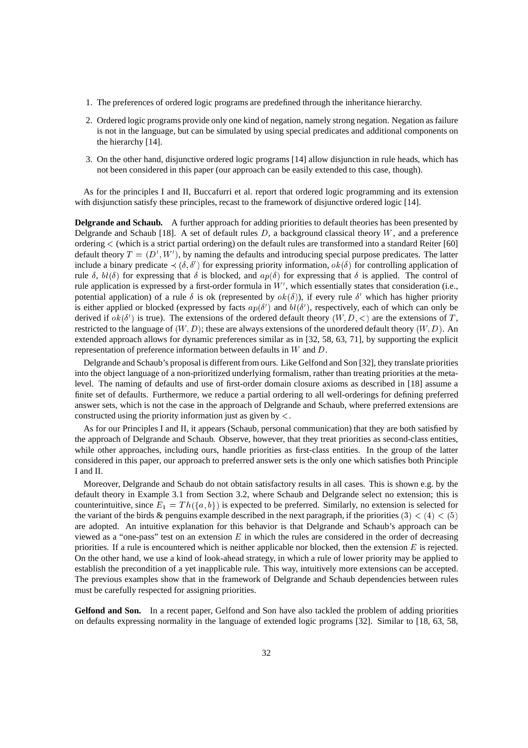1. The preferences of ordered logic programs are predefined through the inheritance hierarchy.
2. Ordered logic programs provide only one kind of negation, namely strong negation. Negation as failure is not in the language, but can be simulated by using special predicates and additional components on the hierarchy [14].
3. On the other hand, disjunctive ordered logic programs [14] allow disjunction in rule heads, which has not been considered in this paper (our approach can be easily extended to this case, though).

As for the principles I and II, Buccafurri et al. report that ordered logic programming and its extension with disjunction satisfy these principles, recast to the framework of disjunctive ordered logic [14].

**Delgrande and Schaub.** A further approach for adding priorities to default theories has been presented by Delgrande and Schaub [18]. A set of default rules $D$, a background classical theory $W$, and a preference ordering $<$ (which is a strict partial ordering) on the default rules are transformed into a standard Reiter [60] default theory $T = (D', W')$, by naming the defaults and introducing special purpose predicates. The latter include a binary predicate $\prec(\delta, \delta')$ for expressing priority information, $ok(\delta)$ for controlling application of rule $\delta$, $bl(\delta)$ for expressing that $\delta$ is blocked, and $ap(\delta)$ for expressing that $\delta$ is applied. The control of rule application is expressed by a first-order formula in $W'$, which essentially states that consideration (i.e., potential application) of a rule $\delta$ is ok (represented by $ok(\delta)$), if every rule $\delta'$ which has higher priority is either applied or blocked (expressed by facts $ap(\delta')$ and $bl(\delta')$, respectively, each of which can only be derived if $ok(\delta')$ is true). The extensions of the ordered default theory $(W, D, <)$ are the extensions of $T$, restricted to the language of $(W, D)$; these are always extensions of the unordered default theory $(W, D)$. An extended approach allows for dynamic preferences similar as in [32, 58, 63, 71], by supporting the explicit representation of preference information between defaults in $W$ and $D$.

Delgrande and Schaub's proposal is different from ours. Like Gelfond and Son [32], they translate priorities into the object language of a non-prioritized underlying formalism, rather than treating priorities at the meta-level. The naming of defaults and use of first-order domain closure axioms as described in [18] assume a finite set of defaults. Furthermore, we reduce a partial ordering to all well-orderings for defining preferred answer sets, which is not the case in the approach of Delgrande and Schaub, where preferred extensions are constructed using the priority information just as given by $<$.

As for our Principles I and II, it appears (Schaub, personal communication) that they are both satisfied by the approach of Delgrande and Schaub. Observe, however, that they treat priorities as second-class entities, while other approaches, including ours, handle priorities as first-class entities. In the group of the latter considered in this paper, our approach to preferred answer sets is the only one which satisfies both Principle I and II.

Moreover, Delgrande and Schaub do not obtain satisfactory results in all cases. This is shown e.g. by the default theory in Example 3.1 from Section 3.2, where Schaub and Delgrande select no extension; this is counterintuitive, since $E_1 = Th(\{a, b\})$ is expected to be preferred. Similarly, no extension is selected for the variant of the birds & penguins example described in the next paragraph, if the priorities $(3) < (4) < (5)$ are adopted. An intuitive explanation for this behavior is that Delgrande and Schaub's approach can be viewed as a "one-pass" test on an extension $E$ in which the rules are considered in the order of decreasing priorities. If a rule is encountered which is neither applicable nor blocked, then the extension $E$ is rejected. On the other hand, we use a kind of look-ahead strategy, in which a rule of lower priority may be applied to establish the precondition of a yet inapplicable rule. This way, intuitively more extensions can be accepted. The previous examples show that in the framework of Delgrande and Schaub dependencies between rules must be carefully respected for assigning priorities.

**Gelfond and Son.** In a recent paper, Gelfond and Son have also tackled the problem of adding priorities on defaults expressing normality in the language of extended logic programs [32]. Similar to [18, 63, 58,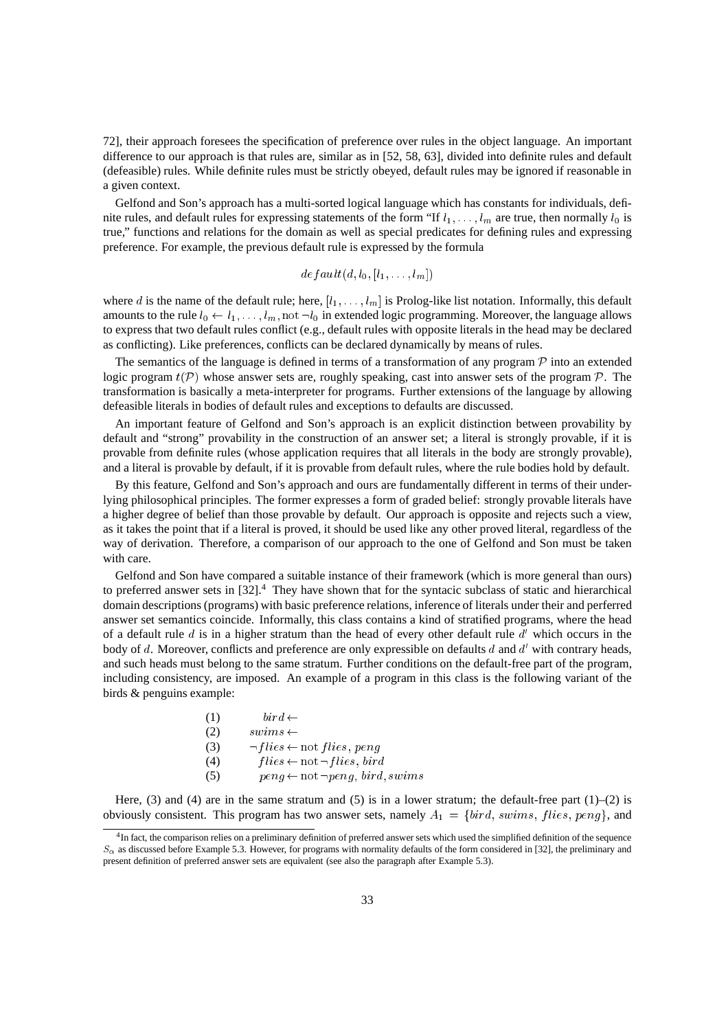72], their approach foresees the specification of preference over rules in the object language. An important difference to our approach is that rules are, similar as in [52, 58, 63], divided into definite rules and default (defeasible) rules. While definite rules must be strictly obeyed, default rules may be ignored if reasonable in a given context.

Gelfond and Son's approach has a multi-sorted logical language which has constants for individuals, definite rules, and default rules for expressing statements of the form "If $l_1, \ldots, l_m$ are true, then normally $l_0$ is true," functions and relations for the domain as well as special predicates for defining rules and expressing preference. For example, the previous default rule is expressed by the formula

$$default(d, l_0, [l_1, \ldots, l_m])$$

where $d$ is the name of the default rule; here, $[l_1, \ldots, l_m]$ is Prolog-like list notation. Informally, this default amounts to the rule $l_0 \leftarrow l_1, \ldots, l_m, \mathrm{not}\, \neg l_0$ in extended logic programming. Moreover, the language allows to express that two default rules conflict (e.g., default rules with opposite literals in the head may be declared as conflicting). Like preferences, conflicts can be declared dynamically by means of rules.

The semantics of the language is defined in terms of a transformation of any program $\mathcal{P}$ into an extended logic program $t(\mathcal{P})$ whose answer sets are, roughly speaking, cast into answer sets of the program $\mathcal{P}$. The transformation is basically a meta-interpreter for programs. Further extensions of the language by allowing defeasible literals in bodies of default rules and exceptions to defaults are discussed.

An important feature of Gelfond and Son's approach is an explicit distinction between provability by default and "strong" provability in the construction of an answer set; a literal is strongly provable, if it is provable from definite rules (whose application requires that all literals in the body are strongly provable), and a literal is provable by default, if it is provable from default rules, where the rule bodies hold by default.

By this feature, Gelfond and Son's approach and ours are fundamentally different in terms of their underlying philosophical principles. The former expresses a form of graded belief: strongly provable literals have a higher degree of belief than those provable by default. Our approach is opposite and rejects such a view, as it takes the point that if a literal is proved, it should be used like any other proved literal, regardless of the way of derivation. Therefore, a comparison of our approach to the one of Gelfond and Son must be taken with care.

Gelfond and Son have compared a suitable instance of their framework (which is more general than ours) to preferred answer sets in [32].[4] They have shown that for the syntacic subclass of static and hierarchical domain descriptions (programs) with basic preference relations, inference of literals under their and perferred answer set semantics coincide. Informally, this class contains a kind of stratified programs, where the head of a default rule $d$ is in a higher stratum than the head of every other default rule $d'$ which occurs in the body of $d$. Moreover, conflicts and preference are only expressible on defaults $d$ and $d'$ with contrary heads, and such heads must belong to the same stratum. Further conditions on the default-free part of the program, including consistency, are imposed. An example of a program in this class is the following variant of the birds & penguins example:

(1) $bird \leftarrow$
(2) $swims \leftarrow$
(3) $\neg flies \leftarrow \mathrm{not}\, flies,\, peng$
(4) $flies \leftarrow \mathrm{not}\, \neg flies,\, bird$
(5) $peng \leftarrow \mathrm{not}\, \neg peng,\, bird, swims$

Here, (3) and (4) are in the same stratum and (5) is in a lower stratum; the default-free part (1)–(2) is obviously consistent. This program has two answer sets, namely $A_1 = \{bird,\, swims,\, flies,\, peng\}$, and

[4] In fact, the comparison relies on a preliminary definition of preferred answer sets which used the simplified definition of the sequence $S_\alpha$ as discussed before Example 5.3. However, for programs with normality defaults of the form considered in [32], the preliminary and present definition of preferred answer sets are equivalent (see also the paragraph after Example 5.3).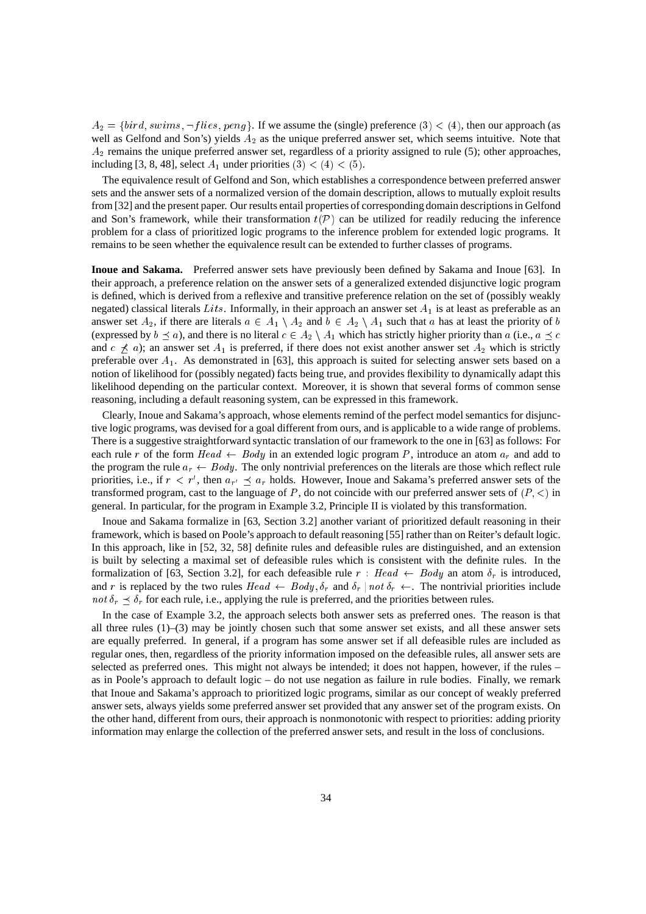$A_2 = \{bird, swims, \neg flies, peng\}$. If we assume the (single) preference $(3) < (4)$, then our approach (as well as Gelfond and Son's) yields $A_2$ as the unique preferred answer set, which seems intuitive. Note that $A_2$ remains the unique preferred answer set, regardless of a priority assigned to rule (5); other approaches, including [3, 8, 48], select $A_1$ under priorities $(3) < (4) < (5)$.

The equivalence result of Gelfond and Son, which establishes a correspondence between preferred answer sets and the answer sets of a normalized version of the domain description, allows to mutually exploit results from [32] and the present paper. Our results entail properties of corresponding domain descriptions in Gelfond and Son's framework, while their transformation $t(\mathcal{P})$ can be utilized for readily reducing the inference problem for a class of prioritized logic programs to the inference problem for extended logic programs. It remains to be seen whether the equivalence result can be extended to further classes of programs.

**Inoue and Sakama.** Preferred answer sets have previously been defined by Sakama and Inoue [63]. In their approach, a preference relation on the answer sets of a generalized extended disjunctive logic program is defined, which is derived from a reflexive and transitive preference relation on the set of (possibly weakly negated) classical literals $Lits$. Informally, in their approach an answer set $A_1$ is at least as preferable as an answer set $A_2$, if there are literals $a \in A_1 \setminus A_2$ and $b \in A_2 \setminus A_1$ such that $a$ has at least the priority of $b$ (expressed by $b \preceq a$), and there is no literal $c \in A_2 \setminus A_1$ which has strictly higher priority than $a$ (i.e., $a \preceq c$ and $c \not\preceq a$); an answer set $A_1$ is preferred, if there does not exist another answer set $A_2$ which is strictly preferable over $A_1$. As demonstrated in [63], this approach is suited for selecting answer sets based on a notion of likelihood for (possibly negated) facts being true, and provides flexibility to dynamically adapt this likelihood depending on the particular context. Moreover, it is shown that several forms of common sense reasoning, including a default reasoning system, can be expressed in this framework.

Clearly, Inoue and Sakama's approach, whose elements remind of the perfect model semantics for disjunctive logic programs, was devised for a goal different from ours, and is applicable to a wide range of problems. There is a suggestive straightforward syntactic translation of our framework to the one in [63] as follows: For each rule $r$ of the form $Head \leftarrow Body$ in an extended logic program $P$, introduce an atom $a_r$ and add to the program the rule $a_r \leftarrow Body$. The only nontrivial preferences on the literals are those which reflect rule priorities, i.e., if $r < r'$, then $a_{r'} \preceq a_r$ holds. However, Inoue and Sakama's preferred answer sets of the transformed program, cast to the language of $P$, do not coincide with our preferred answer sets of $(P, <)$ in general. In particular, for the program in Example 3.2, Principle II is violated by this transformation.

Inoue and Sakama formalize in [63, Section 3.2] another variant of prioritized default reasoning in their framework, which is based on Poole's approach to default reasoning [55] rather than on Reiter's default logic. In this approach, like in [52, 32, 58] definite rules and defeasible rules are distinguished, and an extension is built by selecting a maximal set of defeasible rules which is consistent with the definite rules. In the formalization of [63, Section 3.2], for each defeasible rule $r: Head \leftarrow Body$ an atom $\delta_r$ is introduced, and $r$ is replaced by the two rules $Head \leftarrow Body, \delta_r$ and $\delta_r \mid not\, \delta_r \leftarrow$. The nontrivial priorities include $not\, \delta_r \preceq \delta_r$ for each rule, i.e., applying the rule is preferred, and the priorities between rules.

In the case of Example 3.2, the approach selects both answer sets as preferred ones. The reason is that all three rules (1)–(3) may be jointly chosen such that some answer set exists, and all these answer sets are equally preferred. In general, if a program has some answer set if all defeasible rules are included as regular ones, then, regardless of the priority information imposed on the defeasible rules, all answer sets are selected as preferred ones. This might not always be intended; it does not happen, however, if the rules – as in Poole's approach to default logic – do not use negation as failure in rule bodies. Finally, we remark that Inoue and Sakama's approach to prioritized logic programs, similar as our concept of weakly preferred answer sets, always yields some preferred answer set provided that any answer set of the program exists. On the other hand, different from ours, their approach is nonmonotonic with respect to priorities: adding priority information may enlarge the collection of the preferred answer sets, and result in the loss of conclusions.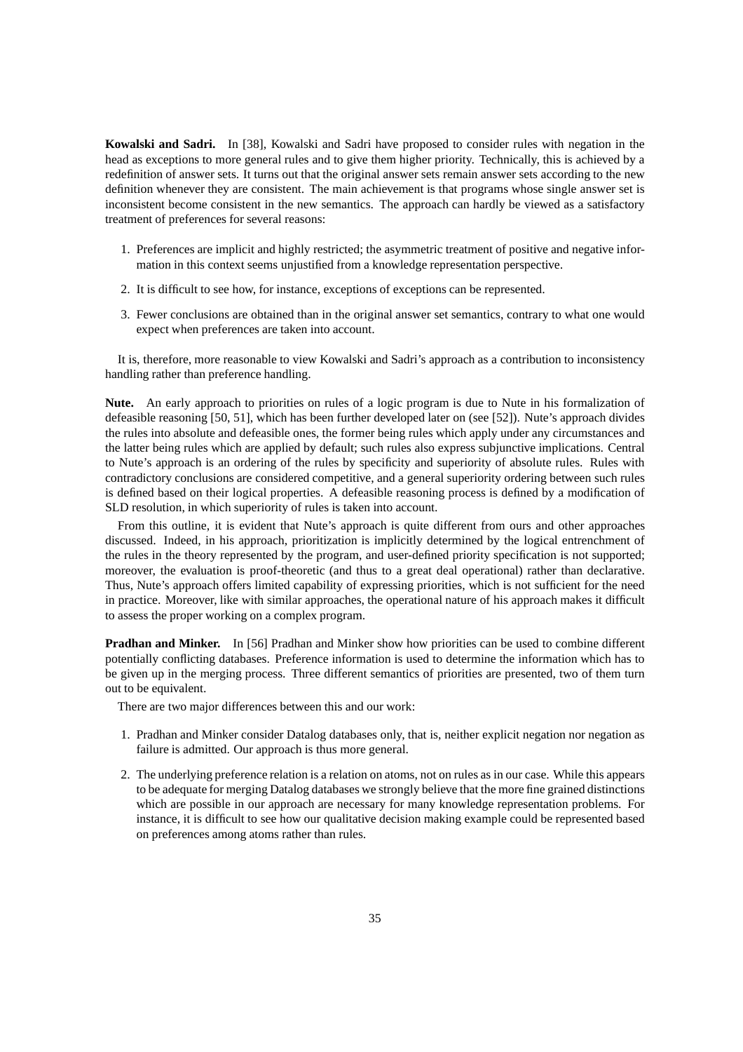**Kowalski and Sadri.** In [38], Kowalski and Sadri have proposed to consider rules with negation in the head as exceptions to more general rules and to give them higher priority. Technically, this is achieved by a redefinition of answer sets. It turns out that the original answer sets remain answer sets according to the new definition whenever they are consistent. The main achievement is that programs whose single answer set is inconsistent become consistent in the new semantics. The approach can hardly be viewed as a satisfactory treatment of preferences for several reasons:

1. Preferences are implicit and highly restricted; the asymmetric treatment of positive and negative information in this context seems unjustified from a knowledge representation perspective.
2. It is difficult to see how, for instance, exceptions of exceptions can be represented.
3. Fewer conclusions are obtained than in the original answer set semantics, contrary to what one would expect when preferences are taken into account.

It is, therefore, more reasonable to view Kowalski and Sadri's approach as a contribution to inconsistency handling rather than preference handling.

**Nute.** An early approach to priorities on rules of a logic program is due to Nute in his formalization of defeasible reasoning [50, 51], which has been further developed later on (see [52]). Nute's approach divides the rules into absolute and defeasible ones, the former being rules which apply under any circumstances and the latter being rules which are applied by default; such rules also express subjunctive implications. Central to Nute's approach is an ordering of the rules by specificity and superiority of absolute rules. Rules with contradictory conclusions are considered competitive, and a general superiority ordering between such rules is defined based on their logical properties. A defeasible reasoning process is defined by a modification of SLD resolution, in which superiority of rules is taken into account.

From this outline, it is evident that Nute's approach is quite different from ours and other approaches discussed. Indeed, in his approach, prioritization is implicitly determined by the logical entrenchment of the rules in the theory represented by the program, and user-defined priority specification is not supported; moreover, the evaluation is proof-theoretic (and thus to a great deal operational) rather than declarative. Thus, Nute's approach offers limited capability of expressing priorities, which is not sufficient for the need in practice. Moreover, like with similar approaches, the operational nature of his approach makes it difficult to assess the proper working on a complex program.

**Pradhan and Minker.** In [56] Pradhan and Minker show how priorities can be used to combine different potentially conflicting databases. Preference information is used to determine the information which has to be given up in the merging process. Three different semantics of priorities are presented, two of them turn out to be equivalent.

There are two major differences between this and our work:

1. Pradhan and Minker consider Datalog databases only, that is, neither explicit negation nor negation as failure is admitted. Our approach is thus more general.
2. The underlying preference relation is a relation on atoms, not on rules as in our case. While this appears to be adequate for merging Datalog databases we strongly believe that the more fine grained distinctions which are possible in our approach are necessary for many knowledge representation problems. For instance, it is difficult to see how our qualitative decision making example could be represented based on preferences among atoms rather than rules.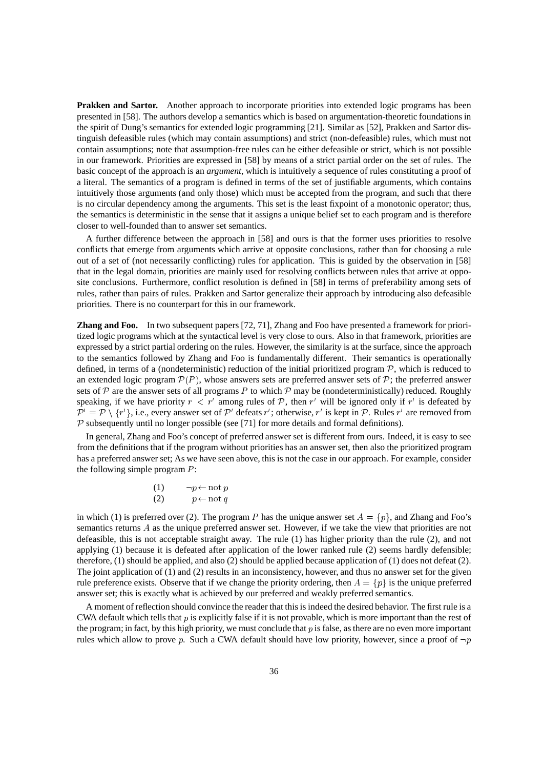**Prakken and Sartor.** Another approach to incorporate priorities into extended logic programs has been presented in [58]. The authors develop a semantics which is based on argumentation-theoretic foundations in the spirit of Dung's semantics for extended logic programming [21]. Similar as [52], Prakken and Sartor distinguish defeasible rules (which may contain assumptions) and strict (non-defeasible) rules, which must not contain assumptions; note that assumption-free rules can be either defeasible or strict, which is not possible in our framework. Priorities are expressed in [58] by means of a strict partial order on the set of rules. The basic concept of the approach is an *argument*, which is intuitively a sequence of rules constituting a proof of a literal. The semantics of a program is defined in terms of the set of justifiable arguments, which contains intuitively those arguments (and only those) which must be accepted from the program, and such that there is no circular dependency among the arguments. This set is the least fixpoint of a monotonic operator; thus, the semantics is deterministic in the sense that it assigns a unique belief set to each program and is therefore closer to well-founded than to answer set semantics.

A further difference between the approach in [58] and ours is that the former uses priorities to resolve conflicts that emerge from arguments which arrive at opposite conclusions, rather than for choosing a rule out of a set of (not necessarily conflicting) rules for application. This is guided by the observation in [58] that in the legal domain, priorities are mainly used for resolving conflicts between rules that arrive at opposite conclusions. Furthermore, conflict resolution is defined in [58] in terms of preferability among sets of rules, rather than pairs of rules. Prakken and Sartor generalize their approach by introducing also defeasible priorities. There is no counterpart for this in our framework.

**Zhang and Foo.** In two subsequent papers [72, 71], Zhang and Foo have presented a framework for prioritized logic programs which at the syntactical level is very close to ours. Also in that framework, priorities are expressed by a strict partial ordering on the rules. However, the similarity is at the surface, since the approach to the semantics followed by Zhang and Foo is fundamentally different. Their semantics is operationally defined, in terms of a (nondeterministic) reduction of the initial prioritized program $\mathcal{P}$, which is reduced to an extended logic program $\mathcal{P}(P)$, whose answers sets are preferred answer sets of $\mathcal{P}$; the preferred answer sets of $\mathcal{P}$ are the answer sets of all programs $P$ to which $\mathcal{P}$ may be (nondeterministically) reduced. Roughly speaking, if we have priority $r < r'$ among rules of $\mathcal{P}$, then $r'$ will be ignored only if $r'$ is defeated by $\mathcal{P}' = \mathcal{P} \setminus \{r'\}$, i.e., every answer set of $\mathcal{P}'$ defeats $r'$; otherwise, $r'$ is kept in $\mathcal{P}$. Rules $r'$ are removed from $\mathcal{P}$ subsequently until no longer possible (see [71] for more details and formal definitions).

In general, Zhang and Foo's concept of preferred answer set is different from ours. Indeed, it is easy to see from the definitions that if the program without priorities has an answer set, then also the prioritized program has a preferred answer set; As we have seen above, this is not the case in our approach. For example, consider the following simple program $P$:

$$
\begin{array}{ll}
(1) & \neg p \leftarrow \mathrm{not}\, p \\
(2) & p \leftarrow \mathrm{not}\, q
\end{array}
$$

in which (1) is preferred over (2). The program $P$ has the unique answer set $A = \{p\}$, and Zhang and Foo's semantics returns $A$ as the unique preferred answer set. However, if we take the view that priorities are not defeasible, this is not acceptable straight away. The rule (1) has higher priority than the rule (2), and not applying (1) because it is defeated after application of the lower ranked rule (2) seems hardly defensible; therefore, (1) should be applied, and also (2) should be applied because application of (1) does not defeat (2). The joint application of (1) and (2) results in an inconsistency, however, and thus no answer set for the given rule preference exists. Observe that if we change the priority ordering, then $A = \{p\}$ is the unique preferred answer set; this is exactly what is achieved by our preferred and weakly preferred semantics.

A moment of reflection should convince the reader that this is indeed the desired behavior. The first rule is a CWA default which tells that $p$ is explicitly false if it is not provable, which is more important than the rest of the program; in fact, by this high priority, we must conclude that $p$ is false, as there are no even more important rules which allow to prove $p$. Such a CWA default should have low priority, however, since a proof of $\neg p$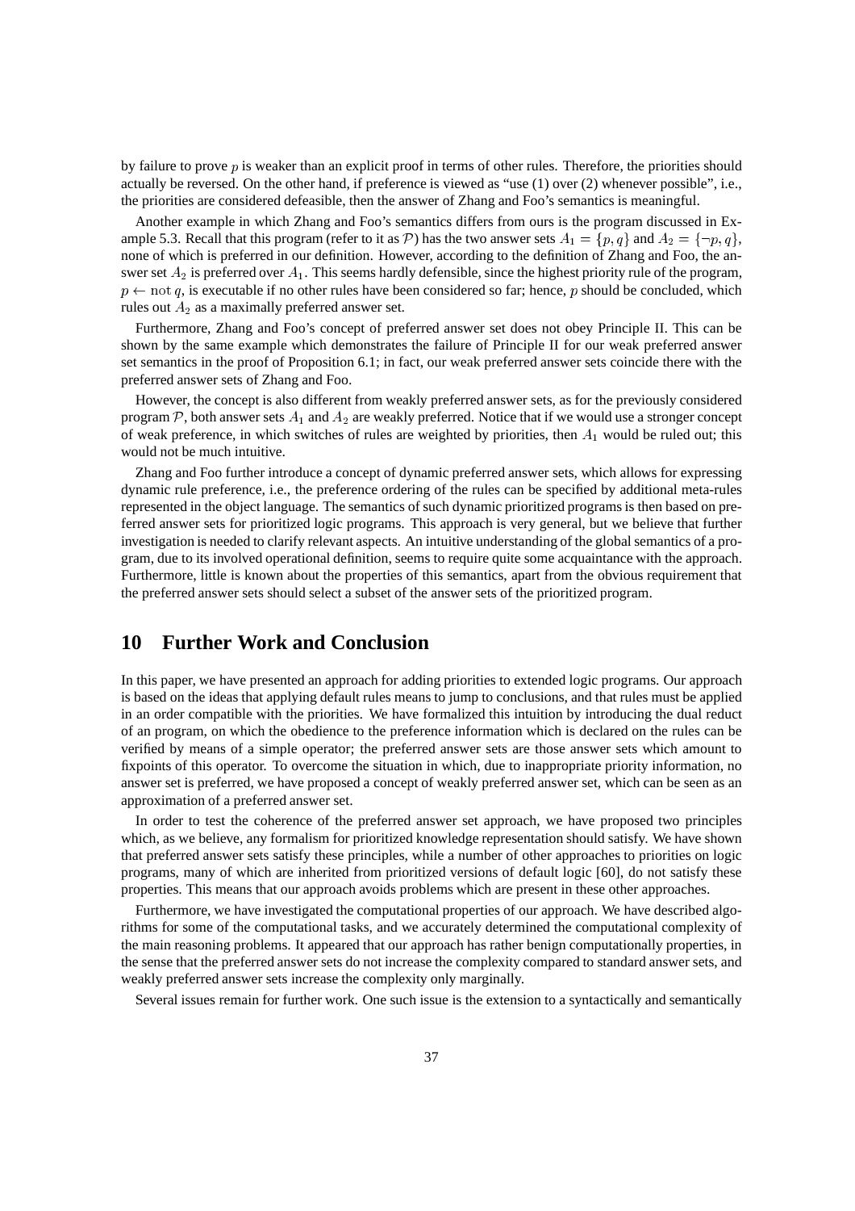by failure to prove $p$ is weaker than an explicit proof in terms of other rules. Therefore, the priorities should actually be reversed. On the other hand, if preference is viewed as "use (1) over (2) whenever possible", i.e., the priorities are considered defeasible, then the answer of Zhang and Foo's semantics is meaningful.

Another example in which Zhang and Foo's semantics differs from ours is the program discussed in Example 5.3. Recall that this program (refer to it as $\mathcal{P}$) has the two answer sets $A_1 = \{p, q\}$ and $A_2 = \{\neg p, q\}$, none of which is preferred in our definition. However, according to the definition of Zhang and Foo, the answer set $A_2$ is preferred over $A_1$. This seems hardly defensible, since the highest priority rule of the program, $p \leftarrow \text{not}\, q$, is executable if no other rules have been considered so far; hence, $p$ should be concluded, which rules out $A_2$ as a maximally preferred answer set.

Furthermore, Zhang and Foo's concept of preferred answer set does not obey Principle II. This can be shown by the same example which demonstrates the failure of Principle II for our weak preferred answer set semantics in the proof of Proposition 6.1; in fact, our weak preferred answer sets coincide there with the preferred answer sets of Zhang and Foo.

However, the concept is also different from weakly preferred answer sets, as for the previously considered program $\mathcal{P}$, both answer sets $A_1$ and $A_2$ are weakly preferred. Notice that if we would use a stronger concept of weak preference, in which switches of rules are weighted by priorities, then $A_1$ would be ruled out; this would not be much intuitive.

Zhang and Foo further introduce a concept of dynamic preferred answer sets, which allows for expressing dynamic rule preference, i.e., the preference ordering of the rules can be specified by additional meta-rules represented in the object language. The semantics of such dynamic prioritized programs is then based on preferred answer sets for prioritized logic programs. This approach is very general, but we believe that further investigation is needed to clarify relevant aspects. An intuitive understanding of the global semantics of a program, due to its involved operational definition, seems to require quite some acquaintance with the approach. Furthermore, little is known about the properties of this semantics, apart from the obvious requirement that the preferred answer sets should select a subset of the answer sets of the prioritized program.

# 10 Further Work and Conclusion

In this paper, we have presented an approach for adding priorities to extended logic programs. Our approach is based on the ideas that applying default rules means to jump to conclusions, and that rules must be applied in an order compatible with the priorities. We have formalized this intuition by introducing the dual reduct of an program, on which the obedience to the preference information which is declared on the rules can be verified by means of a simple operator; the preferred answer sets are those answer sets which amount to fixpoints of this operator. To overcome the situation in which, due to inappropriate priority information, no answer set is preferred, we have proposed a concept of weakly preferred answer set, which can be seen as an approximation of a preferred answer set.

In order to test the coherence of the preferred answer set approach, we have proposed two principles which, as we believe, any formalism for prioritized knowledge representation should satisfy. We have shown that preferred answer sets satisfy these principles, while a number of other approaches to priorities on logic programs, many of which are inherited from prioritized versions of default logic [60], do not satisfy these properties. This means that our approach avoids problems which are present in these other approaches.

Furthermore, we have investigated the computational properties of our approach. We have described algorithms for some of the computational tasks, and we accurately determined the computational complexity of the main reasoning problems. It appeared that our approach has rather benign computationally properties, in the sense that the preferred answer sets do not increase the complexity compared to standard answer sets, and weakly preferred answer sets increase the complexity only marginally.

Several issues remain for further work. One such issue is the extension to a syntactically and semantically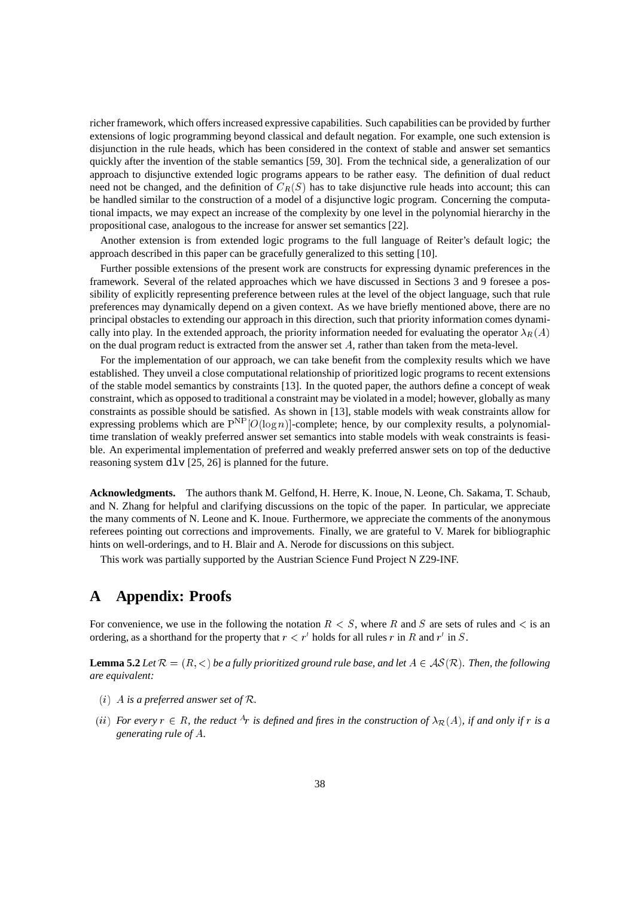richer framework, which offers increased expressive capabilities. Such capabilities can be provided by further extensions of logic programming beyond classical and default negation. For example, one such extension is disjunction in the rule heads, which has been considered in the context of stable and answer set semantics quickly after the invention of the stable semantics [59, 30]. From the technical side, a generalization of our approach to disjunctive extended logic programs appears to be rather easy. The definition of dual reduct need not be changed, and the definition of $C_R(S)$ has to take disjunctive rule heads into account; this can be handled similar to the construction of a model of a disjunctive logic program. Concerning the computational impacts, we may expect an increase of the complexity by one level in the polynomial hierarchy in the propositional case, analogous to the increase for answer set semantics [22].

Another extension is from extended logic programs to the full language of Reiter's default logic; the approach described in this paper can be gracefully generalized to this setting [10].

Further possible extensions of the present work are constructs for expressing dynamic preferences in the framework. Several of the related approaches which we have discussed in Sections 3 and 9 foresee a possibility of explicitly representing preference between rules at the level of the object language, such that rule preferences may dynamically depend on a given context. As we have briefly mentioned above, there are no principal obstacles to extending our approach in this direction, such that priority information comes dynamically into play. In the extended approach, the priority information needed for evaluating the operator $\lambda_R(A)$ on the dual program reduct is extracted from the answer set $A$, rather than taken from the meta-level.

For the implementation of our approach, we can take benefit from the complexity results which we have established. They unveil a close computational relationship of prioritized logic programs to recent extensions of the stable model semantics by constraints [13]. In the quoted paper, the authors define a concept of weak constraint, which as opposed to traditional a constraint may be violated in a model; however, globally as many constraints as possible should be satisfied. As shown in [13], stable models with weak constraints allow for expressing problems which are $\mathrm{P}^{\mathrm{NP}}[O(\log n)]$-complete; hence, by our complexity results, a polynomial-time translation of weakly preferred answer set semantics into stable models with weak constraints is feasible. An experimental implementation of preferred and weakly preferred answer sets on top of the deductive reasoning system `dlv` [25, 26] is planned for the future.

**Acknowledgments.** The authors thank M. Gelfond, H. Herre, K. Inoue, N. Leone, Ch. Sakama, T. Schaub, and N. Zhang for helpful and clarifying discussions on the topic of the paper. In particular, we appreciate the many comments of N. Leone and K. Inoue. Furthermore, we appreciate the comments of the anonymous referees pointing out corrections and improvements. Finally, we are grateful to V. Marek for bibliographic hints on well-orderings, and to H. Blair and A. Nerode for discussions on this subject.

This work was partially supported by the Austrian Science Fund Project N Z29-INF.

# A Appendix: Proofs

For convenience, we use in the following the notation $R < S$, where $R$ and $S$ are sets of rules and $<$ is an ordering, as a shorthand for the property that $r < r'$ holds for all rules $r$ in $R$ and $r'$ in $S$.

**Lemma 5.2** *Let $\mathcal{R} = (R, <)$ be a fully prioritized ground rule base, and let $A \in \mathcal{AS}(\mathcal{R})$. Then, the following are equivalent:*

- $(i)$ *$A$ is a preferred answer set of $\mathcal{R}$.*
- $(ii)$ *For every $r \in R$, the reduct ${}^{A}r$ is defined and fires in the construction of $\lambda_{\mathcal{R}}(A)$, if and only if $r$ is a generating rule of $A$.*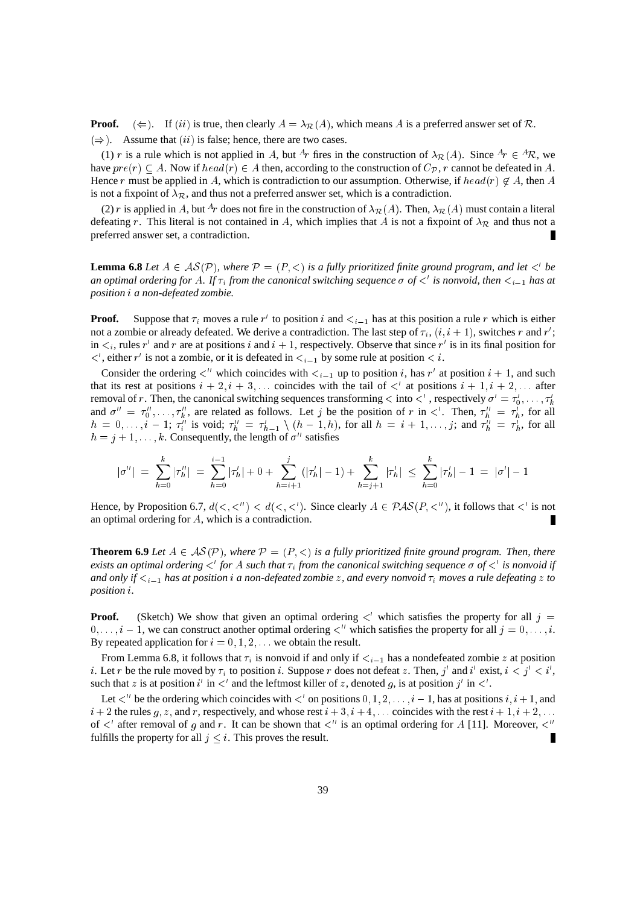**Proof.** $(\Leftarrow)$. If $(ii)$ is true, then clearly $A = \lambda_{\mathcal{R}}(A)$, which means $A$ is a preferred answer set of $\mathcal{R}$.

$(\Rightarrow)$. Assume that $(ii)$ is false; hence, there are two cases.

(1) $r$ is a rule which is not applied in $A$, but ${}^{A}r$ fires in the construction of $\lambda_{\mathcal{R}}(A)$. Since ${}^{A}r \in {}^{A}\mathcal{R}$, we have $pre(r) \subseteq A$. Now if $head(r) \in A$ then, according to the construction of $C_{\mathcal{P}}$, $r$ cannot be defeated in $A$. Hence $r$ must be applied in $A$, which is contradiction to our assumption. Otherwise, if $head(r) \notin A$, then $A$ is not a fixpoint of $\lambda_{\mathcal{R}}$, and thus not a preferred answer set, which is a contradiction.

(2) $r$ is applied in $A$, but ${}^{A}r$ does not fire in the construction of $\lambda_{\mathcal{R}}(A)$. Then, $\lambda_{\mathcal{R}}(A)$ must contain a literal defeating $r$. This literal is not contained in $A$, which implies that $A$ is not a fixpoint of $\lambda_{\mathcal{R}}$ and thus not a preferred answer set, a contradiction. ∎

**Lemma 6.8** *Let $A \in \mathcal{AS}(\mathcal{P})$, where $\mathcal{P} = (P, <)$ is a fully prioritized finite ground program, and let $<'$ be an optimal ordering for $A$. If $\tau_i$ from the canonical switching sequence $\sigma$ of $<'$ is nonvoid, then $<_{i-1}$ has at position $i$ a non-defeated zombie.*

**Proof.** Suppose that $\tau_i$ moves a rule $r'$ to position $i$ and $<_{i-1}$ has at this position a rule $r$ which is either not a zombie or already defeated. We derive a contradiction. The last step of $\tau_i$, $(i, i+1)$, switches $r$ and $r'$; in $<_i$, rules $r'$ and $r$ are at positions $i$ and $i+1$, respectively. Observe that since $r'$ is in its final position for $<'$, either $r'$ is not a zombie, or it is defeated in $<_{i-1}$ by some rule at position $< i$.

Consider the ordering $<''$ which coincides with $<_{i-1}$ up to position $i$, has $r'$ at position $i+1$, and such that its rest at positions $i+2, i+3, \ldots$ coincides with the tail of $<'$ at positions $i+1, i+2, \ldots$ after removal of $r$. Then, the canonical switching sequences transforming $<$ into $<'$, respectively $\sigma' = \tau'_0, \ldots, \tau'_k$ and $\sigma'' = \tau''_0, \ldots, \tau''_k$, are related as follows. Let $j$ be the position of $r$ in $<'$. Then, $\tau''_h = \tau'_h$, for all $h = 0, \ldots, i-1$; $\tau''_i$ is void; $\tau''_h = \tau'_{h-1} \setminus (h-1, h)$, for all $h = i+1, \ldots, j$; and $\tau''_h = \tau'_h$, for all $h = j+1, \ldots, k$. Consequently, the length of $\sigma''$ satisfies

$$|\sigma''| \;=\; \sum_{h=0}^{k} |\tau''_h| \;=\; \sum_{h=0}^{i-1} |\tau'_h| + 0 + \sum_{h=i+1}^{j} (|\tau'_h| - 1) + \sum_{h=j+1}^{k} |\tau'_h| \;\leq\; \sum_{h=0}^{k} |\tau'_h| - 1 \;=\; |\sigma'| - 1$$

Hence, by Proposition 6.7, $d(<, <'') < d(<, <')$. Since clearly $A \in \mathcal{PAS}(P, <'')$, it follows that $<'$ is not an optimal ordering for $A$, which is a contradiction. ∎

**Theorem 6.9** *Let $A \in \mathcal{AS}(\mathcal{P})$, where $\mathcal{P} = (P, <)$ is a fully prioritized finite ground program. Then, there exists an optimal ordering $<'$ for $A$ such that $\tau_i$ from the canonical switching sequence $\sigma$ of $<'$ is nonvoid if and only if $<_{i-1}$ has at position $i$ a non-defeated zombie $z$, and every nonvoid $\tau_i$ moves a rule defeating $z$ to position $i$.*

**Proof.** (Sketch) We show that given an optimal ordering $<'$ which satisfies the property for all $j = 0, \ldots, i-1$, we can construct another optimal ordering $<''$ which satisfies the property for all $j = 0, \ldots, i$. By repeated application for $i = 0, 1, 2, \ldots$ we obtain the result.

From Lemma 6.8, it follows that $\tau_i$ is nonvoid if and only if $<_{i-1}$ has a nondefeated zombie $z$ at position $i$. Let $r$ be the rule moved by $\tau_i$ to position $i$. Suppose $r$ does not defeat $z$. Then, $j'$ and $i'$ exist, $i < j' < i'$, such that $z$ is at position $i'$ in $<'$ and the leftmost killer of $z$, denoted $g$, is at position $j'$ in $<'$.

Let $<''$ be the ordering which coincides with $<'$ on positions $0, 1, 2, \ldots, i-1$, has at positions $i, i+1$, and $i+2$ the rules $g$, $z$, and $r$, respectively, and whose rest $i+3, i+4, \ldots$ coincides with the rest $i+1, i+2, \ldots$ of $<'$ after removal of $g$ and $r$. It can be shown that $<''$ is an optimal ordering for $A$ [11]. Moreover, $<''$ fulfills the property for all $j \leq i$. This proves the result. ∎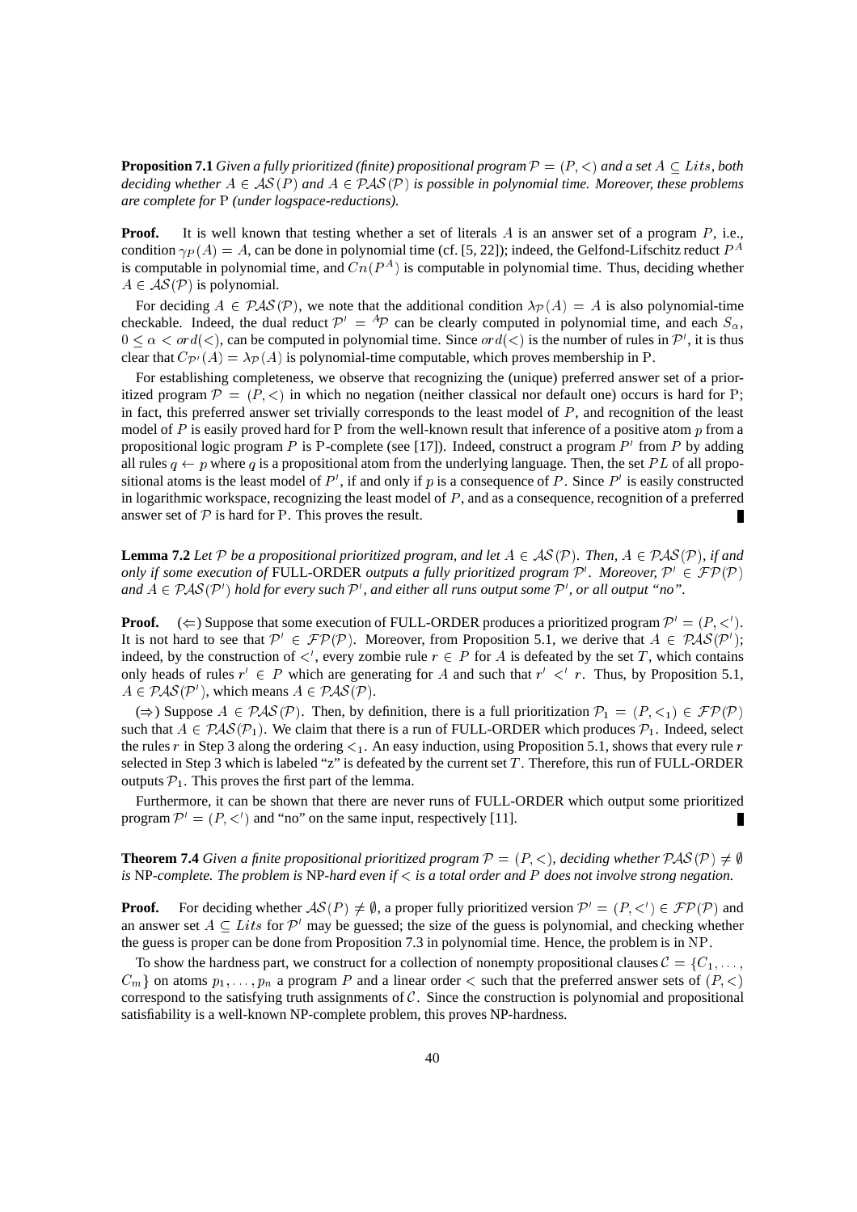**Proposition 7.1** *Given a fully prioritized (finite) propositional program $\mathcal{P} = (P, <)$ and a set $A \subseteq Lits$, both deciding whether $A \in \mathcal{AS}(P)$ and $A \in \mathcal{PAS}(\mathcal{P})$ is possible in polynomial time. Moreover, these problems are complete for* P *(under logspace-reductions).*

**Proof.** It is well known that testing whether a set of literals $A$ is an answer set of a program $P$, i.e., condition $\gamma_P(A) = A$, can be done in polynomial time (cf. [5, 22]); indeed, the Gelfond-Lifschitz reduct $P^A$ is computable in polynomial time, and $Cn(P^A)$ is computable in polynomial time. Thus, deciding whether $A \in \mathcal{AS}(\mathcal{P})$ is polynomial.

For deciding $A \in \mathcal{PAS}(\mathcal{P})$, we note that the additional condition $\lambda_{\mathcal{P}}(A) = A$ is also polynomial-time checkable. Indeed, the dual reduct $\mathcal{P}' = {}^{A}\mathcal{P}$ can be clearly computed in polynomial time, and each $S_\alpha$, $0 \leq \alpha < ord(<)$, can be computed in polynomial time. Since $ord(<)$ is the number of rules in $\mathcal{P}'$, it is thus clear that $C_{\mathcal{P}'}(A) = \lambda_{\mathcal{P}}(A)$ is polynomial-time computable, which proves membership in P.

For establishing completeness, we observe that recognizing the (unique) preferred answer set of a prioritized program $\mathcal{P} = (P, <)$ in which no negation (neither classical nor default one) occurs is hard for P; in fact, this preferred answer set trivially corresponds to the least model of $P$, and recognition of the least model of $P$ is easily proved hard for P from the well-known result that inference of a positive atom $p$ from a propositional logic program $P$ is P-complete (see [17]). Indeed, construct a program $P'$ from $P$ by adding all rules $q \leftarrow p$ where $q$ is a propositional atom from the underlying language. Then, the set $PL$ of all propositional atoms is the least model of $P'$, if and only if $p$ is a consequence of $P$. Since $P'$ is easily constructed in logarithmic workspace, recognizing the least model of $P$, and as a consequence, recognition of a preferred answer set of $\mathcal{P}$ is hard for P. This proves the result. ∎

**Lemma 7.2** *Let $\mathcal{P}$ be a propositional prioritized program, and let $A \in \mathcal{AS}(\mathcal{P})$. Then, $A \in \mathcal{PAS}(\mathcal{P})$, if and only if some execution of* FULL-ORDER *outputs a fully prioritized program $\mathcal{P}'$. Moreover, $\mathcal{P}' \in \mathcal{FP}(\mathcal{P})$ and $A \in \mathcal{PAS}(\mathcal{P}')$ hold for every such $\mathcal{P}'$, and either all runs output some $\mathcal{P}'$, or all output "no".*

**Proof.** ($\Leftarrow$) Suppose that some execution of FULL-ORDER produces a prioritized program $\mathcal{P}' = (P, <')$. It is not hard to see that $\mathcal{P}' \in \mathcal{FP}(\mathcal{P})$. Moreover, from Proposition 5.1, we derive that $A \in \mathcal{PAS}(\mathcal{P}')$; indeed, by the construction of $<'$, every zombie rule $r \in P$ for $A$ is defeated by the set $T$, which contains only heads of rules $r' \in P$ which are generating for $A$ and such that $r' <' r$. Thus, by Proposition 5.1, $A \in \mathcal{PAS}(\mathcal{P}')$, which means $A \in \mathcal{PAS}(\mathcal{P})$.

($\Rightarrow$) Suppose $A \in \mathcal{PAS}(\mathcal{P})$. Then, by definition, there is a full prioritization $\mathcal{P}_1 = (P, <_1) \in \mathcal{FP}(\mathcal{P})$ such that $A \in \mathcal{PAS}(\mathcal{P}_1)$. We claim that there is a run of FULL-ORDER which produces $\mathcal{P}_1$. Indeed, select the rules $r$ in Step 3 along the ordering $<_1$. An easy induction, using Proposition 5.1, shows that every rule $r$ selected in Step 3 which is labeled "z" is defeated by the current set $T$. Therefore, this run of FULL-ORDER outputs $\mathcal{P}_1$. This proves the first part of the lemma.

Furthermore, it can be shown that there are never runs of FULL-ORDER which output some prioritized program $\mathcal{P}' = (P, <')$ and "no" on the same input, respectively [11]. ∎

**Theorem 7.4** *Given a finite propositional prioritized program $\mathcal{P} = (P, <)$, deciding whether $\mathcal{PAS}(\mathcal{P}) \neq \emptyset$ is* NP*-complete. The problem is* NP*-hard even if $<$ is a total order and $P$ does not involve strong negation.*

**Proof.** For deciding whether $\mathcal{AS}(P) \neq \emptyset$, a proper fully prioritized version $\mathcal{P}' = (P, <') \in \mathcal{FP}(\mathcal{P})$ and an answer set $A \subseteq Lits$ for $\mathcal{P}'$ may be guessed; the size of the guess is polynomial, and checking whether the guess is proper can be done from Proposition 7.3 in polynomial time. Hence, the problem is in NP.

To show the hardness part, we construct for a collection of nonempty propositional clauses $\mathcal{C} = \{C_1, \ldots, C_m\}$ on atoms $p_1, \ldots, p_n$ a program $P$ and a linear order $<$ such that the preferred answer sets of $(P, <)$ correspond to the satisfying truth assignments of $\mathcal{C}$. Since the construction is polynomial and propositional satisfiability is a well-known NP-complete problem, this proves NP-hardness.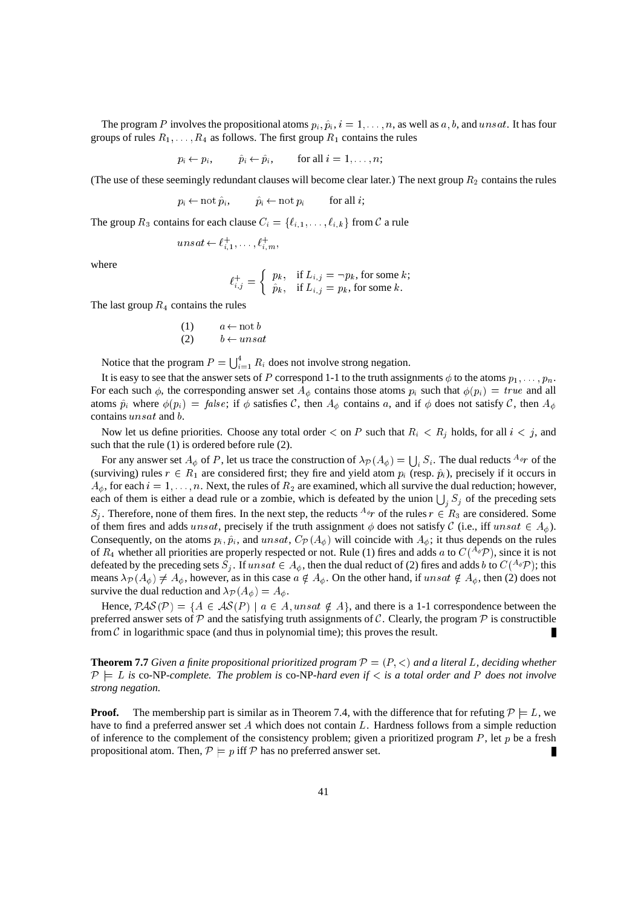The program $P$ involves the propositional atoms $p_i, \hat{p}_i$, $i = 1, \ldots, n$, as well as $a, b$, and $unsat$. It has four groups of rules $R_1, \ldots, R_4$ as follows. The first group $R_1$ contains the rules

$$p_i \leftarrow p_i, \qquad \hat{p}_i \leftarrow \hat{p}_i, \qquad \text{for all } i = 1, \ldots, n;$$

(The use of these seemingly redundant clauses will become clear later.) The next group $R_2$ contains the rules

$$p_i \leftarrow \text{not}\, \hat{p}_i, \qquad \hat{p}_i \leftarrow \text{not}\, p_i \qquad \text{for all } i;$$

The group $R_3$ contains for each clause $C_i = \{\ell_{i,1}, \ldots, \ell_{i,k}\}$ from $\mathcal{C}$ a rule

$$unsat \leftarrow \ell^+_{i,1}, \ldots, \ell^+_{i,m},$$

where

$$\ell^+_{i,j} = \begin{cases} p_k, & \text{if } L_{i,j} = \neg p_k, \text{ for some } k; \\ \hat{p}_k, & \text{if } L_{i,j} = p_k, \text{ for some } k. \end{cases}$$

The last group $R_4$ contains the rules

$$\begin{array}{ll} (1) & a \leftarrow \text{not}\, b \\ (2) & b \leftarrow unsat \end{array}$$

Notice that the program $P = \bigcup_{i=1}^4 R_i$ does not involve strong negation.

It is easy to see that the answer sets of $P$ correspond 1-1 to the truth assignments $\phi$ to the atoms $p_1, \ldots, p_n$. For each such $\phi$, the corresponding answer set $A_\phi$ contains those atoms $p_i$ such that $\phi(p_i) = true$ and all atoms $\hat{p}_i$ where $\phi(p_i) = false$; if $\phi$ satisfies $\mathcal{C}$, then $A_\phi$ contains $a$, and if $\phi$ does not satisfy $\mathcal{C}$, then $A_\phi$ contains $unsat$ and $b$.

Now let us define priorities. Choose any total order $<$ on $P$ such that $R_i < R_j$ holds, for all $i < j$, and such that the rule (1) is ordered before rule (2).

For any answer set $A_\phi$ of $P$, let us trace the construction of $\lambda_{\mathcal{P}}(A_\phi) = \bigcup_i S_i$. The dual reducts ${}^{A_\phi}r$ of the (surviving) rules $r \in R_1$ are considered first; they fire and yield atom $p_i$ (resp. $\hat{p}_i$), precisely if it occurs in $A_\phi$, for each $i = 1, \ldots, n$. Next, the rules of $R_2$ are examined, which all survive the dual reduction; however, each of them is either a dead rule or a zombie, which is defeated by the union $\bigcup_j S_j$ of the preceding sets $S_j$. Therefore, none of them fires. In the next step, the reducts ${}^{A_\phi}r$ of the rules $r \in R_3$ are considered. Some of them fires and adds $unsat$, precisely if the truth assignment $\phi$ does not satisfy $\mathcal{C}$ (i.e., iff $unsat \in A_\phi$). Consequently, on the atoms $p_i, \hat{p}_i$, and $unsat$, $C_{\mathcal{P}}(A_\phi)$ will coincide with $A_\phi$; it thus depends on the rules of $R_4$ whether all priorities are properly respected or not. Rule (1) fires and adds $a$ to $C({}^{A_\phi}\mathcal{P})$, since it is not defeated by the preceding sets $S_j$. If $unsat \in A_\phi$, then the dual reduct of (2) fires and adds $b$ to $C({}^{A_\phi}\mathcal{P})$; this means $\lambda_{\mathcal{P}}(A_\phi) \neq A_\phi$, however, as in this case $a \notin A_\phi$. On the other hand, if $unsat \notin A_\phi$, then (2) does not survive the dual reduction and $\lambda_{\mathcal{P}}(A_\phi) = A_\phi$.

Hence, $\mathcal{PAS}(\mathcal{P}) = \{A \in \mathcal{AS}(P) \mid a \in A, unsat \notin A\}$, and there is a 1-1 correspondence between the preferred answer sets of $\mathcal{P}$ and the satisfying truth assignments of $\mathcal{C}$. Clearly, the program $\mathcal{P}$ is constructible from $\mathcal{C}$ in logarithmic space (and thus in polynomial time); this proves the result. ∎

**Theorem 7.7** *Given a finite propositional prioritized program $\mathcal{P} = (P, <)$ and a literal $L$, deciding whether $\mathcal{P} \models L$ is* co-NP*-complete. The problem is* co-NP*-hard even if $<$ is a total order and $P$ does not involve strong negation.*

**Proof.** The membership part is similar as in Theorem 7.4, with the difference that for refuting $\mathcal{P} \models L$, we have to find a preferred answer set $A$ which does not contain $L$. Hardness follows from a simple reduction of inference to the complement of the consistency problem; given a prioritized program $P$, let $p$ be a fresh propositional atom. Then, $\mathcal{P} \models p$ iff $\mathcal{P}$ has no preferred answer set. ∎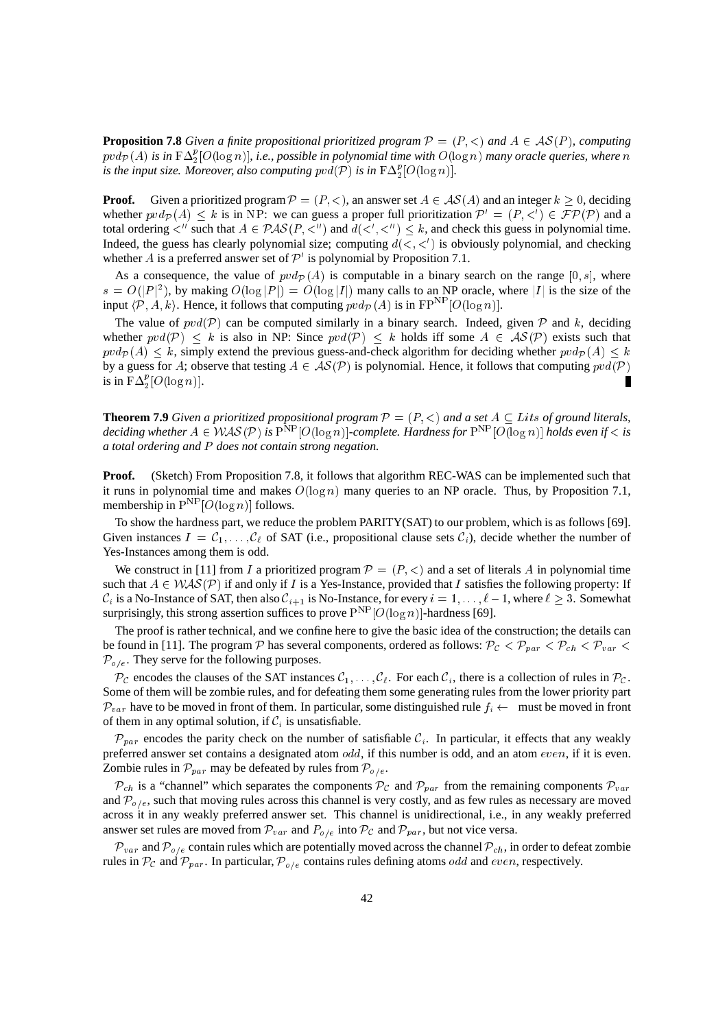**Proposition 7.8** *Given a finite propositional prioritized program $\mathcal{P} = (P, <)$ and $A \in \mathcal{AS}(P)$, computing $pvd_{\mathcal{P}}(A)$ is in $\mathrm{F}\Delta_2^p[O(\log n)]$, i.e., possible in polynomial time with $O(\log n)$ many oracle queries, where $n$ is the input size. Moreover, also computing $pvd(\mathcal{P})$ is in $\mathrm{F}\Delta_2^p[O(\log n)]$.*

**Proof.** Given a prioritized program $\mathcal{P} = (P, <)$, an answer set $A \in \mathcal{AS}(A)$ and an integer $k \geq 0$, deciding whether $pvd_{\mathcal{P}}(A) \leq k$ is in NP: we can guess a proper full prioritization $\mathcal{P}' = (P, <') \in \mathcal{FP}(\mathcal{P})$ and a total ordering $<''$ such that $A \in \mathcal{PAS}(P, <'')$ and $d(<', <'') \leq k$, and check this guess in polynomial time. Indeed, the guess has clearly polynomial size; computing $d(<, <')$ is obviously polynomial, and checking whether $A$ is a preferred answer set of $\mathcal{P}'$ is polynomial by Proposition 7.1.

As a consequence, the value of $pvd_{\mathcal{P}}(A)$ is computable in a binary search on the range $[0, s]$, where $s = O(|P|^2)$, by making $O(\log |P|) = O(\log |I|)$ many calls to an NP oracle, where $|I|$ is the size of the input $\langle \mathcal{P}, A, k \rangle$. Hence, it follows that computing $pvd_{\mathcal{P}}(A)$ is in $\mathrm{FP}^{\mathrm{NP}}[O(\log n)]$.

The value of $pvd(\mathcal{P})$ can be computed similarly in a binary search. Indeed, given $\mathcal{P}$ and $k$, deciding whether $pvd(\mathcal{P}) \leq k$ is also in NP: Since $pvd(\mathcal{P}) \leq k$ holds iff some $A \in \mathcal{AS}(\mathcal{P})$ exists such that $pvd_{\mathcal{P}}(A) \leq k$, simply extend the previous guess-and-check algorithm for deciding whether $pvd_{\mathcal{P}}(A) \leq k$ by a guess for $A$; observe that testing $A \in \mathcal{AS}(\mathcal{P})$ is polynomial. Hence, it follows that computing $pvd(\mathcal{P})$ is in $\mathrm{F}\Delta_2^p[O(\log n)]$. ∎

**Theorem 7.9** *Given a prioritized propositional program $\mathcal{P} = (P, <)$ and a set $A \subseteq Lits$ of ground literals, deciding whether $A \in \mathcal{WAS}(\mathcal{P})$ is $\mathrm{P}^{\mathrm{NP}}[O(\log n)]$-complete. Hardness for $\mathrm{P}^{\mathrm{NP}}[O(\log n)]$ holds even if $<$ is a total ordering and $P$ does not contain strong negation.*

**Proof.** (Sketch) From Proposition 7.8, it follows that algorithm REC-WAS can be implemented such that it runs in polynomial time and makes $O(\log n)$ many queries to an NP oracle. Thus, by Proposition 7.1, membership in $\mathrm{P}^{\mathrm{NP}}[O(\log n)]$ follows.

To show the hardness part, we reduce the problem PARITY(SAT) to our problem, which is as follows [69]. Given instances $I = \mathcal{C}_1, \ldots, \mathcal{C}_\ell$ of SAT (i.e., propositional clause sets $\mathcal{C}_i$), decide whether the number of Yes-Instances among them is odd.

We construct in [11] from $I$ a prioritized program $\mathcal{P} = (P, <)$ and a set of literals $A$ in polynomial time such that $A \in \mathcal{WAS}(\mathcal{P})$ if and only if $I$ is a Yes-Instance, provided that $I$ satisfies the following property: If $\mathcal{C}_i$ is a No-Instance of SAT, then also $\mathcal{C}_{i+1}$ is No-Instance, for every $i = 1, \ldots, \ell - 1$, where $\ell \geq 3$. Somewhat surprisingly, this strong assertion suffices to prove $\mathrm{P}^{\mathrm{NP}}[O(\log n)]$-hardness [69].

The proof is rather technical, and we confine here to give the basic idea of the construction; the details can be found in [11]. The program $\mathcal{P}$ has several components, ordered as follows: $\mathcal{P}_{\mathcal{C}} < \mathcal{P}_{par} < \mathcal{P}_{ch} < \mathcal{P}_{var} < \mathcal{P}_{o/e}$. They serve for the following purposes.

$\mathcal{P}_{\mathcal{C}}$ encodes the clauses of the SAT instances $\mathcal{C}_1, \ldots, \mathcal{C}_\ell$. For each $\mathcal{C}_i$, there is a collection of rules in $\mathcal{P}_{\mathcal{C}}$. Some of them will be zombie rules, and for defeating them some generating rules from the lower priority part $\mathcal{P}_{var}$ have to be moved in front of them. In particular, some distinguished rule $f_i \leftarrow$ must be moved in front of them in any optimal solution, if $\mathcal{C}_i$ is unsatisfiable.

$\mathcal{P}_{par}$ encodes the parity check on the number of satisfiable $\mathcal{C}_i$. In particular, it effects that any weakly preferred answer set contains a designated atom $odd$, if this number is odd, and an atom $even$, if it is even. Zombie rules in $\mathcal{P}_{par}$ may be defeated by rules from $\mathcal{P}_{o/e}$.

$\mathcal{P}_{ch}$ is a "channel" which separates the components $\mathcal{P}_{\mathcal{C}}$ and $\mathcal{P}_{par}$ from the remaining components $\mathcal{P}_{var}$ and $\mathcal{P}_{o/e}$, such that moving rules across this channel is very costly, and as few rules as necessary are moved across it in any weakly preferred answer set. This channel is unidirectional, i.e., in any weakly preferred answer set rules are moved from $\mathcal{P}_{var}$ and $P_{o/e}$ into $\mathcal{P}_{\mathcal{C}}$ and $\mathcal{P}_{par}$, but not vice versa.

$\mathcal{P}_{var}$ and $\mathcal{P}_{o/e}$ contain rules which are potentially moved across the channel $\mathcal{P}_{ch}$, in order to defeat zombie rules in $\mathcal{P}_{\mathcal{C}}$ and $\mathcal{P}_{par}$. In particular, $\mathcal{P}_{o/e}$ contains rules defining atoms $odd$ and $even$, respectively.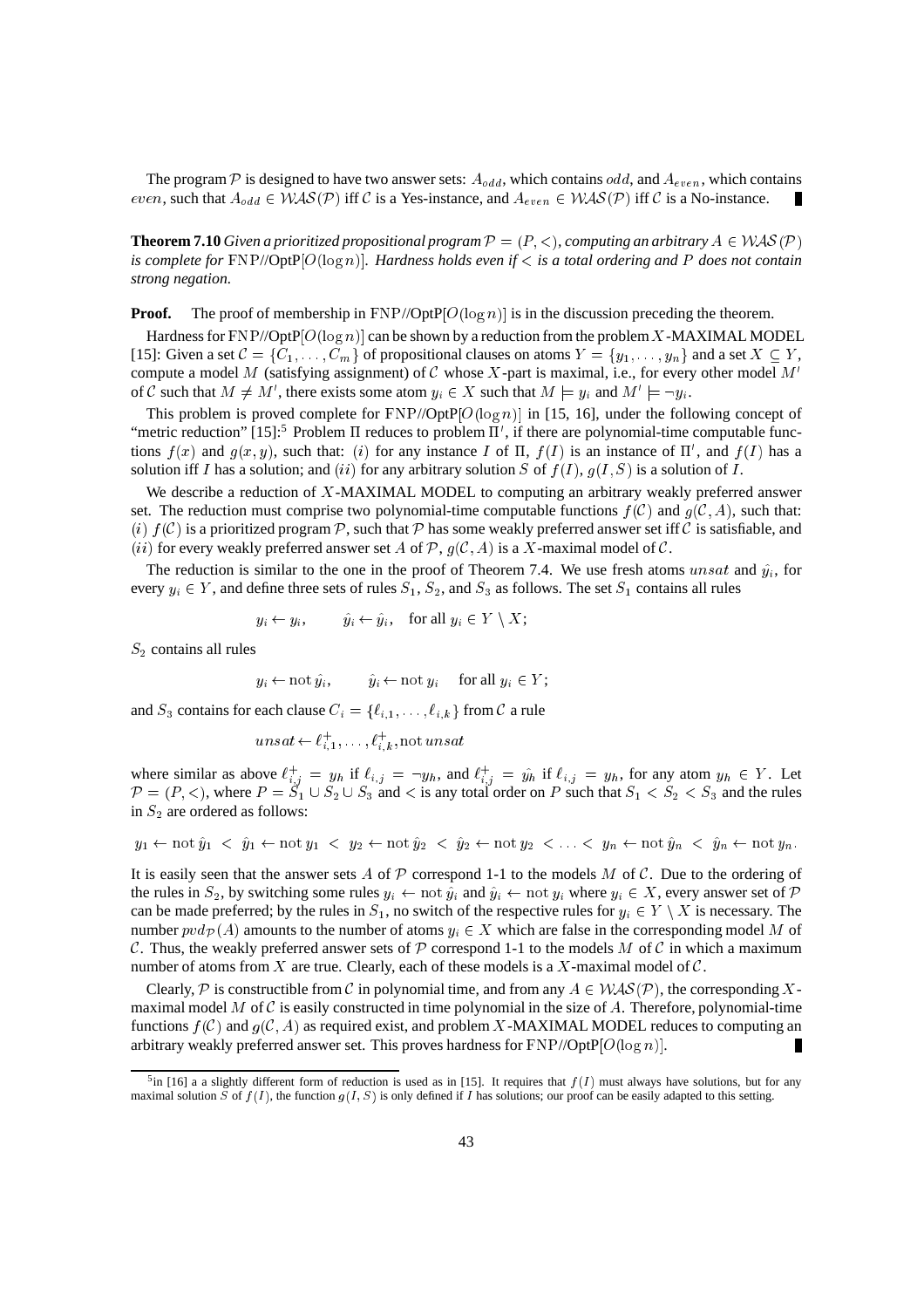The program $\mathcal{P}$ is designed to have two answer sets: $A_{odd}$, which contains $odd$, and $A_{even}$, which contains $even$, such that $A_{odd} \in \mathcal{WAS}(\mathcal{P})$ iff $\mathcal{C}$ is a Yes-instance, and $A_{even} \in \mathcal{WAS}(\mathcal{P})$ iff $\mathcal{C}$ is a No-instance. ∎

**Theorem 7.10** *Given a prioritized propositional program $\mathcal{P} = (P, <)$, computing an arbitrary $A \in \mathcal{WAS}(\mathcal{P})$ is complete for* FNP//OptP$[O(\log n)]$. *Hardness holds even if $<$ is a total ordering and $P$ does not contain strong negation.*

**Proof.** The proof of membership in FNP//OptP$[O(\log n)]$ is in the discussion preceding the theorem.

Hardness for FNP//OptP$[O(\log n)]$ can be shown by a reduction from the problem $X$-MAXIMAL MODEL [15]: Given a set $\mathcal{C} = \{C_1, \ldots, C_m\}$ of propositional clauses on atoms $Y = \{y_1, \ldots, y_n\}$ and a set $X \subseteq Y$, compute a model $M$ (satisfying assignment) of $\mathcal{C}$ whose $X$-part is maximal, i.e., for every other model $M'$ of $\mathcal{C}$ such that $M \neq M'$, there exists some atom $y_i \in X$ such that $M \models y_i$ and $M' \models \neg y_i$.

This problem is proved complete for FNP//OptP$[O(\log n)]$ in [15, 16], under the following concept of "metric reduction" [15]:[5] Problem $\Pi$ reduces to problem $\Pi'$, if there are polynomial-time computable functions $f(x)$ and $g(x,y)$, such that: $(i)$ for any instance $I$ of $\Pi$, $f(I)$ is an instance of $\Pi'$, and $f(I)$ has a solution iff $I$ has a solution; and $(ii)$ for any arbitrary solution $S$ of $f(I)$, $g(I,S)$ is a solution of $I$.

We describe a reduction of $X$-MAXIMAL MODEL to computing an arbitrary weakly preferred answer set. The reduction must comprise two polynomial-time computable functions $f(\mathcal{C})$ and $g(\mathcal{C}, A)$, such that: $(i)$ $f(\mathcal{C})$ is a prioritized program $\mathcal{P}$, such that $\mathcal{P}$ has some weakly preferred answer set iff $\mathcal{C}$ is satisfiable, and $(ii)$ for every weakly preferred answer set $A$ of $\mathcal{P}$, $g(\mathcal{C}, A)$ is a $X$-maximal model of $\mathcal{C}$.

The reduction is similar to the one in the proof of Theorem 7.4. We use fresh atoms $unsat$ and $\hat{y}_i$, for every $y_i \in Y$, and define three sets of rules $S_1$, $S_2$, and $S_3$ as follows. The set $S_1$ contains all rules

$$y_i \leftarrow y_i, \qquad \hat{y}_i \leftarrow \hat{y}_i, \quad \text{for all } y_i \in Y \setminus X;$$

$S_2$ contains all rules

$$y_i \leftarrow \text{not}\, \hat{y}_i, \qquad \hat{y}_i \leftarrow \text{not}\, y_i \quad \text{for all } y_i \in Y;$$

and $S_3$ contains for each clause $C_i = \{\ell_{i,1}, \ldots, \ell_{i,k}\}$ from $\mathcal{C}$ a rule

$$unsat \leftarrow \ell^+_{i,1}, \ldots, \ell^+_{i,k}, \text{not}\, unsat$$

where similar as above $\ell^+_{i,j} = y_h$ if $\ell_{i,j} = \neg y_h$, and $\ell^+_{i,j} = \hat{y}_h$ if $\ell_{i,j} = y_h$, for any atom $y_h \in Y$. Let $\mathcal{P} = (P, <)$, where $P = S_1 \cup S_2 \cup S_3$ and $<$ is any total order on $P$ such that $S_1 < S_2 < S_3$ and the rules in $S_2$ are ordered as follows:

$$y_1 \leftarrow \text{not}\, \hat{y}_1 \;<\; \hat{y}_1 \leftarrow \text{not}\, y_1 \;<\; y_2 \leftarrow \text{not}\, \hat{y}_2 \;<\; \hat{y}_2 \leftarrow \text{not}\, y_2 \;<\; \ldots \;<\; y_n \leftarrow \text{not}\, \hat{y}_n \;<\; \hat{y}_n \leftarrow \text{not}\, y_n.$$

It is easily seen that the answer sets $A$ of $\mathcal{P}$ correspond 1-1 to the models $M$ of $\mathcal{C}$. Due to the ordering of the rules in $S_2$, by switching some rules $y_i \leftarrow \text{not}\, \hat{y}_i$ and $\hat{y}_i \leftarrow \text{not}\, y_i$ where $y_i \in X$, every answer set of $\mathcal{P}$ can be made preferred; by the rules in $S_1$, no switch of the respective rules for $y_i \in Y \setminus X$ is necessary. The number $pvd_{\mathcal{P}}(A)$ amounts to the number of atoms $y_i \in X$ which are false in the corresponding model $M$ of $\mathcal{C}$. Thus, the weakly preferred answer sets of $\mathcal{P}$ correspond 1-1 to the models $M$ of $\mathcal{C}$ in which a maximum number of atoms from $X$ are true. Clearly, each of these models is a $X$-maximal model of $\mathcal{C}$.

Clearly, $\mathcal{P}$ is constructible from $\mathcal{C}$ in polynomial time, and from any $A \in \mathcal{WAS}(\mathcal{P})$, the corresponding $X$-maximal model $M$ of $\mathcal{C}$ is easily constructed in time polynomial in the size of $A$. Therefore, polynomial-time functions $f(\mathcal{C})$ and $g(\mathcal{C}, A)$ as required exist, and problem $X$-MAXIMAL MODEL reduces to computing an arbitrary weakly preferred answer set. This proves hardness for FNP//OptP$[O(\log n)]$. ∎

---

[5] in [16] a a slightly different form of reduction is used as in [15]. It requires that $f(I)$ must always have solutions, but for any maximal solution $S$ of $f(I)$, the function $g(I,S)$ is only defined if $I$ has solutions; our proof can be easily adapted to this setting.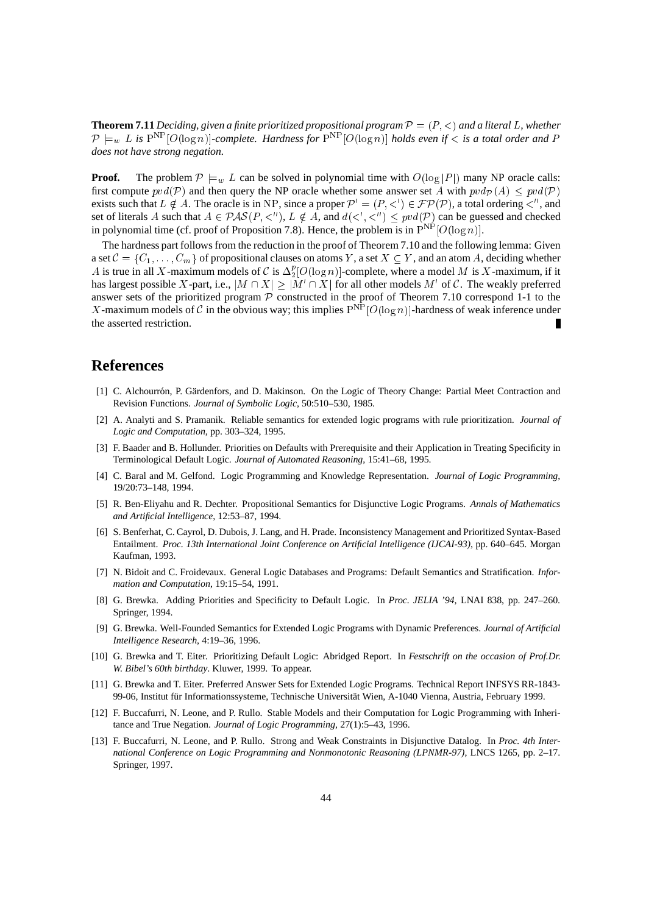**Theorem 7.11** *Deciding, given a finite prioritized propositional program $\mathcal{P} = (P, <)$ and a literal $L$, whether $\mathcal{P} \models_w L$ is $\mathrm{P}^{\mathrm{NP}}[O(\log n)]$-complete. Hardness for $\mathrm{P}^{\mathrm{NP}}[O(\log n)]$ holds even if $<$ is a total order and $P$ does not have strong negation.*

**Proof.** The problem $\mathcal{P} \models_w L$ can be solved in polynomial time with $O(\log |P|)$ many NP oracle calls: first compute $pvd(\mathcal{P})$ and then query the NP oracle whether some answer set $A$ with $pvd_{\mathcal{P}}(A) \leq pvd(\mathcal{P})$ exists such that $L \notin A$. The oracle is in NP, since a proper $\mathcal{P}' = (P, <') \in \mathcal{FP}(\mathcal{P})$, a total ordering $<''$, and set of literals $A$ such that $A \in \mathcal{PAS}(P, <'')$, $L \notin A$, and $d(<', <'') \leq pvd(\mathcal{P})$ can be guessed and checked in polynomial time (cf. proof of Proposition 7.8). Hence, the problem is in $\mathrm{P}^{\mathrm{NP}}[O(\log n)]$.

The hardness part follows from the reduction in the proof of Theorem 7.10 and the following lemma: Given a set $\mathcal{C} = \{C_1, \ldots, C_m\}$ of propositional clauses on atoms $Y$, a set $X \subseteq Y$, and an atom $A$, deciding whether $A$ is true in all $X$-maximum models of $\mathcal{C}$ is $\Delta_2^p[O(\log n)]$-complete, where a model $M$ is $X$-maximum, if it has largest possible $X$-part, i.e., $|M \cap X| \geq |M' \cap X|$ for all other models $M'$ of $\mathcal{C}$. The weakly preferred answer sets of the prioritized program $\mathcal{P}$ constructed in the proof of Theorem 7.10 correspond 1-1 to the $X$-maximum models of $\mathcal{C}$ in the obvious way; this implies $\mathrm{P}^{\mathrm{NP}}[O(\log n)]$-hardness of weak inference under the asserted restriction. ∎

# References

[1] C. Alchourrón, P. Gärdenfors, and D. Makinson. On the Logic of Theory Change: Partial Meet Contraction and Revision Functions. *Journal of Symbolic Logic*, 50:510–530, 1985.

[2] A. Analyti and S. Pramanik. Reliable semantics for extended logic programs with rule prioritization. *Journal of Logic and Computation*, pp. 303–324, 1995.

[3] F. Baader and B. Hollunder. Priorities on Defaults with Prerequisite and their Application in Treating Specificity in Terminological Default Logic. *Journal of Automated Reasoning*, 15:41–68, 1995.

[4] C. Baral and M. Gelfond. Logic Programming and Knowledge Representation. *Journal of Logic Programming*, 19/20:73–148, 1994.

[5] R. Ben-Eliyahu and R. Dechter. Propositional Semantics for Disjunctive Logic Programs. *Annals of Mathematics and Artificial Intelligence*, 12:53–87, 1994.

[6] S. Benferhat, C. Cayrol, D. Dubois, J. Lang, and H. Prade. Inconsistency Management and Prioritized Syntax-Based Entailment. *Proc. 13th International Joint Conference on Artificial Intelligence (IJCAI-93)*, pp. 640–645. Morgan Kaufman, 1993.

[7] N. Bidoit and C. Froidevaux. General Logic Databases and Programs: Default Semantics and Stratification. *Information and Computation*, 19:15–54, 1991.

[8] G. Brewka. Adding Priorities and Specificity to Default Logic. In *Proc. JELIA '94*, LNAI 838, pp. 247–260. Springer, 1994.

[9] G. Brewka. Well-Founded Semantics for Extended Logic Programs with Dynamic Preferences. *Journal of Artificial Intelligence Research*, 4:19–36, 1996.

[10] G. Brewka and T. Eiter. Prioritizing Default Logic: Abridged Report. In *Festschrift on the occasion of Prof.Dr. W. Bibel's 60th birthday*. Kluwer, 1999. To appear.

[11] G. Brewka and T. Eiter. Preferred Answer Sets for Extended Logic Programs. Technical Report INFSYS RR-1843-99-06, Institut für Informationssysteme, Technische Universität Wien, A-1040 Vienna, Austria, February 1999.

[12] F. Buccafurri, N. Leone, and P. Rullo. Stable Models and their Computation for Logic Programming with Inheritance and True Negation. *Journal of Logic Programming*, 27(1):5–43, 1996.

[13] F. Buccafurri, N. Leone, and P. Rullo. Strong and Weak Constraints in Disjunctive Datalog. In *Proc. 4th International Conference on Logic Programming and Nonmonotonic Reasoning (LPNMR-97)*, LNCS 1265, pp. 2–17. Springer, 1997.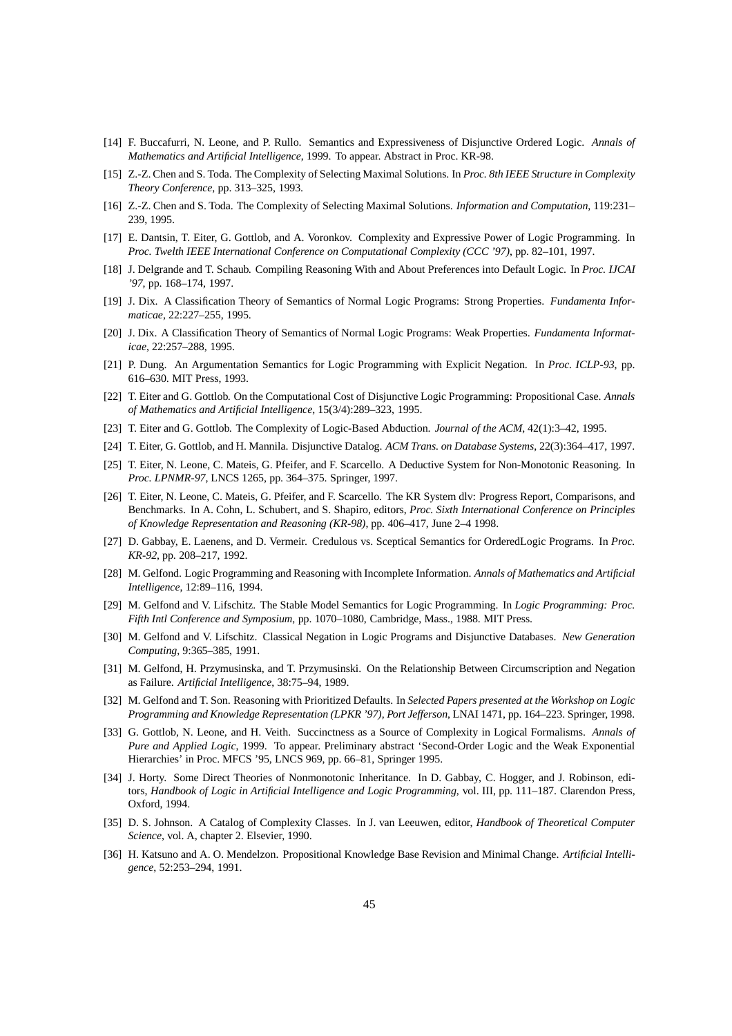[14] F. Buccafurri, N. Leone, and P. Rullo. Semantics and Expressiveness of Disjunctive Ordered Logic. *Annals of Mathematics and Artificial Intelligence*, 1999. To appear. Abstract in Proc. KR-98.

[15] Z.-Z. Chen and S. Toda. The Complexity of Selecting Maximal Solutions. In *Proc. 8th IEEE Structure in Complexity Theory Conference*, pp. 313–325, 1993.

[16] Z.-Z. Chen and S. Toda. The Complexity of Selecting Maximal Solutions. *Information and Computation*, 119:231–239, 1995.

[17] E. Dantsin, T. Eiter, G. Gottlob, and A. Voronkov. Complexity and Expressive Power of Logic Programming. In *Proc. Twelth IEEE International Conference on Computational Complexity (CCC '97)*, pp. 82–101, 1997.

[18] J. Delgrande and T. Schaub. Compiling Reasoning With and About Preferences into Default Logic. In *Proc. IJCAI '97*, pp. 168–174, 1997.

[19] J. Dix. A Classification Theory of Semantics of Normal Logic Programs: Strong Properties. *Fundamenta Informaticae*, 22:227–255, 1995.

[20] J. Dix. A Classification Theory of Semantics of Normal Logic Programs: Weak Properties. *Fundamenta Informaticae*, 22:257–288, 1995.

[21] P. Dung. An Argumentation Semantics for Logic Programming with Explicit Negation. In *Proc. ICLP-93*, pp. 616–630. MIT Press, 1993.

[22] T. Eiter and G. Gottlob. On the Computational Cost of Disjunctive Logic Programming: Propositional Case. *Annals of Mathematics and Artificial Intelligence*, 15(3/4):289–323, 1995.

[23] T. Eiter and G. Gottlob. The Complexity of Logic-Based Abduction. *Journal of the ACM*, 42(1):3–42, 1995.

[24] T. Eiter, G. Gottlob, and H. Mannila. Disjunctive Datalog. *ACM Trans. on Database Systems*, 22(3):364–417, 1997.

[25] T. Eiter, N. Leone, C. Mateis, G. Pfeifer, and F. Scarcello. A Deductive System for Non-Monotonic Reasoning. In *Proc. LPNMR-97*, LNCS 1265, pp. 364–375. Springer, 1997.

[26] T. Eiter, N. Leone, C. Mateis, G. Pfeifer, and F. Scarcello. The KR System dlv: Progress Report, Comparisons, and Benchmarks. In A. Cohn, L. Schubert, and S. Shapiro, editors, *Proc. Sixth International Conference on Principles of Knowledge Representation and Reasoning (KR-98)*, pp. 406–417, June 2–4 1998.

[27] D. Gabbay, E. Laenens, and D. Vermeir. Credulous vs. Sceptical Semantics for OrderedLogic Programs. In *Proc. KR-92*, pp. 208–217, 1992.

[28] M. Gelfond. Logic Programming and Reasoning with Incomplete Information. *Annals of Mathematics and Artificial Intelligence*, 12:89–116, 1994.

[29] M. Gelfond and V. Lifschitz. The Stable Model Semantics for Logic Programming. In *Logic Programming: Proc. Fifth Intl Conference and Symposium*, pp. 1070–1080, Cambridge, Mass., 1988. MIT Press.

[30] M. Gelfond and V. Lifschitz. Classical Negation in Logic Programs and Disjunctive Databases. *New Generation Computing*, 9:365–385, 1991.

[31] M. Gelfond, H. Przymusinska, and T. Przymusinski. On the Relationship Between Circumscription and Negation as Failure. *Artificial Intelligence*, 38:75–94, 1989.

[32] M. Gelfond and T. Son. Reasoning with Prioritized Defaults. In *Selected Papers presented at the Workshop on Logic Programming and Knowledge Representation (LPKR '97), Port Jefferson*, LNAI 1471, pp. 164–223. Springer, 1998.

[33] G. Gottlob, N. Leone, and H. Veith. Succinctness as a Source of Complexity in Logical Formalisms. *Annals of Pure and Applied Logic*, 1999. To appear. Preliminary abstract 'Second-Order Logic and the Weak Exponential Hierarchies' in Proc. MFCS '95, LNCS 969, pp. 66–81, Springer 1995.

[34] J. Horty. Some Direct Theories of Nonmonotonic Inheritance. In D. Gabbay, C. Hogger, and J. Robinson, editors, *Handbook of Logic in Artificial Intelligence and Logic Programming*, vol. III, pp. 111–187. Clarendon Press, Oxford, 1994.

[35] D. S. Johnson. A Catalog of Complexity Classes. In J. van Leeuwen, editor, *Handbook of Theoretical Computer Science*, vol. A, chapter 2. Elsevier, 1990.

[36] H. Katsuno and A. O. Mendelzon. Propositional Knowledge Base Revision and Minimal Change. *Artificial Intelligence*, 52:253–294, 1991.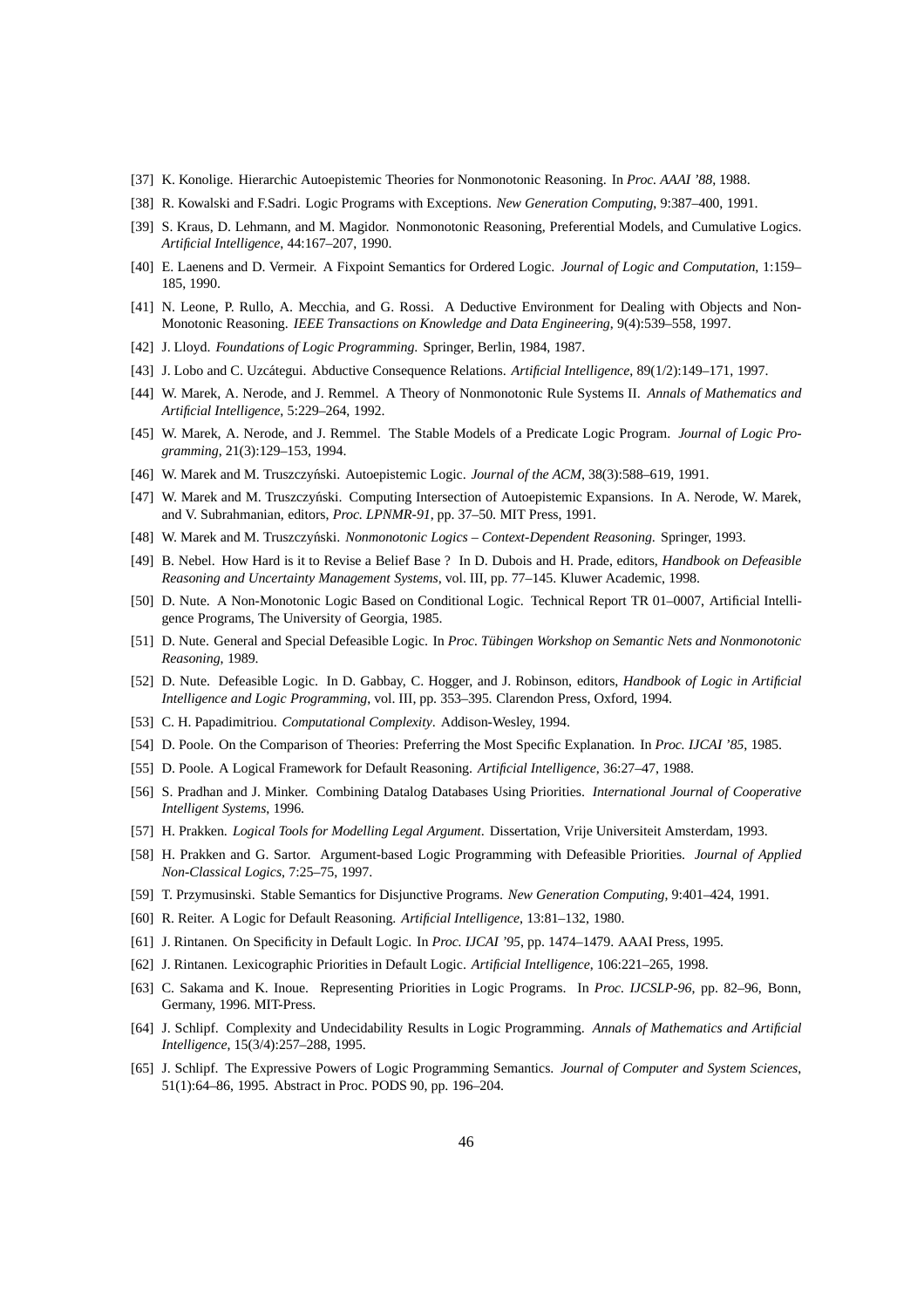[37] K. Konolige. Hierarchic Autoepistemic Theories for Nonmonotonic Reasoning. In *Proc. AAAI '88*, 1988.

[38] R. Kowalski and F.Sadri. Logic Programs with Exceptions. *New Generation Computing*, 9:387–400, 1991.

[39] S. Kraus, D. Lehmann, and M. Magidor. Nonmonotonic Reasoning, Preferential Models, and Cumulative Logics. *Artificial Intelligence*, 44:167–207, 1990.

[40] E. Laenens and D. Vermeir. A Fixpoint Semantics for Ordered Logic. *Journal of Logic and Computation*, 1:159–185, 1990.

[41] N. Leone, P. Rullo, A. Mecchia, and G. Rossi. A Deductive Environment for Dealing with Objects and Non-Monotonic Reasoning. *IEEE Transactions on Knowledge and Data Engineering*, 9(4):539–558, 1997.

[42] J. Lloyd. *Foundations of Logic Programming*. Springer, Berlin, 1984, 1987.

[43] J. Lobo and C. Uzcátegui. Abductive Consequence Relations. *Artificial Intelligence*, 89(1/2):149–171, 1997.

[44] W. Marek, A. Nerode, and J. Remmel. A Theory of Nonmonotonic Rule Systems II. *Annals of Mathematics and Artificial Intelligence*, 5:229–264, 1992.

[45] W. Marek, A. Nerode, and J. Remmel. The Stable Models of a Predicate Logic Program. *Journal of Logic Programming*, 21(3):129–153, 1994.

[46] W. Marek and M. Truszczyński. Autoepistemic Logic. *Journal of the ACM*, 38(3):588–619, 1991.

[47] W. Marek and M. Truszczyński. Computing Intersection of Autoepistemic Expansions. In A. Nerode, W. Marek, and V. Subrahmanian, editors, *Proc. LPNMR-91*, pp. 37–50. MIT Press, 1991.

[48] W. Marek and M. Truszczyński. *Nonmonotonic Logics – Context-Dependent Reasoning*. Springer, 1993.

[49] B. Nebel. How Hard is it to Revise a Belief Base ? In D. Dubois and H. Prade, editors, *Handbook on Defeasible Reasoning and Uncertainty Management Systems*, vol. III, pp. 77–145. Kluwer Academic, 1998.

[50] D. Nute. A Non-Monotonic Logic Based on Conditional Logic. Technical Report TR 01–0007, Artificial Intelligence Programs, The University of Georgia, 1985.

[51] D. Nute. General and Special Defeasible Logic. In *Proc. Tübingen Workshop on Semantic Nets and Nonmonotonic Reasoning*, 1989.

[52] D. Nute. Defeasible Logic. In D. Gabbay, C. Hogger, and J. Robinson, editors, *Handbook of Logic in Artificial Intelligence and Logic Programming*, vol. III, pp. 353–395. Clarendon Press, Oxford, 1994.

[53] C. H. Papadimitriou. *Computational Complexity*. Addison-Wesley, 1994.

[54] D. Poole. On the Comparison of Theories: Preferring the Most Specific Explanation. In *Proc. IJCAI '85*, 1985.

[55] D. Poole. A Logical Framework for Default Reasoning. *Artificial Intelligence*, 36:27–47, 1988.

[56] S. Pradhan and J. Minker. Combining Datalog Databases Using Priorities. *International Journal of Cooperative Intelligent Systems*, 1996.

[57] H. Prakken. *Logical Tools for Modelling Legal Argument*. Dissertation, Vrije Universiteit Amsterdam, 1993.

[58] H. Prakken and G. Sartor. Argument-based Logic Programming with Defeasible Priorities. *Journal of Applied Non-Classical Logics*, 7:25–75, 1997.

[59] T. Przymusinski. Stable Semantics for Disjunctive Programs. *New Generation Computing*, 9:401–424, 1991.

[60] R. Reiter. A Logic for Default Reasoning. *Artificial Intelligence*, 13:81–132, 1980.

[61] J. Rintanen. On Specificity in Default Logic. In *Proc. IJCAI '95*, pp. 1474–1479. AAAI Press, 1995.

[62] J. Rintanen. Lexicographic Priorities in Default Logic. *Artificial Intelligence*, 106:221–265, 1998.

[63] C. Sakama and K. Inoue. Representing Priorities in Logic Programs. In *Proc. IJCSLP-96*, pp. 82–96, Bonn, Germany, 1996. MIT-Press.

[64] J. Schlipf. Complexity and Undecidability Results in Logic Programming. *Annals of Mathematics and Artificial Intelligence*, 15(3/4):257–288, 1995.

[65] J. Schlipf. The Expressive Powers of Logic Programming Semantics. *Journal of Computer and System Sciences*, 51(1):64–86, 1995. Abstract in Proc. PODS 90, pp. 196–204.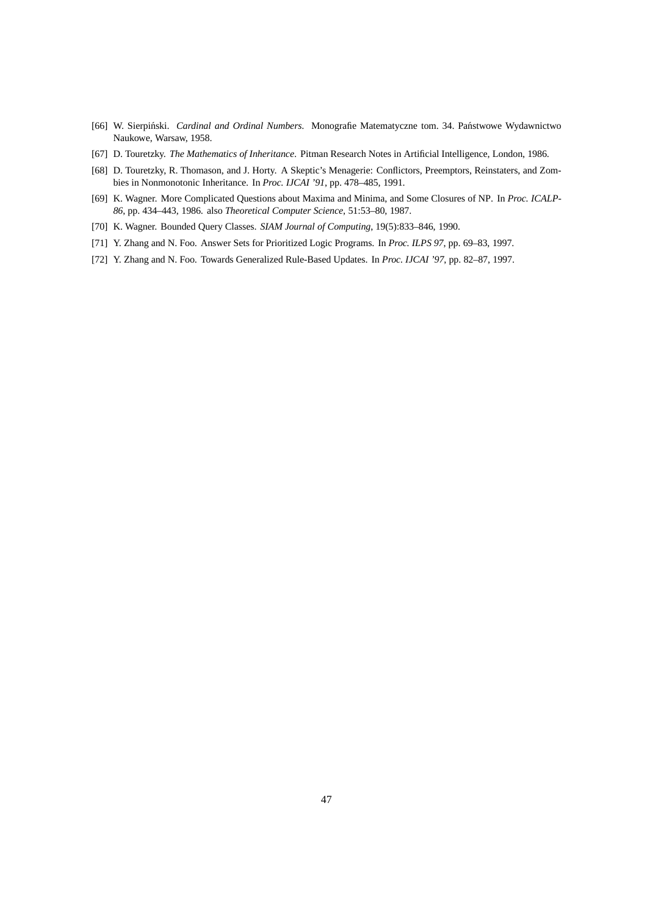[66] W. Sierpiński. *Cardinal and Ordinal Numbers.* Monografie Matematyczne tom. 34. Państwowe Wydawnictwo Naukowe, Warsaw, 1958.

[67] D. Touretzky. *The Mathematics of Inheritance.* Pitman Research Notes in Artificial Intelligence, London, 1986.

[68] D. Touretzky, R. Thomason, and J. Horty. A Skeptic's Menagerie: Conflictors, Preemptors, Reinstaters, and Zombies in Nonmonotonic Inheritance. In *Proc. IJCAI '91*, pp. 478–485, 1991.

[69] K. Wagner. More Complicated Questions about Maxima and Minima, and Some Closures of NP. In *Proc. ICALP-86*, pp. 434–443, 1986. also *Theoretical Computer Science*, 51:53–80, 1987.

[70] K. Wagner. Bounded Query Classes. *SIAM Journal of Computing*, 19(5):833–846, 1990.

[71] Y. Zhang and N. Foo. Answer Sets for Prioritized Logic Programs. In *Proc. ILPS 97*, pp. 69–83, 1997.

[72] Y. Zhang and N. Foo. Towards Generalized Rule-Based Updates. In *Proc. IJCAI '97*, pp. 82–87, 1997.